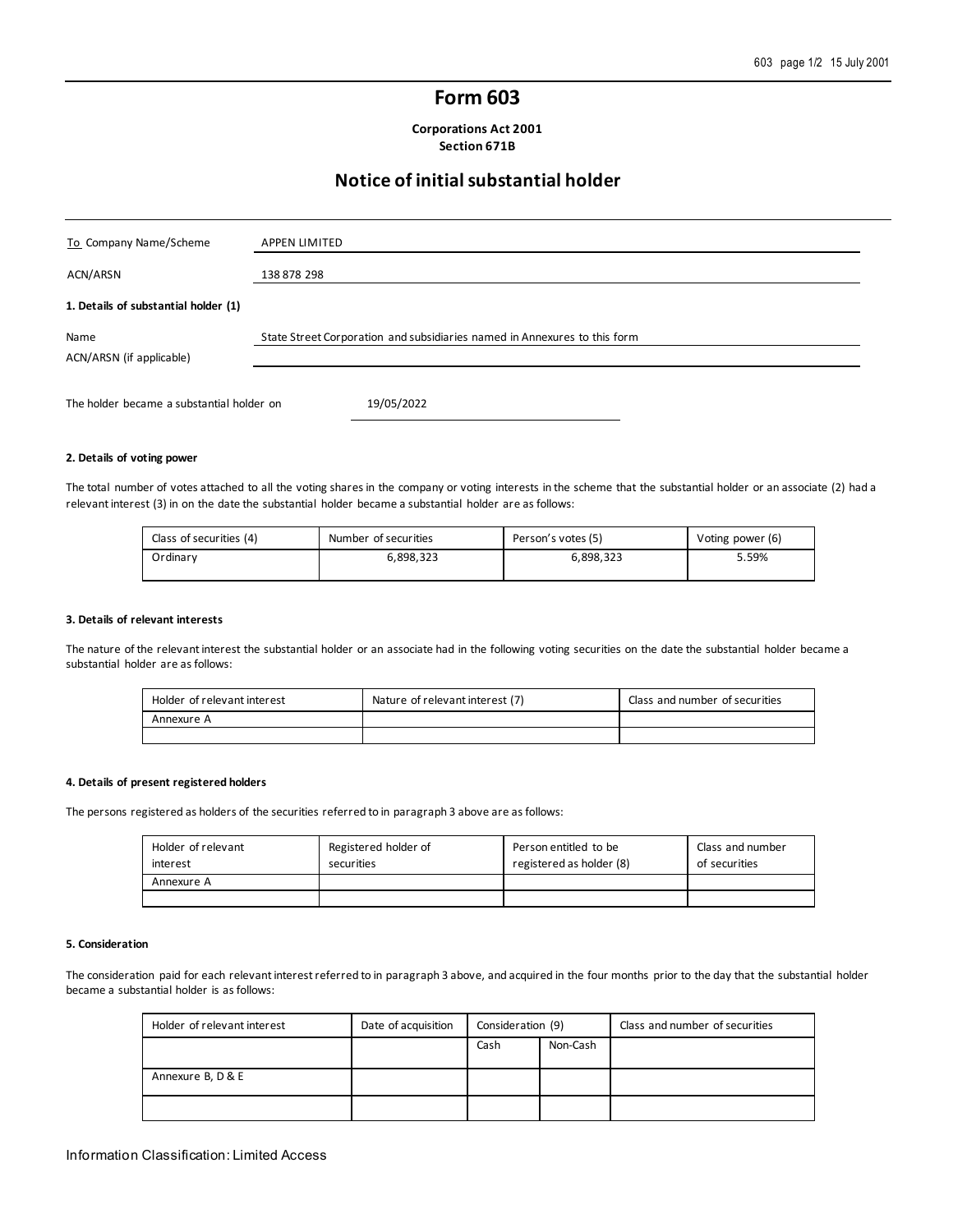# Form 603

**Corporations Act 2001**
**Section 671B**

## Notice of initial substantial holder

| To Company Name/Scheme | APPEN LIMITED |
|---|---|
| ACN/ARSN | 138 878 298 |

**1. Details of substantial holder (1)**

| Name | State Street Corporation and subsidiaries named in Annexures to this form |
|---|---|
| ACN/ARSN (if applicable) | |

The holder became a substantial holder on 19/05/2022

**2. Details of voting power**

The total number of votes attached to all the voting shares in the company or voting interests in the scheme that the substantial holder or an associate (2) had a relevant interest (3) in on the date the substantial holder became a substantial holder are as follows:

| Class of securities (4) | Number of securities | Person's votes (5) | Voting power (6) |
|---|---|---|---|
| Ordinary | 6,898,323 | 6,898,323 | 5.59% |

**3. Details of relevant interests**

The nature of the relevant interest the substantial holder or an associate had in the following voting securities on the date the substantial holder became a substantial holder are as follows:

| Holder of relevant interest | Nature of relevant interest (7) | Class and number of securities |
|---|---|---|
| Annexure A | | |
| | | |

**4. Details of present registered holders**

The persons registered as holders of the securities referred to in paragraph 3 above are as follows:

| Holder of relevant interest | Registered holder of securities | Person entitled to be registered as holder (8) | Class and number of securities |
|---|---|---|---|
| Annexure A | | | |
| | | | |

**5. Consideration**

The consideration paid for each relevant interest referred to in paragraph 3 above, and acquired in the four months prior to the day that the substantial holder became a substantial holder is as follows:

| Holder of relevant interest | Date of acquisition | Consideration (9) | | Class and number of securities |
|---|---|---|---|---|
| | | Cash | Non-Cash | |
| Annexure B, D & E | | | | |
| | | | | |

Information Classification: Limited Access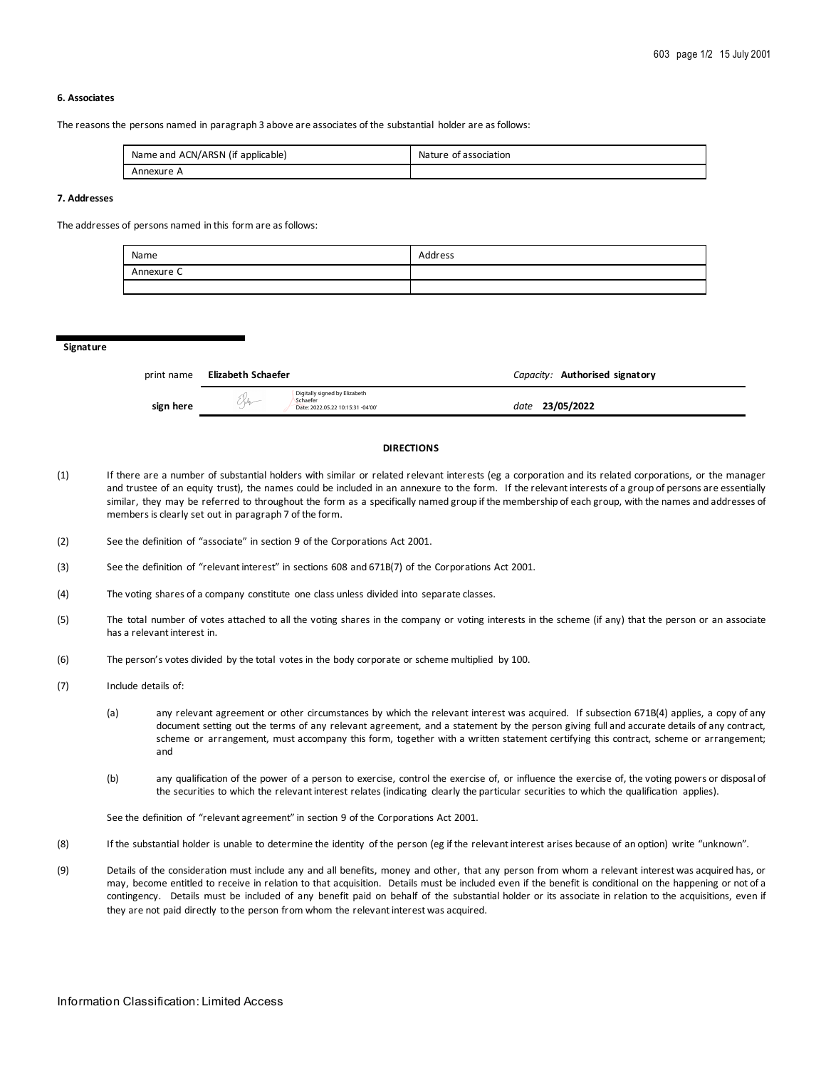### 6. Associates

The reasons the persons named in paragraph 3 above are associates of the substantial holder are as follows:

| Name and ACN/ARSN (if applicable) | Nature of association |
|---|---|
| Annexure A | |

### 7. Addresses

The addresses of persons named in this form are as follows:

| Name | Address |
|---|---|
| Annexure C | |
| | |

**Signature**

| | | |
|---|---|---|
| print name | **Elizabeth Schaefer** | *Capacity:* **Authorised signatory** |
| **sign here** | Digitally signed by Elizabeth Schaefer Date: 2022.05.22 10:15:31 -04'00' | *date* **23/05/2022** |

**DIRECTIONS**

(1) If there are a number of substantial holders with similar or related relevant interests (eg a corporation and its related corporations, or the manager and trustee of an equity trust), the names could be included in an annexure to the form. If the relevant interests of a group of persons are essentially similar, they may be referred to throughout the form as a specifically named group if the membership of each group, with the names and addresses of members is clearly set out in paragraph 7 of the form.

(2) See the definition of "associate" in section 9 of the Corporations Act 2001.

(3) See the definition of "relevant interest" in sections 608 and 671B(7) of the Corporations Act 2001.

(4) The voting shares of a company constitute one class unless divided into separate classes.

(5) The total number of votes attached to all the voting shares in the company or voting interests in the scheme (if any) that the person or an associate has a relevant interest in.

(6) The person's votes divided by the total votes in the body corporate or scheme multiplied by 100.

(7) Include details of:

(a) any relevant agreement or other circumstances by which the relevant interest was acquired. If subsection 671B(4) applies, a copy of any document setting out the terms of any relevant agreement, and a statement by the person giving full and accurate details of any contract, scheme or arrangement, must accompany this form, together with a written statement certifying this contract, scheme or arrangement; and

(b) any qualification of the power of a person to exercise, control the exercise of, or influence the exercise of, the voting powers or disposal of the securities to which the relevant interest relates (indicating clearly the particular securities to which the qualification applies).

See the definition of "relevant agreement" in section 9 of the Corporations Act 2001.

(8) If the substantial holder is unable to determine the identity of the person (eg if the relevant interest arises because of an option) write "unknown".

(9) Details of the consideration must include any and all benefits, money and other, that any person from whom a relevant interest was acquired has, or may, become entitled to receive in relation to that acquisition. Details must be included even if the benefit is conditional on the happening or not of a contingency. Details must be included of any benefit paid on behalf of the substantial holder or its associate in relation to the acquisitions, even if they are not paid directly to the person from whom the relevant interest was acquired.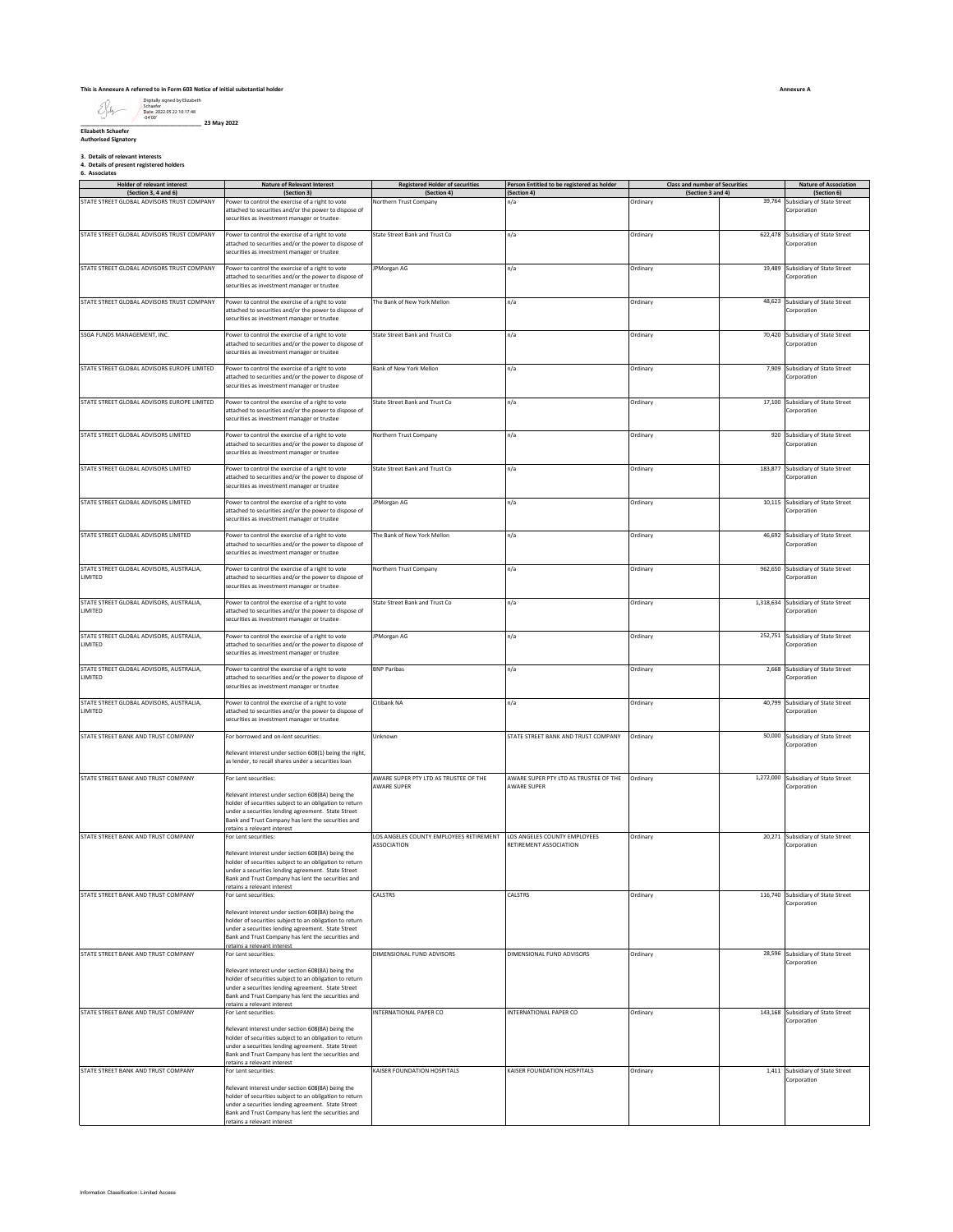This is Annexure A referred to in Form 603 Notice of initial substantial holder

**Annexure A**

Digitally signed by Elizabeth Schaefer
Date: 2022.05.22 10:17:48 -04'00'

_________________________ 23 May 2022

**Elizabeth Schaefer**
**Authorised Signatory**

**3. Details of relevant interests**
**4. Details of present registered holders**
**6. Associates**

| Holder of relevant interest (Section 3, 4 and 6) | Nature of Relevant Interest (Section 3) | Registered Holder of securities (Section 4) | Person Entitled to be registered as holder (Section 4) | Class and number of Securities (Section 3 and 4) | | Nature of Association (Section 6) |
|---|---|---|---|---|---|---|
| STATE STREET GLOBAL ADVISORS TRUST COMPANY | Power to control the exercise of a right to vote attached to securities and/or the power to dispose of securities as investment manager or trustee | Northern Trust Company | n/a | Ordinary | 39,764 | Subsidiary of State Street Corporation |
| STATE STREET GLOBAL ADVISORS TRUST COMPANY | Power to control the exercise of a right to vote attached to securities and/or the power to dispose of securities as investment manager or trustee | State Street Bank and Trust Co | n/a | Ordinary | 622,478 | Subsidiary of State Street Corporation |
| STATE STREET GLOBAL ADVISORS TRUST COMPANY | Power to control the exercise of a right to vote attached to securities and/or the power to dispose of securities as investment manager or trustee | JPMorgan AG | n/a | Ordinary | 19,489 | Subsidiary of State Street Corporation |
| STATE STREET GLOBAL ADVISORS TRUST COMPANY | Power to control the exercise of a right to vote attached to securities and/or the power to dispose of securities as investment manager or trustee | The Bank of New York Mellon | n/a | Ordinary | 48,623 | Subsidiary of State Street Corporation |
| SSGA FUNDS MANAGEMENT, INC. | Power to control the exercise of a right to vote attached to securities and/or the power to dispose of securities as investment manager or trustee | State Street Bank and Trust Co | n/a | Ordinary | 70,420 | Subsidiary of State Street Corporation |
| STATE STREET GLOBAL ADVISORS EUROPE LIMITED | Power to control the exercise of a right to vote attached to securities and/or the power to dispose of securities as investment manager or trustee | Bank of New York Mellon | n/a | Ordinary | 7,909 | Subsidiary of State Street Corporation |
| STATE STREET GLOBAL ADVISORS EUROPE LIMITED | Power to control the exercise of a right to vote attached to securities and/or the power to dispose of securities as investment manager or trustee | State Street Bank and Trust Co | n/a | Ordinary | 17,100 | Subsidiary of State Street Corporation |
| STATE STREET GLOBAL ADVISORS LIMITED | Power to control the exercise of a right to vote attached to securities and/or the power to dispose of securities as investment manager or trustee | Northern Trust Company | n/a | Ordinary | 920 | Subsidiary of State Street Corporation |
| STATE STREET GLOBAL ADVISORS LIMITED | Power to control the exercise of a right to vote attached to securities and/or the power to dispose of securities as investment manager or trustee | State Street Bank and Trust Co | n/a | Ordinary | 183,877 | Subsidiary of State Street Corporation |
| STATE STREET GLOBAL ADVISORS LIMITED | Power to control the exercise of a right to vote attached to securities and/or the power to dispose of securities as investment manager or trustee | JPMorgan AG | n/a | Ordinary | 10,115 | Subsidiary of State Street Corporation |
| STATE STREET GLOBAL ADVISORS LIMITED | Power to control the exercise of a right to vote attached to securities and/or the power to dispose of securities as investment manager or trustee | The Bank of New York Mellon | n/a | Ordinary | 46,692 | Subsidiary of State Street Corporation |
| STATE STREET GLOBAL ADVISORS, AUSTRALIA, LIMITED | Power to control the exercise of a right to vote attached to securities and/or the power to dispose of securities as investment manager or trustee | Northern Trust Company | n/a | Ordinary | 962,650 | Subsidiary of State Street Corporation |
| STATE STREET GLOBAL ADVISORS, AUSTRALIA, LIMITED | Power to control the exercise of a right to vote attached to securities and/or the power to dispose of securities as investment manager or trustee | State Street Bank and Trust Co | n/a | Ordinary | 1,318,634 | Subsidiary of State Street Corporation |
| STATE STREET GLOBAL ADVISORS, AUSTRALIA, LIMITED | Power to control the exercise of a right to vote attached to securities and/or the power to dispose of securities as investment manager or trustee | JPMorgan AG | n/a | Ordinary | 252,751 | Subsidiary of State Street Corporation |
| STATE STREET GLOBAL ADVISORS, AUSTRALIA, LIMITED | Power to control the exercise of a right to vote attached to securities and/or the power to dispose of securities as investment manager or trustee | BNP Paribas | n/a | Ordinary | 2,668 | Subsidiary of State Street Corporation |
| STATE STREET GLOBAL ADVISORS, AUSTRALIA, LIMITED | Power to control the exercise of a right to vote attached to securities and/or the power to dispose of securities as investment manager or trustee | Citibank NA | n/a | Ordinary | 40,799 | Subsidiary of State Street Corporation |
| STATE STREET BANK AND TRUST COMPANY | For borrowed and on-lent securities: Relevant interest under section 608(1) being the right, as lender, to recall shares under a securities loan | Unknown | STATE STREET BANK AND TRUST COMPANY | Ordinary | 50,000 | Subsidiary of State Street Corporation |
| STATE STREET BANK AND TRUST COMPANY | For Lent securities: Relevant interest under section 608(8A) being the holder of securities subject to an obligation to return under a securities lending agreement. State Street Bank and Trust Company has lent the securities and retains a relevant interest | AWARE SUPER PTY LTD AS TRUSTEE OF THE AWARE SUPER | AWARE SUPER PTY LTD AS TRUSTEE OF THE AWARE SUPER | Ordinary | 1,272,000 | Subsidiary of State Street Corporation |
| STATE STREET BANK AND TRUST COMPANY | For Lent securities: Relevant interest under section 608(8A) being the holder of securities subject to an obligation to return under a securities lending agreement. State Street Bank and Trust Company has lent the securities and retains a relevant interest | LOS ANGELES COUNTY EMPLOYEES RETIREMENT ASSOCIATION | LOS ANGELES COUNTY EMPLOYEES RETIREMENT ASSOCIATION | Ordinary | 20,271 | Subsidiary of State Street Corporation |
| STATE STREET BANK AND TRUST COMPANY | For Lent securities: Relevant interest under section 608(8A) being the holder of securities subject to an obligation to return under a securities lending agreement. State Street Bank and Trust Company has lent the securities and retains a relevant interest | CALSTRS | CALSTRS | Ordinary | 116,740 | Subsidiary of State Street Corporation |
| STATE STREET BANK AND TRUST COMPANY | For Lent securities: Relevant interest under section 608(8A) being the holder of securities subject to an obligation to return under a securities lending agreement. State Street Bank and Trust Company has lent the securities and retains a relevant interest | DIMENSIONAL FUND ADVISORS | DIMENSIONAL FUND ADVISORS | Ordinary | 28,596 | Subsidiary of State Street Corporation |
| STATE STREET BANK AND TRUST COMPANY | For Lent securities: Relevant interest under section 608(8A) being the holder of securities subject to an obligation to return under a securities lending agreement. State Street Bank and Trust Company has lent the securities and retains a relevant interest | INTERNATIONAL PAPER CO | INTERNATIONAL PAPER CO | Ordinary | 143,168 | Subsidiary of State Street Corporation |
| STATE STREET BANK AND TRUST COMPANY | For Lent securities: Relevant interest under section 608(8A) being the holder of securities subject to an obligation to return under a securities lending agreement. State Street Bank and Trust Company has lent the securities and retains a relevant interest | KAISER FOUNDATION HOSPITALS | KAISER FOUNDATION HOSPITALS | Ordinary | 1,411 | Subsidiary of State Street Corporation |

Information Classification: Limited Access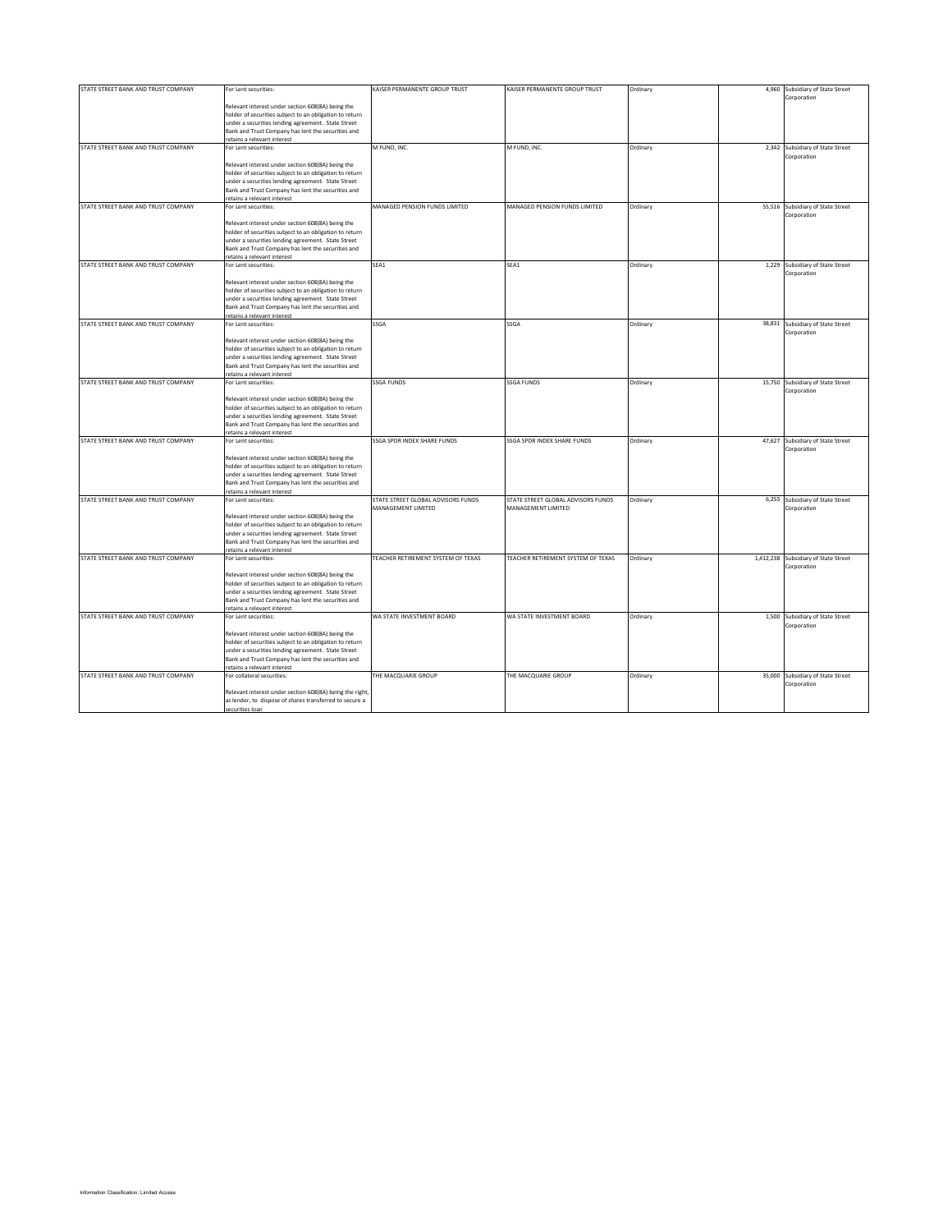| | | | | | | |
|---|---|---|---|---|---|---|
| STATE STREET BANK AND TRUST COMPANY | For Lent securities:<br><br>Relevant interest under section 608(8A) being the holder of securities subject to an obligation to return under a securities lending agreement. State Street Bank and Trust Company has lent the securities and retains a relevant interest | KAISER PERMANENTE GROUP TRUST | KAISER PERMANENTE GROUP TRUST | Ordinary | 4,960 | Subsidiary of State Street Corporation |
| STATE STREET BANK AND TRUST COMPANY | For Lent securities:<br><br>Relevant interest under section 608(8A) being the holder of securities subject to an obligation to return under a securities lending agreement. State Street Bank and Trust Company has lent the securities and retains a relevant interest | M FUND, INC. | M FUND, INC. | Ordinary | 2,342 | Subsidiary of State Street Corporation |
| STATE STREET BANK AND TRUST COMPANY | For Lent securities:<br><br>Relevant interest under section 608(8A) being the holder of securities subject to an obligation to return under a securities lending agreement. State Street Bank and Trust Company has lent the securities and retains a relevant interest | MANAGED PENSION FUNDS LIMITED | MANAGED PENSION FUNDS LIMITED | Ordinary | 55,516 | Subsidiary of State Street Corporation |
| STATE STREET BANK AND TRUST COMPANY | For Lent securities:<br><br>Relevant interest under section 608(8A) being the holder of securities subject to an obligation to return under a securities lending agreement. State Street Bank and Trust Company has lent the securities and retains a relevant interest | SEA1 | SEA1 | Ordinary | 1,229 | Subsidiary of State Street Corporation |
| STATE STREET BANK AND TRUST COMPANY | For Lent securities:<br><br>Relevant interest under section 608(8A) being the holder of securities subject to an obligation to return under a securities lending agreement. State Street Bank and Trust Company has lent the securities and retains a relevant interest | SSGA | SSGA | Ordinary | 38,831 | Subsidiary of State Street Corporation |
| STATE STREET BANK AND TRUST COMPANY | For Lent securities:<br><br>Relevant interest under section 608(8A) being the holder of securities subject to an obligation to return under a securities lending agreement. State Street Bank and Trust Company has lent the securities and retains a relevant interest | SSGA FUNDS | SSGA FUNDS | Ordinary | 15,750 | Subsidiary of State Street Corporation |
| STATE STREET BANK AND TRUST COMPANY | For Lent securities:<br><br>Relevant interest under section 608(8A) being the holder of securities subject to an obligation to return under a securities lending agreement. State Street Bank and Trust Company has lent the securities and retains a relevant interest | SSGA SPDR INDEX SHARE FUNDS | SSGA SPDR INDEX SHARE FUNDS | Ordinary | 47,627 | Subsidiary of State Street Corporation |
| STATE STREET BANK AND TRUST COMPANY | For Lent securities:<br><br>Relevant interest under section 608(8A) being the holder of securities subject to an obligation to return under a securities lending agreement. State Street Bank and Trust Company has lent the securities and retains a relevant interest | STATE STREET GLOBAL ADVISORS FUNDS MANAGEMENT LIMITED | STATE STREET GLOBAL ADVISORS FUNDS MANAGEMENT LIMITED | Ordinary | 6,255 | Subsidiary of State Street Corporation |
| STATE STREET BANK AND TRUST COMPANY | For Lent securities:<br><br>Relevant interest under section 608(8A) being the holder of securities subject to an obligation to return under a securities lending agreement. State Street Bank and Trust Company has lent the securities and retains a relevant interest | TEACHER RETIREMENT SYSTEM OF TEXAS | TEACHER RETIREMENT SYSTEM OF TEXAS | Ordinary | 1,412,238 | Subsidiary of State Street Corporation |
| STATE STREET BANK AND TRUST COMPANY | For Lent securities:<br><br>Relevant interest under section 608(8A) being the holder of securities subject to an obligation to return under a securities lending agreement. State Street Bank and Trust Company has lent the securities and retains a relevant interest | WA STATE INVESTMENT BOARD | WA STATE INVESTMENT BOARD | Ordinary | 1,500 | Subsidiary of State Street Corporation |
| STATE STREET BANK AND TRUST COMPANY | For collateral securities:<br><br>Relevant interest under section 608(8A) being the right, as lender, to dispose of shares transferred to secure a securities loan | THE MACQUARIE GROUP | THE MACQUARIE GROUP | Ordinary | 35,000 | Subsidiary of State Street Corporation |

Information Classification: Limited Access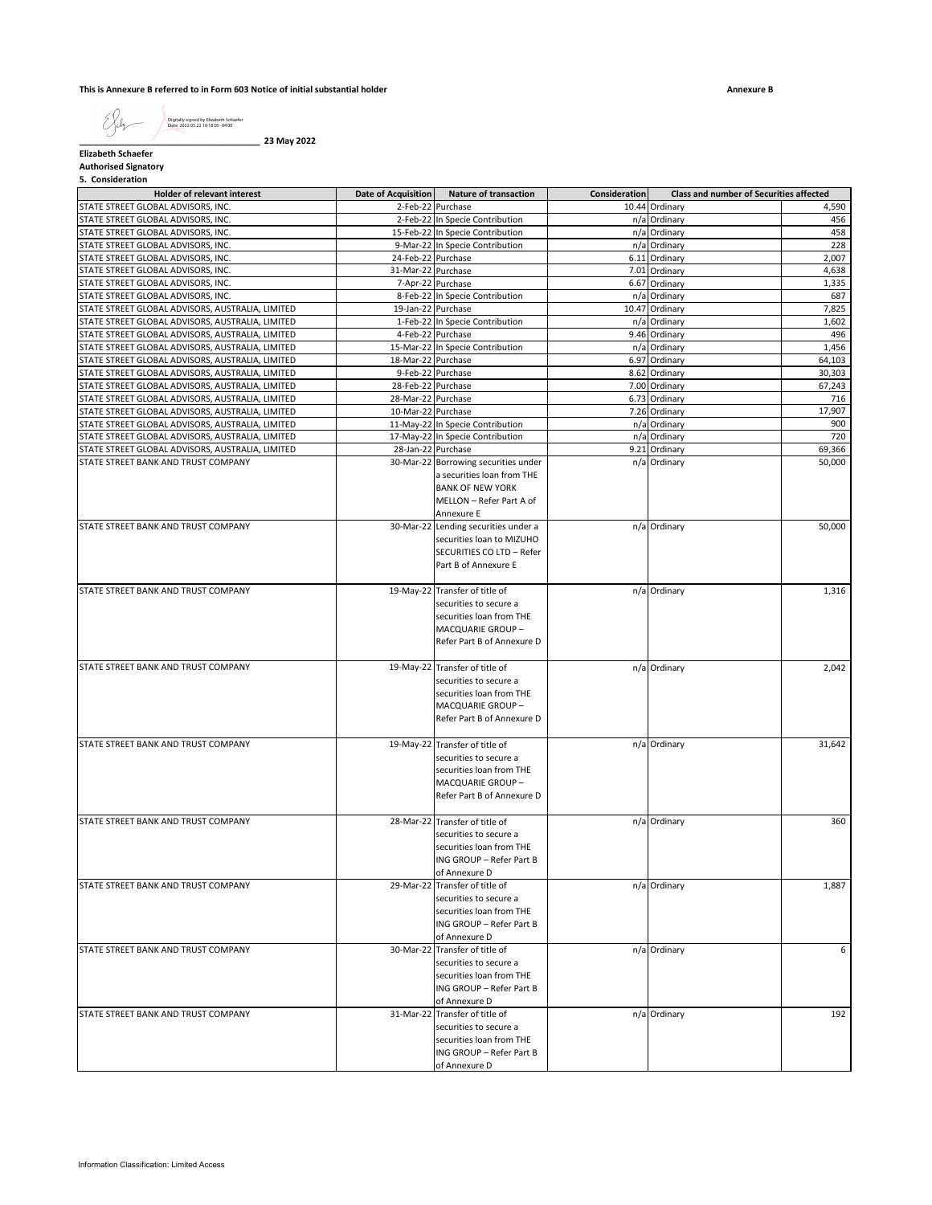**This is Annexure B referred to in Form 603 Notice of initial substantial holder**

**Annexure B**

Digitally signed by Elizabeth Schaefer
Date: 2022.05.22 10:18:05 -04'00'

_______________________________________ **23 May 2022**

**Elizabeth Schaefer**
**Authorised Signatory**

**5. Consideration**

| Holder of relevant interest | Date of Acquisition | Nature of transaction | Consideration | Class and number of Securities affected | |
|---|---|---|---|---|---|
| STATE STREET GLOBAL ADVISORS, INC. | 2-Feb-22 | Purchase | 10.44 | Ordinary | 4,590 |
| STATE STREET GLOBAL ADVISORS, INC. | 2-Feb-22 | In Specie Contribution | n/a | Ordinary | 456 |
| STATE STREET GLOBAL ADVISORS, INC. | 15-Feb-22 | In Specie Contribution | n/a | Ordinary | 458 |
| STATE STREET GLOBAL ADVISORS, INC. | 9-Mar-22 | In Specie Contribution | n/a | Ordinary | 228 |
| STATE STREET GLOBAL ADVISORS, INC. | 24-Feb-22 | Purchase | 6.11 | Ordinary | 2,007 |
| STATE STREET GLOBAL ADVISORS, INC. | 31-Mar-22 | Purchase | 7.01 | Ordinary | 4,638 |
| STATE STREET GLOBAL ADVISORS, INC. | 7-Apr-22 | Purchase | 6.67 | Ordinary | 1,335 |
| STATE STREET GLOBAL ADVISORS, INC. | 8-Feb-22 | In Specie Contribution | n/a | Ordinary | 687 |
| STATE STREET GLOBAL ADVISORS, AUSTRALIA, LIMITED | 19-Jan-22 | Purchase | 10.47 | Ordinary | 7,825 |
| STATE STREET GLOBAL ADVISORS, AUSTRALIA, LIMITED | 1-Feb-22 | In Specie Contribution | n/a | Ordinary | 1,602 |
| STATE STREET GLOBAL ADVISORS, AUSTRALIA, LIMITED | 4-Feb-22 | Purchase | 9.46 | Ordinary | 496 |
| STATE STREET GLOBAL ADVISORS, AUSTRALIA, LIMITED | 15-Mar-22 | In Specie Contribution | n/a | Ordinary | 1,456 |
| STATE STREET GLOBAL ADVISORS, AUSTRALIA, LIMITED | 18-Mar-22 | Purchase | 6.97 | Ordinary | 64,103 |
| STATE STREET GLOBAL ADVISORS, AUSTRALIA, LIMITED | 9-Feb-22 | Purchase | 8.62 | Ordinary | 30,303 |
| STATE STREET GLOBAL ADVISORS, AUSTRALIA, LIMITED | 28-Feb-22 | Purchase | 7.00 | Ordinary | 67,243 |
| STATE STREET GLOBAL ADVISORS, AUSTRALIA, LIMITED | 28-Mar-22 | Purchase | 6.73 | Ordinary | 716 |
| STATE STREET GLOBAL ADVISORS, AUSTRALIA, LIMITED | 10-Mar-22 | Purchase | 7.26 | Ordinary | 17,907 |
| STATE STREET GLOBAL ADVISORS, AUSTRALIA, LIMITED | 11-May-22 | In Specie Contribution | n/a | Ordinary | 900 |
| STATE STREET GLOBAL ADVISORS, AUSTRALIA, LIMITED | 17-May-22 | In Specie Contribution | n/a | Ordinary | 720 |
| STATE STREET GLOBAL ADVISORS, AUSTRALIA, LIMITED | 28-Jan-22 | Purchase | 9.21 | Ordinary | 69,366 |
| STATE STREET BANK AND TRUST COMPANY | 30-Mar-22 | Borrowing securities under a securities loan from THE BANK OF NEW YORK MELLON – Refer Part A of Annexure E | n/a | Ordinary | 50,000 |
| STATE STREET BANK AND TRUST COMPANY | 30-Mar-22 | Lending securities under a securities loan to MIZUHO SECURITIES CO LTD – Refer Part B of Annexure E | n/a | Ordinary | 50,000 |
| STATE STREET BANK AND TRUST COMPANY | 19-May-22 | Transfer of title of securities to secure a securities loan from THE MACQUARIE GROUP – Refer Part B of Annexure D | n/a | Ordinary | 1,316 |
| STATE STREET BANK AND TRUST COMPANY | 19-May-22 | Transfer of title of securities to secure a securities loan from THE MACQUARIE GROUP – Refer Part B of Annexure D | n/a | Ordinary | 2,042 |
| STATE STREET BANK AND TRUST COMPANY | 19-May-22 | Transfer of title of securities to secure a securities loan from THE MACQUARIE GROUP – Refer Part B of Annexure D | n/a | Ordinary | 31,642 |
| STATE STREET BANK AND TRUST COMPANY | 28-Mar-22 | Transfer of title of securities to secure a securities loan from THE ING GROUP – Refer Part B of Annexure D | n/a | Ordinary | 360 |
| STATE STREET BANK AND TRUST COMPANY | 29-Mar-22 | Transfer of title of securities to secure a securities loan from THE ING GROUP – Refer Part B of Annexure D | n/a | Ordinary | 1,887 |
| STATE STREET BANK AND TRUST COMPANY | 30-Mar-22 | Transfer of title of securities to secure a securities loan from THE ING GROUP – Refer Part B of Annexure D | n/a | Ordinary | 6 |
| STATE STREET BANK AND TRUST COMPANY | 31-Mar-22 | Transfer of title of securities to secure a securities loan from THE ING GROUP – Refer Part B of Annexure D | n/a | Ordinary | 192 |

Information Classification: Limited Access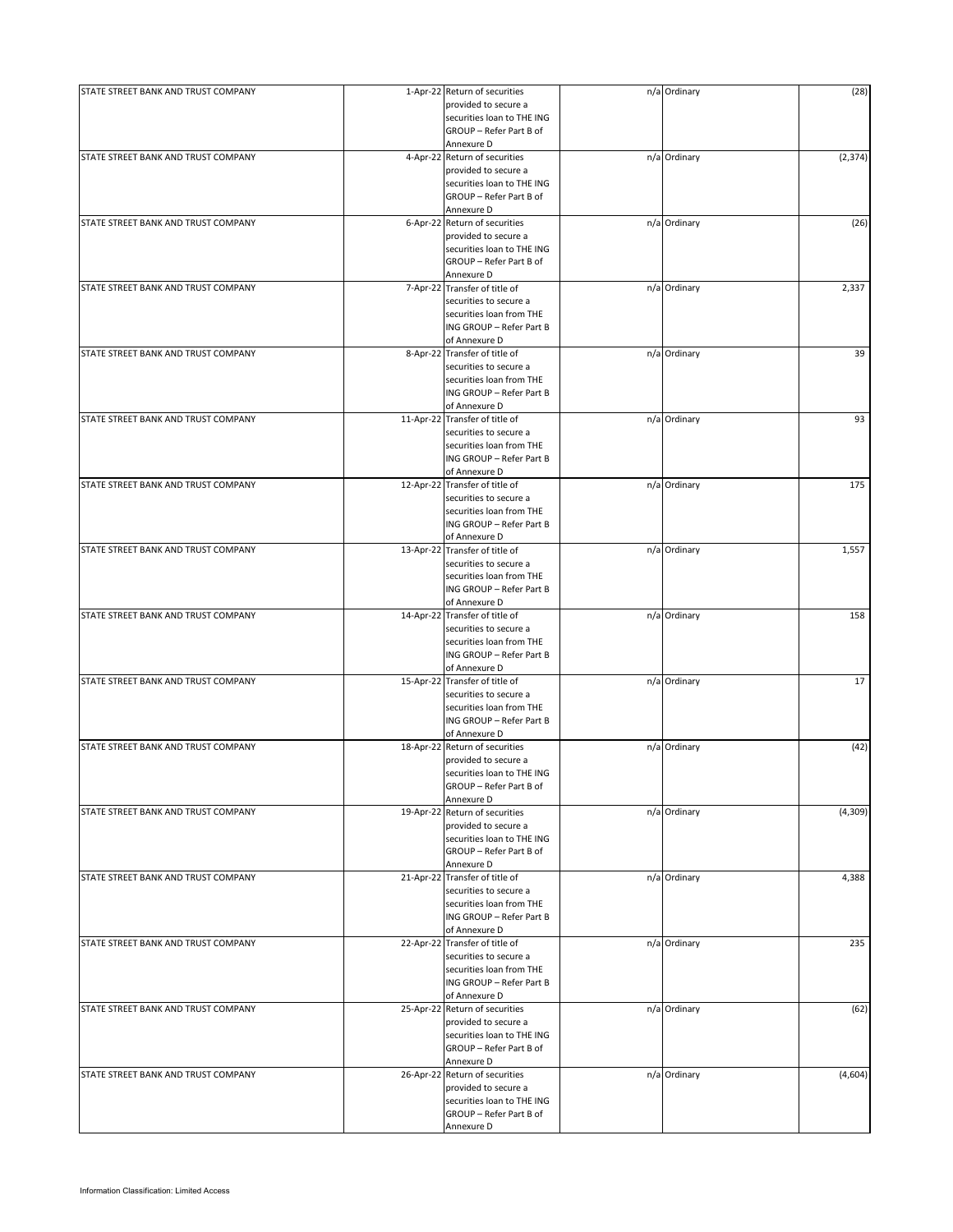| | | | | | |
|---|---|---|---|---|---|
| STATE STREET BANK AND TRUST COMPANY | 1-Apr-22 | Return of securities provided to secure a securities loan to THE ING GROUP – Refer Part B of Annexure D | n/a | Ordinary | (28) |
| STATE STREET BANK AND TRUST COMPANY | 4-Apr-22 | Return of securities provided to secure a securities loan to THE ING GROUP – Refer Part B of Annexure D | n/a | Ordinary | (2,374) |
| STATE STREET BANK AND TRUST COMPANY | 6-Apr-22 | Return of securities provided to secure a securities loan to THE ING GROUP – Refer Part B of Annexure D | n/a | Ordinary | (26) |
| STATE STREET BANK AND TRUST COMPANY | 7-Apr-22 | Transfer of title of securities to secure a securities loan from THE ING GROUP – Refer Part B of Annexure D | n/a | Ordinary | 2,337 |
| STATE STREET BANK AND TRUST COMPANY | 8-Apr-22 | Transfer of title of securities to secure a securities loan from THE ING GROUP – Refer Part B of Annexure D | n/a | Ordinary | 39 |
| STATE STREET BANK AND TRUST COMPANY | 11-Apr-22 | Transfer of title of securities to secure a securities loan from THE ING GROUP – Refer Part B of Annexure D | n/a | Ordinary | 93 |
| STATE STREET BANK AND TRUST COMPANY | 12-Apr-22 | Transfer of title of securities to secure a securities loan from THE ING GROUP – Refer Part B of Annexure D | n/a | Ordinary | 175 |
| STATE STREET BANK AND TRUST COMPANY | 13-Apr-22 | Transfer of title of securities to secure a securities loan from THE ING GROUP – Refer Part B of Annexure D | n/a | Ordinary | 1,557 |
| STATE STREET BANK AND TRUST COMPANY | 14-Apr-22 | Transfer of title of securities to secure a securities loan from THE ING GROUP – Refer Part B of Annexure D | n/a | Ordinary | 158 |
| STATE STREET BANK AND TRUST COMPANY | 15-Apr-22 | Transfer of title of securities to secure a securities loan from THE ING GROUP – Refer Part B of Annexure D | n/a | Ordinary | 17 |
| STATE STREET BANK AND TRUST COMPANY | 18-Apr-22 | Return of securities provided to secure a securities loan to THE ING GROUP – Refer Part B of Annexure D | n/a | Ordinary | (42) |
| STATE STREET BANK AND TRUST COMPANY | 19-Apr-22 | Return of securities provided to secure a securities loan to THE ING GROUP – Refer Part B of Annexure D | n/a | Ordinary | (4,309) |
| STATE STREET BANK AND TRUST COMPANY | 21-Apr-22 | Transfer of title of securities to secure a securities loan from THE ING GROUP – Refer Part B of Annexure D | n/a | Ordinary | 4,388 |
| STATE STREET BANK AND TRUST COMPANY | 22-Apr-22 | Transfer of title of securities to secure a securities loan from THE ING GROUP – Refer Part B of Annexure D | n/a | Ordinary | 235 |
| STATE STREET BANK AND TRUST COMPANY | 25-Apr-22 | Return of securities provided to secure a securities loan to THE ING GROUP – Refer Part B of Annexure D | n/a | Ordinary | (62) |
| STATE STREET BANK AND TRUST COMPANY | 26-Apr-22 | Return of securities provided to secure a securities loan to THE ING GROUP – Refer Part B of Annexure D | n/a | Ordinary | (4,604) |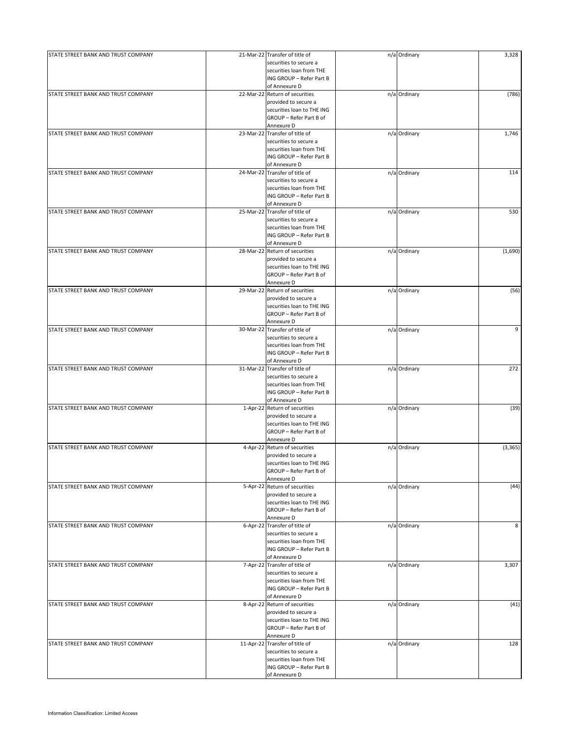| | | | | | |
|---|---|---|---|---|---|
| STATE STREET BANK AND TRUST COMPANY | 21-Mar-22 | Transfer of title of securities to secure a securities loan from THE ING GROUP – Refer Part B of Annexure D | n/a | Ordinary | 3,328 |
| STATE STREET BANK AND TRUST COMPANY | 22-Mar-22 | Return of securities provided to secure a securities loan to THE ING GROUP – Refer Part B of Annexure D | n/a | Ordinary | (786) |
| STATE STREET BANK AND TRUST COMPANY | 23-Mar-22 | Transfer of title of securities to secure a securities loan from THE ING GROUP – Refer Part B of Annexure D | n/a | Ordinary | 1,746 |
| STATE STREET BANK AND TRUST COMPANY | 24-Mar-22 | Transfer of title of securities to secure a securities loan from THE ING GROUP – Refer Part B of Annexure D | n/a | Ordinary | 114 |
| STATE STREET BANK AND TRUST COMPANY | 25-Mar-22 | Transfer of title of securities to secure a securities loan from THE ING GROUP – Refer Part B of Annexure D | n/a | Ordinary | 530 |
| STATE STREET BANK AND TRUST COMPANY | 28-Mar-22 | Return of securities provided to secure a securities loan to THE ING GROUP – Refer Part B of Annexure D | n/a | Ordinary | (1,690) |
| STATE STREET BANK AND TRUST COMPANY | 29-Mar-22 | Return of securities provided to secure a securities loan to THE ING GROUP – Refer Part B of Annexure D | n/a | Ordinary | (56) |
| STATE STREET BANK AND TRUST COMPANY | 30-Mar-22 | Transfer of title of securities to secure a securities loan from THE ING GROUP – Refer Part B of Annexure D | n/a | Ordinary | 9 |
| STATE STREET BANK AND TRUST COMPANY | 31-Mar-22 | Transfer of title of securities to secure a securities loan from THE ING GROUP – Refer Part B of Annexure D | n/a | Ordinary | 272 |
| STATE STREET BANK AND TRUST COMPANY | 1-Apr-22 | Return of securities provided to secure a securities loan to THE ING GROUP – Refer Part B of Annexure D | n/a | Ordinary | (39) |
| STATE STREET BANK AND TRUST COMPANY | 4-Apr-22 | Return of securities provided to secure a securities loan to THE ING GROUP – Refer Part B of Annexure D | n/a | Ordinary | (3,365) |
| STATE STREET BANK AND TRUST COMPANY | 5-Apr-22 | Return of securities provided to secure a securities loan to THE ING GROUP – Refer Part B of Annexure D | n/a | Ordinary | (44) |
| STATE STREET BANK AND TRUST COMPANY | 6-Apr-22 | Transfer of title of securities to secure a securities loan from THE ING GROUP – Refer Part B of Annexure D | n/a | Ordinary | 8 |
| STATE STREET BANK AND TRUST COMPANY | 7-Apr-22 | Transfer of title of securities to secure a securities loan from THE ING GROUP – Refer Part B of Annexure D | n/a | Ordinary | 3,307 |
| STATE STREET BANK AND TRUST COMPANY | 8-Apr-22 | Return of securities provided to secure a securities loan to THE ING GROUP – Refer Part B of Annexure D | n/a | Ordinary | (41) |
| STATE STREET BANK AND TRUST COMPANY | 11-Apr-22 | Transfer of title of securities to secure a securities loan from THE ING GROUP – Refer Part B of Annexure D | n/a | Ordinary | 128 |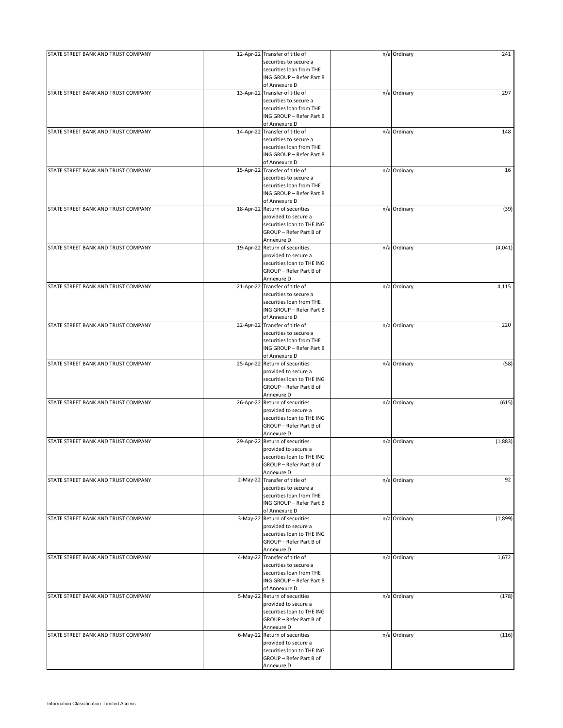| STATE STREET BANK AND TRUST COMPANY | 12-Apr-22 | Transfer of title of securities to secure a securities loan from THE ING GROUP – Refer Part B of Annexure D | n/a | Ordinary | 241 |
|---|---|---|---|---|---|
| STATE STREET BANK AND TRUST COMPANY | 13-Apr-22 | Transfer of title of securities to secure a securities loan from THE ING GROUP – Refer Part B of Annexure D | n/a | Ordinary | 297 |
| STATE STREET BANK AND TRUST COMPANY | 14-Apr-22 | Transfer of title of securities to secure a securities loan from THE ING GROUP – Refer Part B of Annexure D | n/a | Ordinary | 148 |
| STATE STREET BANK AND TRUST COMPANY | 15-Apr-22 | Transfer of title of securities to secure a securities loan from THE ING GROUP – Refer Part B of Annexure D | n/a | Ordinary | 16 |
| STATE STREET BANK AND TRUST COMPANY | 18-Apr-22 | Return of securities provided to secure a securities loan to THE ING GROUP – Refer Part B of Annexure D | n/a | Ordinary | (39) |
| STATE STREET BANK AND TRUST COMPANY | 19-Apr-22 | Return of securities provided to secure a securities loan to THE ING GROUP – Refer Part B of Annexure D | n/a | Ordinary | (4,041) |
| STATE STREET BANK AND TRUST COMPANY | 21-Apr-22 | Transfer of title of securities to secure a securities loan from THE ING GROUP – Refer Part B of Annexure D | n/a | Ordinary | 4,115 |
| STATE STREET BANK AND TRUST COMPANY | 22-Apr-22 | Transfer of title of securities to secure a securities loan from THE ING GROUP – Refer Part B of Annexure D | n/a | Ordinary | 220 |
| STATE STREET BANK AND TRUST COMPANY | 25-Apr-22 | Return of securities provided to secure a securities loan to THE ING GROUP – Refer Part B of Annexure D | n/a | Ordinary | (58) |
| STATE STREET BANK AND TRUST COMPANY | 26-Apr-22 | Return of securities provided to secure a securities loan to THE ING GROUP – Refer Part B of Annexure D | n/a | Ordinary | (615) |
| STATE STREET BANK AND TRUST COMPANY | 29-Apr-22 | Return of securities provided to secure a securities loan to THE ING GROUP – Refer Part B of Annexure D | n/a | Ordinary | (1,883) |
| STATE STREET BANK AND TRUST COMPANY | 2-May-22 | Transfer of title of securities to secure a securities loan from THE ING GROUP – Refer Part B of Annexure D | n/a | Ordinary | 92 |
| STATE STREET BANK AND TRUST COMPANY | 3-May-22 | Return of securities provided to secure a securities loan to THE ING GROUP – Refer Part B of Annexure D | n/a | Ordinary | (1,899) |
| STATE STREET BANK AND TRUST COMPANY | 4-May-22 | Transfer of title of securities to secure a securities loan from THE ING GROUP – Refer Part B of Annexure D | n/a | Ordinary | 1,672 |
| STATE STREET BANK AND TRUST COMPANY | 5-May-22 | Return of securities provided to secure a securities loan to THE ING GROUP – Refer Part B of Annexure D | n/a | Ordinary | (178) |
| STATE STREET BANK AND TRUST COMPANY | 6-May-22 | Return of securities provided to secure a securities loan to THE ING GROUP – Refer Part B of Annexure D | n/a | Ordinary | (116) |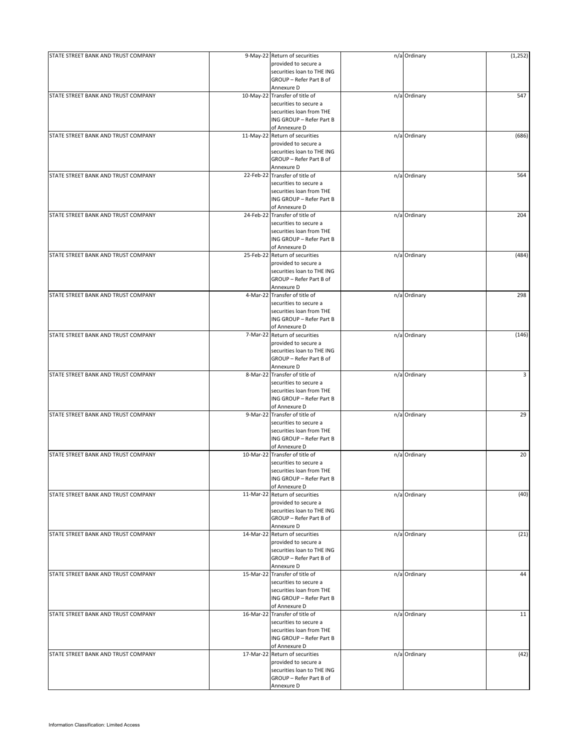| | | | | | |
|---|---|---|---|---|---|
| STATE STREET BANK AND TRUST COMPANY | 9-May-22 | Return of securities provided to secure a securities loan to THE ING GROUP – Refer Part B of Annexure D | n/a | Ordinary | (1,252) |
| STATE STREET BANK AND TRUST COMPANY | 10-May-22 | Transfer of title of securities to secure a securities loan from THE ING GROUP – Refer Part B of Annexure D | n/a | Ordinary | 547 |
| STATE STREET BANK AND TRUST COMPANY | 11-May-22 | Return of securities provided to secure a securities loan to THE ING GROUP – Refer Part B of Annexure D | n/a | Ordinary | (686) |
| STATE STREET BANK AND TRUST COMPANY | 22-Feb-22 | Transfer of title of securities to secure a securities loan from THE ING GROUP – Refer Part B of Annexure D | n/a | Ordinary | 564 |
| STATE STREET BANK AND TRUST COMPANY | 24-Feb-22 | Transfer of title of securities to secure a securities loan from THE ING GROUP – Refer Part B of Annexure D | n/a | Ordinary | 204 |
| STATE STREET BANK AND TRUST COMPANY | 25-Feb-22 | Return of securities provided to secure a securities loan to THE ING GROUP – Refer Part B of Annexure D | n/a | Ordinary | (484) |
| STATE STREET BANK AND TRUST COMPANY | 4-Mar-22 | Transfer of title of securities to secure a securities loan from THE ING GROUP – Refer Part B of Annexure D | n/a | Ordinary | 298 |
| STATE STREET BANK AND TRUST COMPANY | 7-Mar-22 | Return of securities provided to secure a securities loan to THE ING GROUP – Refer Part B of Annexure D | n/a | Ordinary | (146) |
| STATE STREET BANK AND TRUST COMPANY | 8-Mar-22 | Transfer of title of securities to secure a securities loan from THE ING GROUP – Refer Part B of Annexure D | n/a | Ordinary | 3 |
| STATE STREET BANK AND TRUST COMPANY | 9-Mar-22 | Transfer of title of securities to secure a securities loan from THE ING GROUP – Refer Part B of Annexure D | n/a | Ordinary | 29 |
| STATE STREET BANK AND TRUST COMPANY | 10-Mar-22 | Transfer of title of securities to secure a securities loan from THE ING GROUP – Refer Part B of Annexure D | n/a | Ordinary | 20 |
| STATE STREET BANK AND TRUST COMPANY | 11-Mar-22 | Return of securities provided to secure a securities loan to THE ING GROUP – Refer Part B of Annexure D | n/a | Ordinary | (40) |
| STATE STREET BANK AND TRUST COMPANY | 14-Mar-22 | Return of securities provided to secure a securities loan to THE ING GROUP – Refer Part B of Annexure D | n/a | Ordinary | (21) |
| STATE STREET BANK AND TRUST COMPANY | 15-Mar-22 | Transfer of title of securities to secure a securities loan from THE ING GROUP – Refer Part B of Annexure D | n/a | Ordinary | 44 |
| STATE STREET BANK AND TRUST COMPANY | 16-Mar-22 | Transfer of title of securities to secure a securities loan from THE ING GROUP – Refer Part B of Annexure D | n/a | Ordinary | 11 |
| STATE STREET BANK AND TRUST COMPANY | 17-Mar-22 | Return of securities provided to secure a securities loan to THE ING GROUP – Refer Part B of Annexure D | n/a | Ordinary | (42) |

Information Classification: Limited Access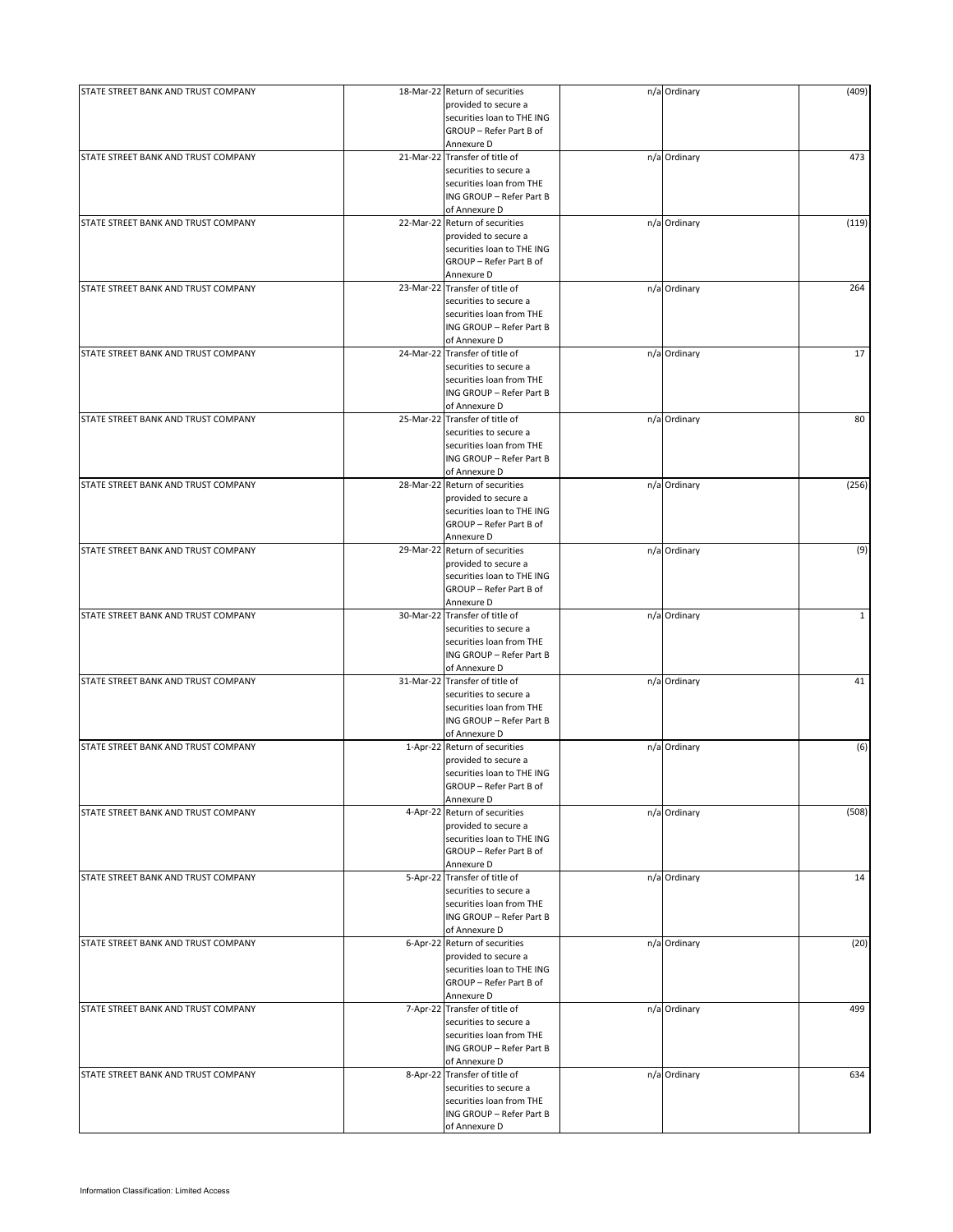| | | | | | |
|---|---|---|---|---|---|
| STATE STREET BANK AND TRUST COMPANY | 18-Mar-22 | Return of securities provided to secure a securities loan to THE ING GROUP – Refer Part B of Annexure D | n/a | Ordinary | (409) |
| STATE STREET BANK AND TRUST COMPANY | 21-Mar-22 | Transfer of title of securities to secure a securities loan from THE ING GROUP – Refer Part B of Annexure D | n/a | Ordinary | 473 |
| STATE STREET BANK AND TRUST COMPANY | 22-Mar-22 | Return of securities provided to secure a securities loan to THE ING GROUP – Refer Part B of Annexure D | n/a | Ordinary | (119) |
| STATE STREET BANK AND TRUST COMPANY | 23-Mar-22 | Transfer of title of securities to secure a securities loan from THE ING GROUP – Refer Part B of Annexure D | n/a | Ordinary | 264 |
| STATE STREET BANK AND TRUST COMPANY | 24-Mar-22 | Transfer of title of securities to secure a securities loan from THE ING GROUP – Refer Part B of Annexure D | n/a | Ordinary | 17 |
| STATE STREET BANK AND TRUST COMPANY | 25-Mar-22 | Transfer of title of securities to secure a securities loan from THE ING GROUP – Refer Part B of Annexure D | n/a | Ordinary | 80 |
| STATE STREET BANK AND TRUST COMPANY | 28-Mar-22 | Return of securities provided to secure a securities loan to THE ING GROUP – Refer Part B of Annexure D | n/a | Ordinary | (256) |
| STATE STREET BANK AND TRUST COMPANY | 29-Mar-22 | Return of securities provided to secure a securities loan to THE ING GROUP – Refer Part B of Annexure D | n/a | Ordinary | (9) |
| STATE STREET BANK AND TRUST COMPANY | 30-Mar-22 | Transfer of title of securities to secure a securities loan from THE ING GROUP – Refer Part B of Annexure D | n/a | Ordinary | 1 |
| STATE STREET BANK AND TRUST COMPANY | 31-Mar-22 | Transfer of title of securities to secure a securities loan from THE ING GROUP – Refer Part B of Annexure D | n/a | Ordinary | 41 |
| STATE STREET BANK AND TRUST COMPANY | 1-Apr-22 | Return of securities provided to secure a securities loan to THE ING GROUP – Refer Part B of Annexure D | n/a | Ordinary | (6) |
| STATE STREET BANK AND TRUST COMPANY | 4-Apr-22 | Return of securities provided to secure a securities loan to THE ING GROUP – Refer Part B of Annexure D | n/a | Ordinary | (508) |
| STATE STREET BANK AND TRUST COMPANY | 5-Apr-22 | Transfer of title of securities to secure a securities loan from THE ING GROUP – Refer Part B of Annexure D | n/a | Ordinary | 14 |
| STATE STREET BANK AND TRUST COMPANY | 6-Apr-22 | Return of securities provided to secure a securities loan to THE ING GROUP – Refer Part B of Annexure D | n/a | Ordinary | (20) |
| STATE STREET BANK AND TRUST COMPANY | 7-Apr-22 | Transfer of title of securities to secure a securities loan from THE ING GROUP – Refer Part B of Annexure D | n/a | Ordinary | 499 |
| STATE STREET BANK AND TRUST COMPANY | 8-Apr-22 | Transfer of title of securities to secure a securities loan from THE ING GROUP – Refer Part B of Annexure D | n/a | Ordinary | 634 |

Information Classification: Limited Access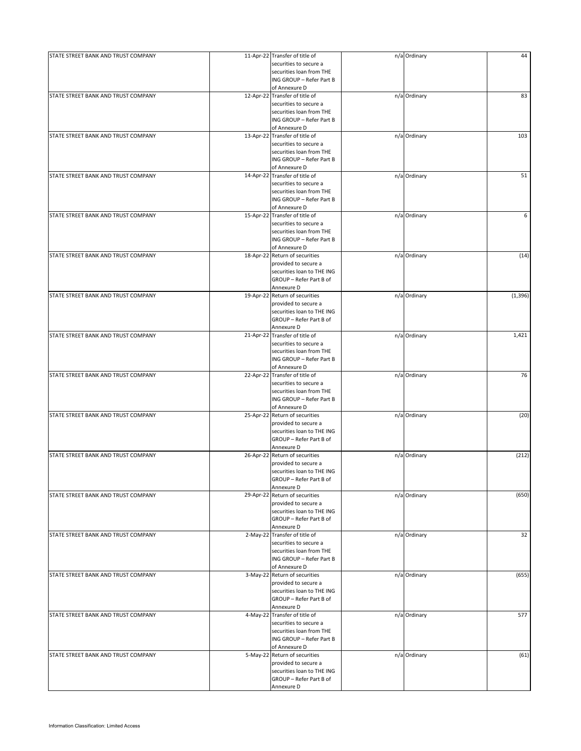| STATE STREET BANK AND TRUST COMPANY | 11-Apr-22 | Transfer of title of securities to secure a securities loan from THE ING GROUP – Refer Part B of Annexure D | n/a | Ordinary | 44 |
|---|---|---|---|---|---|
| STATE STREET BANK AND TRUST COMPANY | 12-Apr-22 | Transfer of title of securities to secure a securities loan from THE ING GROUP – Refer Part B of Annexure D | n/a | Ordinary | 83 |
| STATE STREET BANK AND TRUST COMPANY | 13-Apr-22 | Transfer of title of securities to secure a securities loan from THE ING GROUP – Refer Part B of Annexure D | n/a | Ordinary | 103 |
| STATE STREET BANK AND TRUST COMPANY | 14-Apr-22 | Transfer of title of securities to secure a securities loan from THE ING GROUP – Refer Part B of Annexure D | n/a | Ordinary | 51 |
| STATE STREET BANK AND TRUST COMPANY | 15-Apr-22 | Transfer of title of securities to secure a securities loan from THE ING GROUP – Refer Part B of Annexure D | n/a | Ordinary | 6 |
| STATE STREET BANK AND TRUST COMPANY | 18-Apr-22 | Return of securities provided to secure a securities loan to THE ING GROUP – Refer Part B of Annexure D | n/a | Ordinary | (14) |
| STATE STREET BANK AND TRUST COMPANY | 19-Apr-22 | Return of securities provided to secure a securities loan to THE ING GROUP – Refer Part B of Annexure D | n/a | Ordinary | (1,396) |
| STATE STREET BANK AND TRUST COMPANY | 21-Apr-22 | Transfer of title of securities to secure a securities loan from THE ING GROUP – Refer Part B of Annexure D | n/a | Ordinary | 1,421 |
| STATE STREET BANK AND TRUST COMPANY | 22-Apr-22 | Transfer of title of securities to secure a securities loan from THE ING GROUP – Refer Part B of Annexure D | n/a | Ordinary | 76 |
| STATE STREET BANK AND TRUST COMPANY | 25-Apr-22 | Return of securities provided to secure a securities loan to THE ING GROUP – Refer Part B of Annexure D | n/a | Ordinary | (20) |
| STATE STREET BANK AND TRUST COMPANY | 26-Apr-22 | Return of securities provided to secure a securities loan to THE ING GROUP – Refer Part B of Annexure D | n/a | Ordinary | (212) |
| STATE STREET BANK AND TRUST COMPANY | 29-Apr-22 | Return of securities provided to secure a securities loan to THE ING GROUP – Refer Part B of Annexure D | n/a | Ordinary | (650) |
| STATE STREET BANK AND TRUST COMPANY | 2-May-22 | Transfer of title of securities to secure a securities loan from THE ING GROUP – Refer Part B of Annexure D | n/a | Ordinary | 32 |
| STATE STREET BANK AND TRUST COMPANY | 3-May-22 | Return of securities provided to secure a securities loan to THE ING GROUP – Refer Part B of Annexure D | n/a | Ordinary | (655) |
| STATE STREET BANK AND TRUST COMPANY | 4-May-22 | Transfer of title of securities to secure a securities loan from THE ING GROUP – Refer Part B of Annexure D | n/a | Ordinary | 577 |
| STATE STREET BANK AND TRUST COMPANY | 5-May-22 | Return of securities provided to secure a securities loan to THE ING GROUP – Refer Part B of Annexure D | n/a | Ordinary | (61) |

Information Classification: Limited Access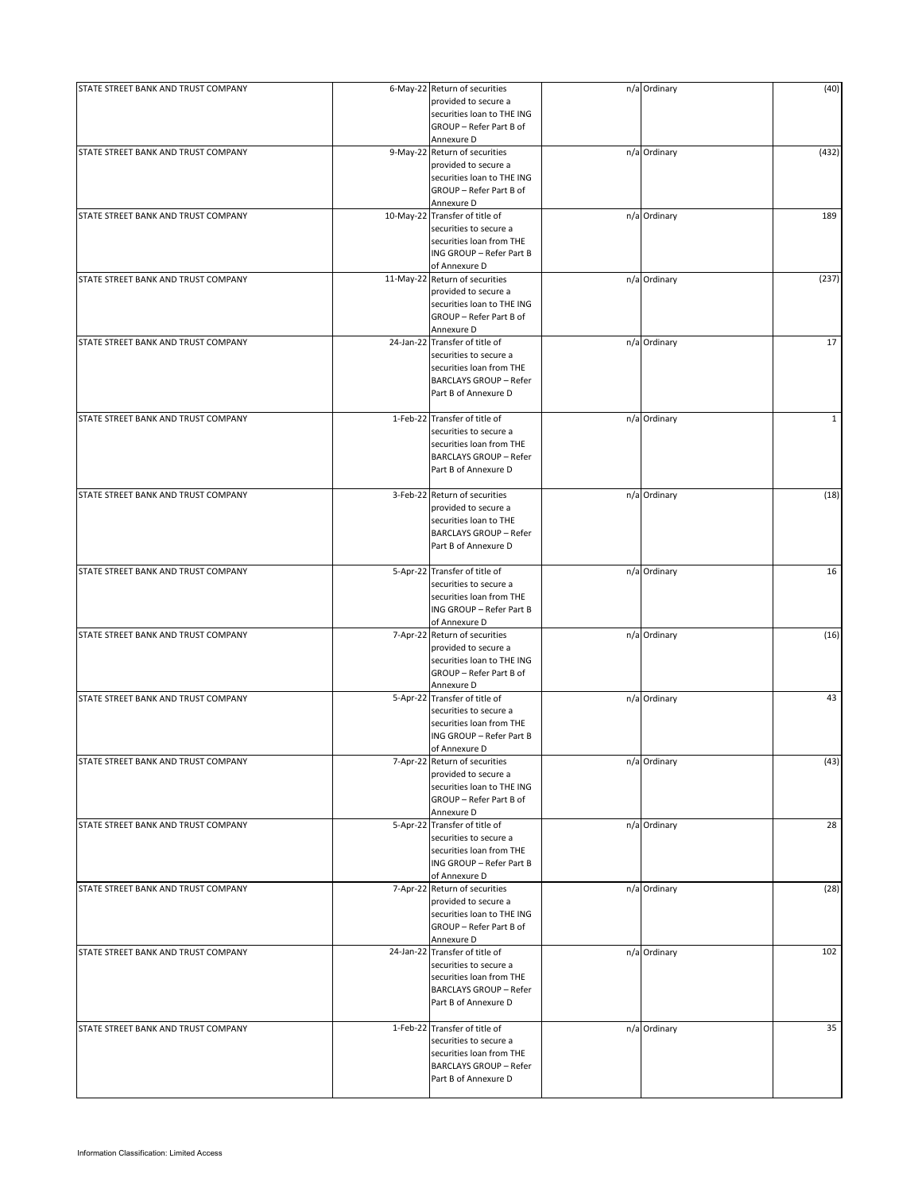| | | | | | |
|---|---|---|---|---|---|
| STATE STREET BANK AND TRUST COMPANY | 6-May-22 | Return of securities provided to secure a securities loan to THE ING GROUP – Refer Part B of Annexure D | n/a | Ordinary | (40) |
| STATE STREET BANK AND TRUST COMPANY | 9-May-22 | Return of securities provided to secure a securities loan to THE ING GROUP – Refer Part B of Annexure D | n/a | Ordinary | (432) |
| STATE STREET BANK AND TRUST COMPANY | 10-May-22 | Transfer of title of securities to secure a securities loan from THE ING GROUP – Refer Part B of Annexure D | n/a | Ordinary | 189 |
| STATE STREET BANK AND TRUST COMPANY | 11-May-22 | Return of securities provided to secure a securities loan to THE ING GROUP – Refer Part B of Annexure D | n/a | Ordinary | (237) |
| STATE STREET BANK AND TRUST COMPANY | 24-Jan-22 | Transfer of title of securities to secure a securities loan from THE BARCLAYS GROUP – Refer Part B of Annexure D | n/a | Ordinary | 17 |
| STATE STREET BANK AND TRUST COMPANY | 1-Feb-22 | Transfer of title of securities to secure a securities loan from THE BARCLAYS GROUP – Refer Part B of Annexure D | n/a | Ordinary | 1 |
| STATE STREET BANK AND TRUST COMPANY | 3-Feb-22 | Return of securities provided to secure a securities loan to THE BARCLAYS GROUP – Refer Part B of Annexure D | n/a | Ordinary | (18) |
| STATE STREET BANK AND TRUST COMPANY | 5-Apr-22 | Transfer of title of securities to secure a securities loan from THE ING GROUP – Refer Part B of Annexure D | n/a | Ordinary | 16 |
| STATE STREET BANK AND TRUST COMPANY | 7-Apr-22 | Return of securities provided to secure a securities loan to THE ING GROUP – Refer Part B of Annexure D | n/a | Ordinary | (16) |
| STATE STREET BANK AND TRUST COMPANY | 5-Apr-22 | Transfer of title of securities to secure a securities loan from THE ING GROUP – Refer Part B of Annexure D | n/a | Ordinary | 43 |
| STATE STREET BANK AND TRUST COMPANY | 7-Apr-22 | Return of securities provided to secure a securities loan to THE ING GROUP – Refer Part B of Annexure D | n/a | Ordinary | (43) |
| STATE STREET BANK AND TRUST COMPANY | 5-Apr-22 | Transfer of title of securities to secure a securities loan from THE ING GROUP – Refer Part B of Annexure D | n/a | Ordinary | 28 |
| STATE STREET BANK AND TRUST COMPANY | 7-Apr-22 | Return of securities provided to secure a securities loan to THE ING GROUP – Refer Part B of Annexure D | n/a | Ordinary | (28) |
| STATE STREET BANK AND TRUST COMPANY | 24-Jan-22 | Transfer of title of securities to secure a securities loan from THE BARCLAYS GROUP – Refer Part B of Annexure D | n/a | Ordinary | 102 |
| STATE STREET BANK AND TRUST COMPANY | 1-Feb-22 | Transfer of title of securities to secure a securities loan from THE BARCLAYS GROUP – Refer Part B of Annexure D | n/a | Ordinary | 35 |

Information Classification: Limited Access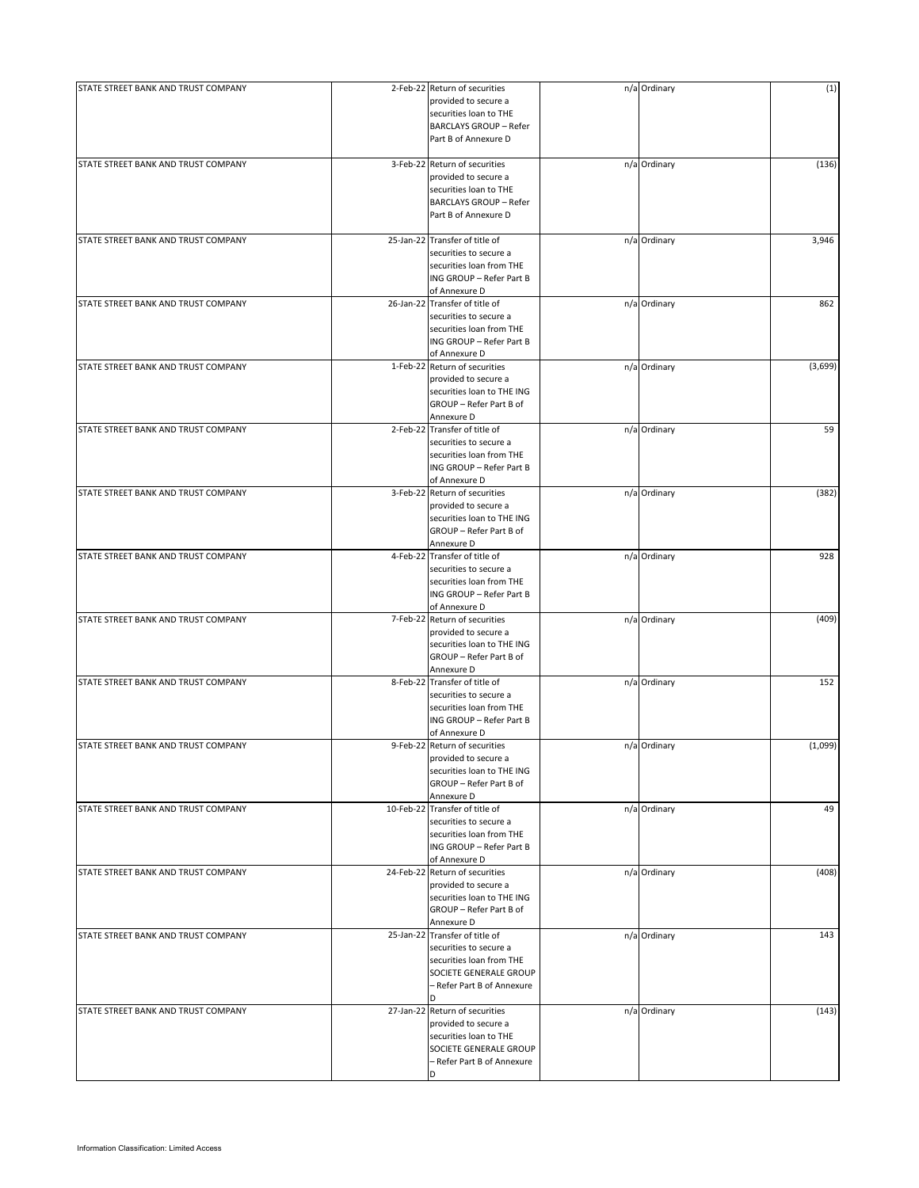| STATE STREET BANK AND TRUST COMPANY | 2-Feb-22 | Return of securities provided to secure a securities loan to THE BARCLAYS GROUP – Refer Part B of Annexure D | n/a | Ordinary | (1) |
|---|---|---|---|---|---|
| STATE STREET BANK AND TRUST COMPANY | 3-Feb-22 | Return of securities provided to secure a securities loan to THE BARCLAYS GROUP – Refer Part B of Annexure D | n/a | Ordinary | (136) |
| STATE STREET BANK AND TRUST COMPANY | 25-Jan-22 | Transfer of title of securities to secure a securities loan from THE ING GROUP – Refer Part B of Annexure D | n/a | Ordinary | 3,946 |
| STATE STREET BANK AND TRUST COMPANY | 26-Jan-22 | Transfer of title of securities to secure a securities loan from THE ING GROUP – Refer Part B of Annexure D | n/a | Ordinary | 862 |
| STATE STREET BANK AND TRUST COMPANY | 1-Feb-22 | Return of securities provided to secure a securities loan to THE ING GROUP – Refer Part B of Annexure D | n/a | Ordinary | (3,699) |
| STATE STREET BANK AND TRUST COMPANY | 2-Feb-22 | Transfer of title of securities to secure a securities loan from THE ING GROUP – Refer Part B of Annexure D | n/a | Ordinary | 59 |
| STATE STREET BANK AND TRUST COMPANY | 3-Feb-22 | Return of securities provided to secure a securities loan to THE ING GROUP – Refer Part B of Annexure D | n/a | Ordinary | (382) |
| STATE STREET BANK AND TRUST COMPANY | 4-Feb-22 | Transfer of title of securities to secure a securities loan from THE ING GROUP – Refer Part B of Annexure D | n/a | Ordinary | 928 |
| STATE STREET BANK AND TRUST COMPANY | 7-Feb-22 | Return of securities provided to secure a securities loan to THE ING GROUP – Refer Part B of Annexure D | n/a | Ordinary | (409) |
| STATE STREET BANK AND TRUST COMPANY | 8-Feb-22 | Transfer of title of securities to secure a securities loan from THE ING GROUP – Refer Part B of Annexure D | n/a | Ordinary | 152 |
| STATE STREET BANK AND TRUST COMPANY | 9-Feb-22 | Return of securities provided to secure a securities loan to THE ING GROUP – Refer Part B of Annexure D | n/a | Ordinary | (1,099) |
| STATE STREET BANK AND TRUST COMPANY | 10-Feb-22 | Transfer of title of securities to secure a securities loan from THE ING GROUP – Refer Part B of Annexure D | n/a | Ordinary | 49 |
| STATE STREET BANK AND TRUST COMPANY | 24-Feb-22 | Return of securities provided to secure a securities loan to THE ING GROUP – Refer Part B of Annexure D | n/a | Ordinary | (408) |
| STATE STREET BANK AND TRUST COMPANY | 25-Jan-22 | Transfer of title of securities to secure a securities loan from THE SOCIETE GENERALE GROUP – Refer Part B of Annexure D | n/a | Ordinary | 143 |
| STATE STREET BANK AND TRUST COMPANY | 27-Jan-22 | Return of securities provided to secure a securities loan to THE SOCIETE GENERALE GROUP – Refer Part B of Annexure D | n/a | Ordinary | (143) |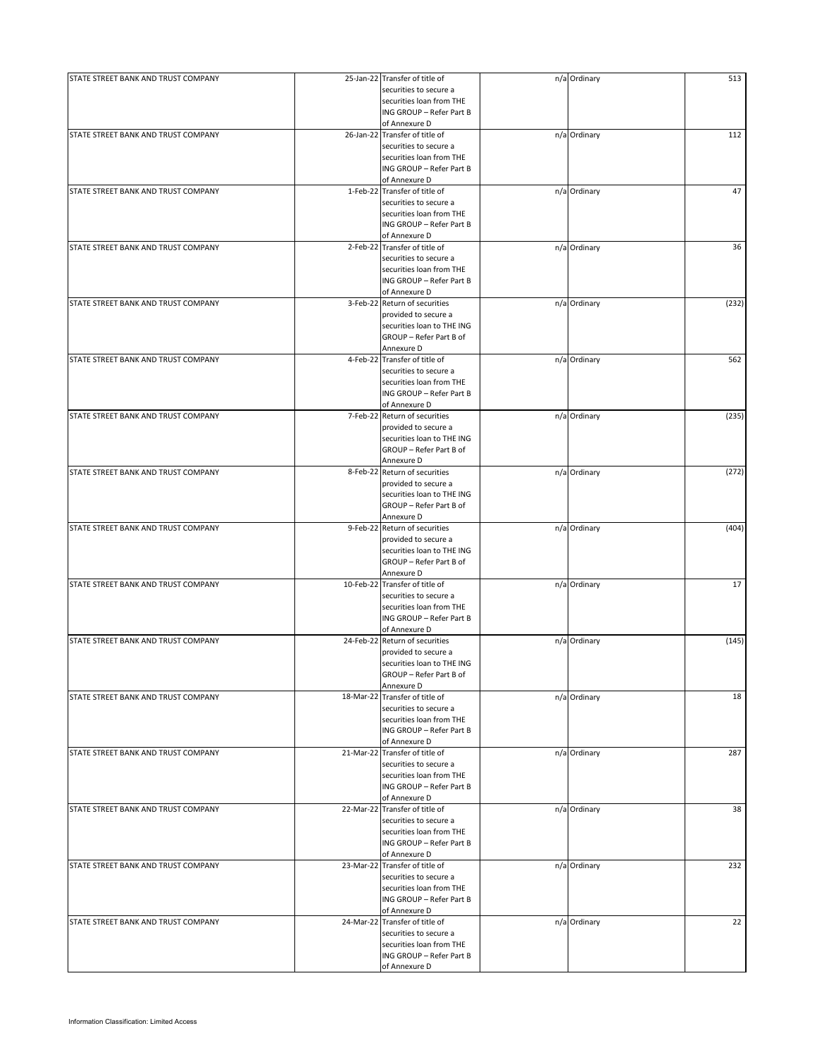| | | | | | |
|---|---|---|---|---|---|
| STATE STREET BANK AND TRUST COMPANY | 25-Jan-22 | Transfer of title of securities to secure a securities loan from THE ING GROUP – Refer Part B of Annexure D | n/a | Ordinary | 513 |
| STATE STREET BANK AND TRUST COMPANY | 26-Jan-22 | Transfer of title of securities to secure a securities loan from THE ING GROUP – Refer Part B of Annexure D | n/a | Ordinary | 112 |
| STATE STREET BANK AND TRUST COMPANY | 1-Feb-22 | Transfer of title of securities to secure a securities loan from THE ING GROUP – Refer Part B of Annexure D | n/a | Ordinary | 47 |
| STATE STREET BANK AND TRUST COMPANY | 2-Feb-22 | Transfer of title of securities to secure a securities loan from THE ING GROUP – Refer Part B of Annexure D | n/a | Ordinary | 36 |
| STATE STREET BANK AND TRUST COMPANY | 3-Feb-22 | Return of securities provided to secure a securities loan to THE ING GROUP – Refer Part B of Annexure D | n/a | Ordinary | (232) |
| STATE STREET BANK AND TRUST COMPANY | 4-Feb-22 | Transfer of title of securities to secure a securities loan from THE ING GROUP – Refer Part B of Annexure D | n/a | Ordinary | 562 |
| STATE STREET BANK AND TRUST COMPANY | 7-Feb-22 | Return of securities provided to secure a securities loan to THE ING GROUP – Refer Part B of Annexure D | n/a | Ordinary | (235) |
| STATE STREET BANK AND TRUST COMPANY | 8-Feb-22 | Return of securities provided to secure a securities loan to THE ING GROUP – Refer Part B of Annexure D | n/a | Ordinary | (272) |
| STATE STREET BANK AND TRUST COMPANY | 9-Feb-22 | Return of securities provided to secure a securities loan to THE ING GROUP – Refer Part B of Annexure D | n/a | Ordinary | (404) |
| STATE STREET BANK AND TRUST COMPANY | 10-Feb-22 | Transfer of title of securities to secure a securities loan from THE ING GROUP – Refer Part B of Annexure D | n/a | Ordinary | 17 |
| STATE STREET BANK AND TRUST COMPANY | 24-Feb-22 | Return of securities provided to secure a securities loan to THE ING GROUP – Refer Part B of Annexure D | n/a | Ordinary | (145) |
| STATE STREET BANK AND TRUST COMPANY | 18-Mar-22 | Transfer of title of securities to secure a securities loan from THE ING GROUP – Refer Part B of Annexure D | n/a | Ordinary | 18 |
| STATE STREET BANK AND TRUST COMPANY | 21-Mar-22 | Transfer of title of securities to secure a securities loan from THE ING GROUP – Refer Part B of Annexure D | n/a | Ordinary | 287 |
| STATE STREET BANK AND TRUST COMPANY | 22-Mar-22 | Transfer of title of securities to secure a securities loan from THE ING GROUP – Refer Part B of Annexure D | n/a | Ordinary | 38 |
| STATE STREET BANK AND TRUST COMPANY | 23-Mar-22 | Transfer of title of securities to secure a securities loan from THE ING GROUP – Refer Part B of Annexure D | n/a | Ordinary | 232 |
| STATE STREET BANK AND TRUST COMPANY | 24-Mar-22 | Transfer of title of securities to secure a securities loan from THE ING GROUP – Refer Part B of Annexure D | n/a | Ordinary | 22 |

Information Classification: Limited Access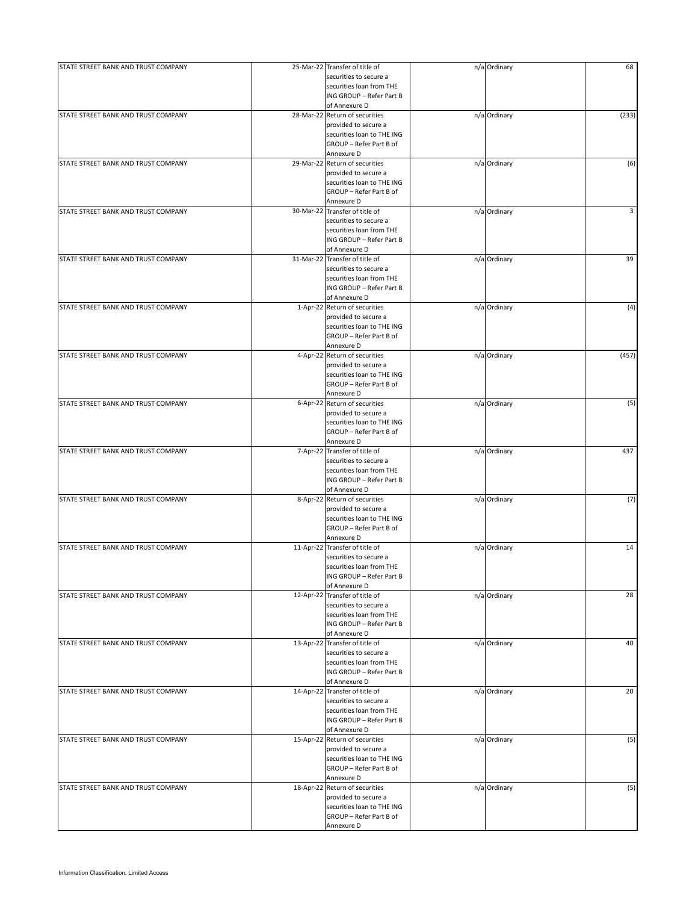| | | | | | |
|---|---|---|---|---|---|
| STATE STREET BANK AND TRUST COMPANY | 25-Mar-22 | Transfer of title of securities to secure a securities loan from THE ING GROUP – Refer Part B of Annexure D | n/a | Ordinary | 68 |
| STATE STREET BANK AND TRUST COMPANY | 28-Mar-22 | Return of securities provided to secure a securities loan to THE ING GROUP – Refer Part B of Annexure D | n/a | Ordinary | (233) |
| STATE STREET BANK AND TRUST COMPANY | 29-Mar-22 | Return of securities provided to secure a securities loan to THE ING GROUP – Refer Part B of Annexure D | n/a | Ordinary | (6) |
| STATE STREET BANK AND TRUST COMPANY | 30-Mar-22 | Transfer of title of securities to secure a securities loan from THE ING GROUP – Refer Part B of Annexure D | n/a | Ordinary | 3 |
| STATE STREET BANK AND TRUST COMPANY | 31-Mar-22 | Transfer of title of securities to secure a securities loan from THE ING GROUP – Refer Part B of Annexure D | n/a | Ordinary | 39 |
| STATE STREET BANK AND TRUST COMPANY | 1-Apr-22 | Return of securities provided to secure a securities loan to THE ING GROUP – Refer Part B of Annexure D | n/a | Ordinary | (4) |
| STATE STREET BANK AND TRUST COMPANY | 4-Apr-22 | Return of securities provided to secure a securities loan to THE ING GROUP – Refer Part B of Annexure D | n/a | Ordinary | (457) |
| STATE STREET BANK AND TRUST COMPANY | 6-Apr-22 | Return of securities provided to secure a securities loan to THE ING GROUP – Refer Part B of Annexure D | n/a | Ordinary | (5) |
| STATE STREET BANK AND TRUST COMPANY | 7-Apr-22 | Transfer of title of securities to secure a securities loan from THE ING GROUP – Refer Part B of Annexure D | n/a | Ordinary | 437 |
| STATE STREET BANK AND TRUST COMPANY | 8-Apr-22 | Return of securities provided to secure a securities loan to THE ING GROUP – Refer Part B of Annexure D | n/a | Ordinary | (7) |
| STATE STREET BANK AND TRUST COMPANY | 11-Apr-22 | Transfer of title of securities to secure a securities loan from THE ING GROUP – Refer Part B of Annexure D | n/a | Ordinary | 14 |
| STATE STREET BANK AND TRUST COMPANY | 12-Apr-22 | Transfer of title of securities to secure a securities loan from THE ING GROUP – Refer Part B of Annexure D | n/a | Ordinary | 28 |
| STATE STREET BANK AND TRUST COMPANY | 13-Apr-22 | Transfer of title of securities to secure a securities loan from THE ING GROUP – Refer Part B of Annexure D | n/a | Ordinary | 40 |
| STATE STREET BANK AND TRUST COMPANY | 14-Apr-22 | Transfer of title of securities to secure a securities loan from THE ING GROUP – Refer Part B of Annexure D | n/a | Ordinary | 20 |
| STATE STREET BANK AND TRUST COMPANY | 15-Apr-22 | Return of securities provided to secure a securities loan to THE ING GROUP – Refer Part B of Annexure D | n/a | Ordinary | (5) |
| STATE STREET BANK AND TRUST COMPANY | 18-Apr-22 | Return of securities provided to secure a securities loan to THE ING GROUP – Refer Part B of Annexure D | n/a | Ordinary | (5) |

Information Classification: Limited Access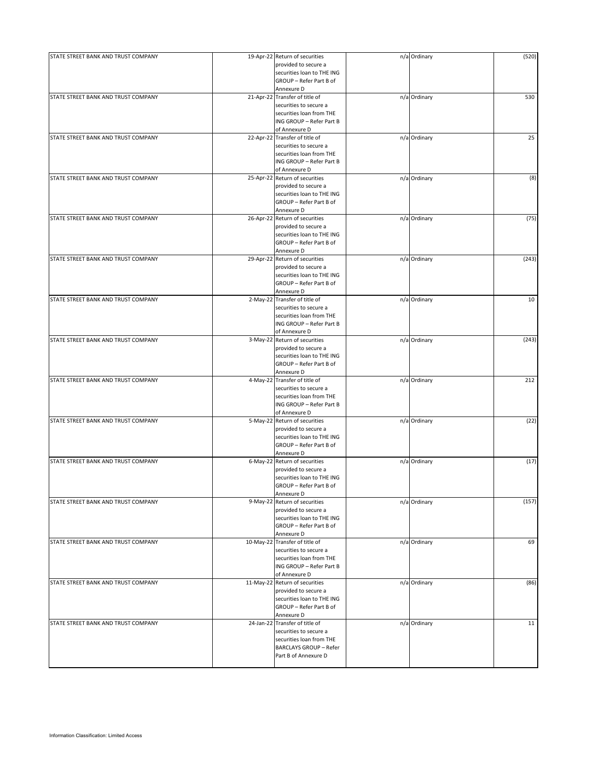| | | | | | |
|---|---|---|---|---|---|
| STATE STREET BANK AND TRUST COMPANY | 19-Apr-22 | Return of securities provided to secure a securities loan to THE ING GROUP – Refer Part B of Annexure D | n/a | Ordinary | (520) |
| STATE STREET BANK AND TRUST COMPANY | 21-Apr-22 | Transfer of title of securities to secure a securities loan from THE ING GROUP – Refer Part B of Annexure D | n/a | Ordinary | 530 |
| STATE STREET BANK AND TRUST COMPANY | 22-Apr-22 | Transfer of title of securities to secure a securities loan from THE ING GROUP – Refer Part B of Annexure D | n/a | Ordinary | 25 |
| STATE STREET BANK AND TRUST COMPANY | 25-Apr-22 | Return of securities provided to secure a securities loan to THE ING GROUP – Refer Part B of Annexure D | n/a | Ordinary | (8) |
| STATE STREET BANK AND TRUST COMPANY | 26-Apr-22 | Return of securities provided to secure a securities loan to THE ING GROUP – Refer Part B of Annexure D | n/a | Ordinary | (75) |
| STATE STREET BANK AND TRUST COMPANY | 29-Apr-22 | Return of securities provided to secure a securities loan to THE ING GROUP – Refer Part B of Annexure D | n/a | Ordinary | (243) |
| STATE STREET BANK AND TRUST COMPANY | 2-May-22 | Transfer of title of securities to secure a securities loan from THE ING GROUP – Refer Part B of Annexure D | n/a | Ordinary | 10 |
| STATE STREET BANK AND TRUST COMPANY | 3-May-22 | Return of securities provided to secure a securities loan to THE ING GROUP – Refer Part B of Annexure D | n/a | Ordinary | (243) |
| STATE STREET BANK AND TRUST COMPANY | 4-May-22 | Transfer of title of securities to secure a securities loan from THE ING GROUP – Refer Part B of Annexure D | n/a | Ordinary | 212 |
| STATE STREET BANK AND TRUST COMPANY | 5-May-22 | Return of securities provided to secure a securities loan to THE ING GROUP – Refer Part B of Annexure D | n/a | Ordinary | (22) |
| STATE STREET BANK AND TRUST COMPANY | 6-May-22 | Return of securities provided to secure a securities loan to THE ING GROUP – Refer Part B of Annexure D | n/a | Ordinary | (17) |
| STATE STREET BANK AND TRUST COMPANY | 9-May-22 | Return of securities provided to secure a securities loan to THE ING GROUP – Refer Part B of Annexure D | n/a | Ordinary | (157) |
| STATE STREET BANK AND TRUST COMPANY | 10-May-22 | Transfer of title of securities to secure a securities loan from THE ING GROUP – Refer Part B of Annexure D | n/a | Ordinary | 69 |
| STATE STREET BANK AND TRUST COMPANY | 11-May-22 | Return of securities provided to secure a securities loan to THE ING GROUP – Refer Part B of Annexure D | n/a | Ordinary | (86) |
| STATE STREET BANK AND TRUST COMPANY | 24-Jan-22 | Transfer of title of securities to secure a securities loan from THE BARCLAYS GROUP – Refer Part B of Annexure D | n/a | Ordinary | 11 |

Information Classification: Limited Access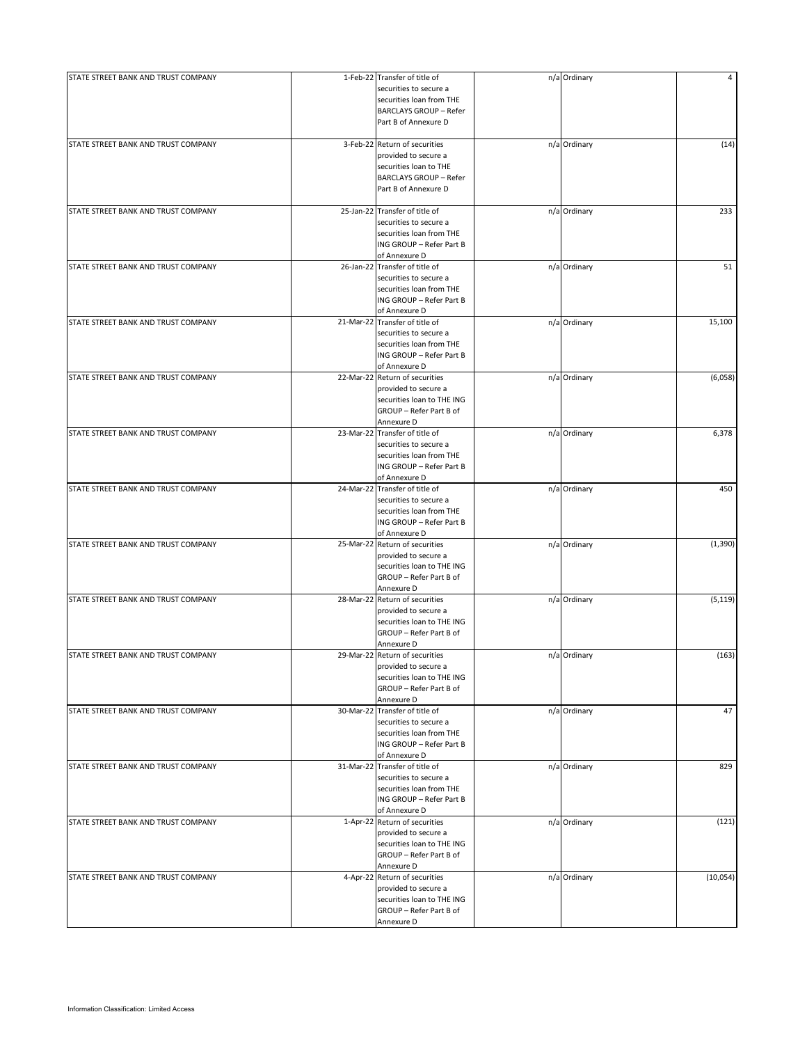| | | | | | |
|---|---|---|---|---|---|
| STATE STREET BANK AND TRUST COMPANY | 1-Feb-22 | Transfer of title of securities to secure a securities loan from THE BARCLAYS GROUP – Refer Part B of Annexure D | n/a | Ordinary | 4 |
| STATE STREET BANK AND TRUST COMPANY | 3-Feb-22 | Return of securities provided to secure a securities loan to THE BARCLAYS GROUP – Refer Part B of Annexure D | n/a | Ordinary | (14) |
| STATE STREET BANK AND TRUST COMPANY | 25-Jan-22 | Transfer of title of securities to secure a securities loan from THE ING GROUP – Refer Part B of Annexure D | n/a | Ordinary | 233 |
| STATE STREET BANK AND TRUST COMPANY | 26-Jan-22 | Transfer of title of securities to secure a securities loan from THE ING GROUP – Refer Part B of Annexure D | n/a | Ordinary | 51 |
| STATE STREET BANK AND TRUST COMPANY | 21-Mar-22 | Transfer of title of securities to secure a securities loan from THE ING GROUP – Refer Part B of Annexure D | n/a | Ordinary | 15,100 |
| STATE STREET BANK AND TRUST COMPANY | 22-Mar-22 | Return of securities provided to secure a securities loan to THE ING GROUP – Refer Part B of Annexure D | n/a | Ordinary | (6,058) |
| STATE STREET BANK AND TRUST COMPANY | 23-Mar-22 | Transfer of title of securities to secure a securities loan from THE ING GROUP – Refer Part B of Annexure D | n/a | Ordinary | 6,378 |
| STATE STREET BANK AND TRUST COMPANY | 24-Mar-22 | Transfer of title of securities to secure a securities loan from THE ING GROUP – Refer Part B of Annexure D | n/a | Ordinary | 450 |
| STATE STREET BANK AND TRUST COMPANY | 25-Mar-22 | Return of securities provided to secure a securities loan to THE ING GROUP – Refer Part B of Annexure D | n/a | Ordinary | (1,390) |
| STATE STREET BANK AND TRUST COMPANY | 28-Mar-22 | Return of securities provided to secure a securities loan to THE ING GROUP – Refer Part B of Annexure D | n/a | Ordinary | (5,119) |
| STATE STREET BANK AND TRUST COMPANY | 29-Mar-22 | Return of securities provided to secure a securities loan to THE ING GROUP – Refer Part B of Annexure D | n/a | Ordinary | (163) |
| STATE STREET BANK AND TRUST COMPANY | 30-Mar-22 | Transfer of title of securities to secure a securities loan from THE ING GROUP – Refer Part B of Annexure D | n/a | Ordinary | 47 |
| STATE STREET BANK AND TRUST COMPANY | 31-Mar-22 | Transfer of title of securities to secure a securities loan from THE ING GROUP – Refer Part B of Annexure D | n/a | Ordinary | 829 |
| STATE STREET BANK AND TRUST COMPANY | 1-Apr-22 | Return of securities provided to secure a securities loan to THE ING GROUP – Refer Part B of Annexure D | n/a | Ordinary | (121) |
| STATE STREET BANK AND TRUST COMPANY | 4-Apr-22 | Return of securities provided to secure a securities loan to THE ING GROUP – Refer Part B of Annexure D | n/a | Ordinary | (10,054) |

Information Classification: Limited Access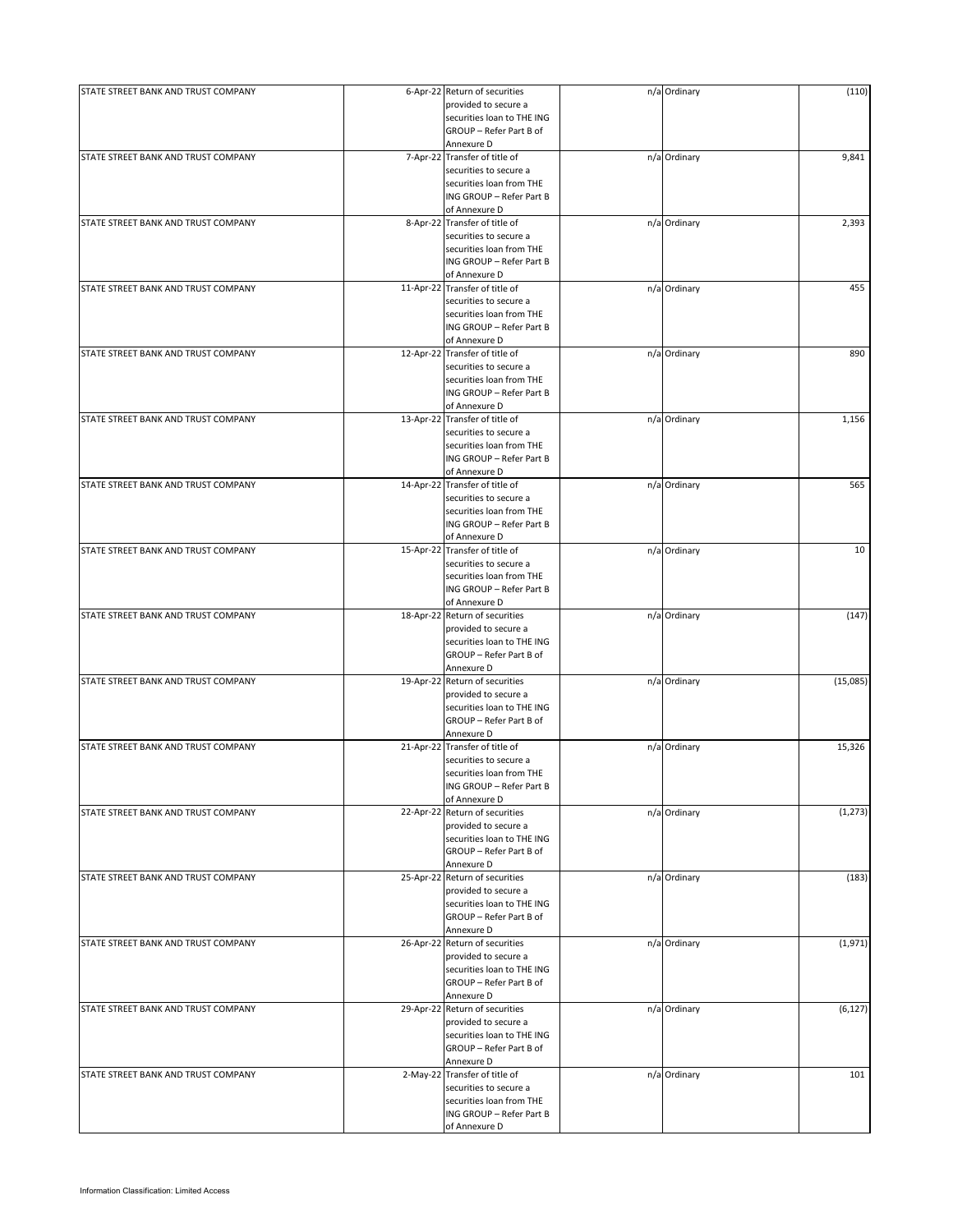| | | | | | |
|---|---|---|---|---|---|
| STATE STREET BANK AND TRUST COMPANY | 6-Apr-22 | Return of securities provided to secure a securities loan to THE ING GROUP – Refer Part B of Annexure D | n/a | Ordinary | (110) |
| STATE STREET BANK AND TRUST COMPANY | 7-Apr-22 | Transfer of title of securities to secure a securities loan from THE ING GROUP – Refer Part B of Annexure D | n/a | Ordinary | 9,841 |
| STATE STREET BANK AND TRUST COMPANY | 8-Apr-22 | Transfer of title of securities to secure a securities loan from THE ING GROUP – Refer Part B of Annexure D | n/a | Ordinary | 2,393 |
| STATE STREET BANK AND TRUST COMPANY | 11-Apr-22 | Transfer of title of securities to secure a securities loan from THE ING GROUP – Refer Part B of Annexure D | n/a | Ordinary | 455 |
| STATE STREET BANK AND TRUST COMPANY | 12-Apr-22 | Transfer of title of securities to secure a securities loan from THE ING GROUP – Refer Part B of Annexure D | n/a | Ordinary | 890 |
| STATE STREET BANK AND TRUST COMPANY | 13-Apr-22 | Transfer of title of securities to secure a securities loan from THE ING GROUP – Refer Part B of Annexure D | n/a | Ordinary | 1,156 |
| STATE STREET BANK AND TRUST COMPANY | 14-Apr-22 | Transfer of title of securities to secure a securities loan from THE ING GROUP – Refer Part B of Annexure D | n/a | Ordinary | 565 |
| STATE STREET BANK AND TRUST COMPANY | 15-Apr-22 | Transfer of title of securities to secure a securities loan from THE ING GROUP – Refer Part B of Annexure D | n/a | Ordinary | 10 |
| STATE STREET BANK AND TRUST COMPANY | 18-Apr-22 | Return of securities provided to secure a securities loan to THE ING GROUP – Refer Part B of Annexure D | n/a | Ordinary | (147) |
| STATE STREET BANK AND TRUST COMPANY | 19-Apr-22 | Return of securities provided to secure a securities loan to THE ING GROUP – Refer Part B of Annexure D | n/a | Ordinary | (15,085) |
| STATE STREET BANK AND TRUST COMPANY | 21-Apr-22 | Transfer of title of securities to secure a securities loan from THE ING GROUP – Refer Part B of Annexure D | n/a | Ordinary | 15,326 |
| STATE STREET BANK AND TRUST COMPANY | 22-Apr-22 | Return of securities provided to secure a securities loan to THE ING GROUP – Refer Part B of Annexure D | n/a | Ordinary | (1,273) |
| STATE STREET BANK AND TRUST COMPANY | 25-Apr-22 | Return of securities provided to secure a securities loan to THE ING GROUP – Refer Part B of Annexure D | n/a | Ordinary | (183) |
| STATE STREET BANK AND TRUST COMPANY | 26-Apr-22 | Return of securities provided to secure a securities loan to THE ING GROUP – Refer Part B of Annexure D | n/a | Ordinary | (1,971) |
| STATE STREET BANK AND TRUST COMPANY | 29-Apr-22 | Return of securities provided to secure a securities loan to THE ING GROUP – Refer Part B of Annexure D | n/a | Ordinary | (6,127) |
| STATE STREET BANK AND TRUST COMPANY | 2-May-22 | Transfer of title of securities to secure a securities loan from THE ING GROUP – Refer Part B of Annexure D | n/a | Ordinary | 101 |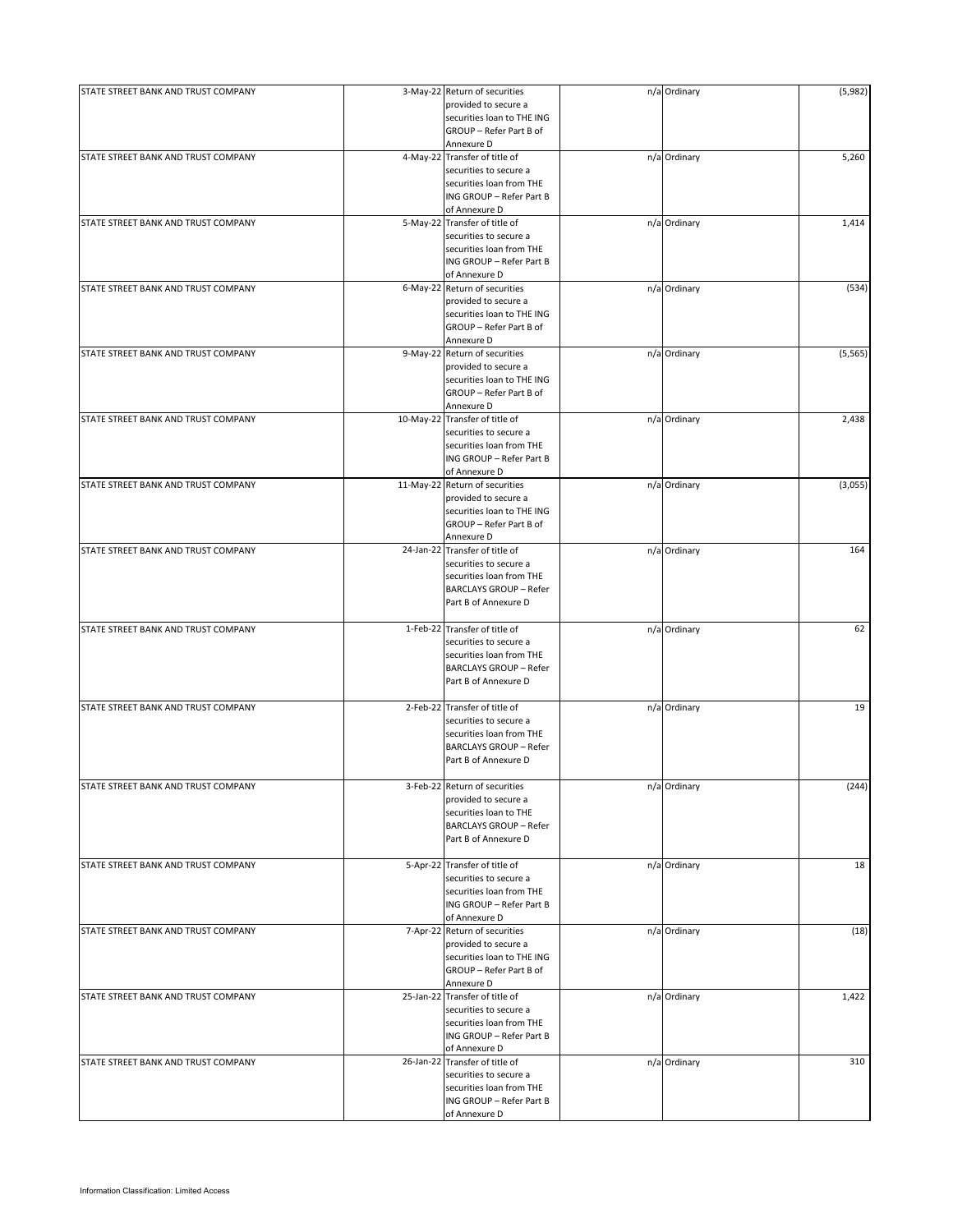| STATE STREET BANK AND TRUST COMPANY | 3-May-22 | Return of securities provided to secure a securities loan to THE ING GROUP – Refer Part B of Annexure D | n/a | Ordinary | (5,982) |
|---|---|---|---|---|---|
| STATE STREET BANK AND TRUST COMPANY | 4-May-22 | Transfer of title of securities to secure a securities loan from THE ING GROUP – Refer Part B of Annexure D | n/a | Ordinary | 5,260 |
| STATE STREET BANK AND TRUST COMPANY | 5-May-22 | Transfer of title of securities to secure a securities loan from THE ING GROUP – Refer Part B of Annexure D | n/a | Ordinary | 1,414 |
| STATE STREET BANK AND TRUST COMPANY | 6-May-22 | Return of securities provided to secure a securities loan to THE ING GROUP – Refer Part B of Annexure D | n/a | Ordinary | (534) |
| STATE STREET BANK AND TRUST COMPANY | 9-May-22 | Return of securities provided to secure a securities loan to THE ING GROUP – Refer Part B of Annexure D | n/a | Ordinary | (5,565) |
| STATE STREET BANK AND TRUST COMPANY | 10-May-22 | Transfer of title of securities to secure a securities loan from THE ING GROUP – Refer Part B of Annexure D | n/a | Ordinary | 2,438 |
| STATE STREET BANK AND TRUST COMPANY | 11-May-22 | Return of securities provided to secure a securities loan to THE ING GROUP – Refer Part B of Annexure D | n/a | Ordinary | (3,055) |
| STATE STREET BANK AND TRUST COMPANY | 24-Jan-22 | Transfer of title of securities to secure a securities loan from THE BARCLAYS GROUP – Refer Part B of Annexure D | n/a | Ordinary | 164 |
| STATE STREET BANK AND TRUST COMPANY | 1-Feb-22 | Transfer of title of securities to secure a securities loan from THE BARCLAYS GROUP – Refer Part B of Annexure D | n/a | Ordinary | 62 |
| STATE STREET BANK AND TRUST COMPANY | 2-Feb-22 | Transfer of title of securities to secure a securities loan from THE BARCLAYS GROUP – Refer Part B of Annexure D | n/a | Ordinary | 19 |
| STATE STREET BANK AND TRUST COMPANY | 3-Feb-22 | Return of securities provided to secure a securities loan to THE BARCLAYS GROUP – Refer Part B of Annexure D | n/a | Ordinary | (244) |
| STATE STREET BANK AND TRUST COMPANY | 5-Apr-22 | Transfer of title of securities to secure a securities loan from THE ING GROUP – Refer Part B of Annexure D | n/a | Ordinary | 18 |
| STATE STREET BANK AND TRUST COMPANY | 7-Apr-22 | Return of securities provided to secure a securities loan to THE ING GROUP – Refer Part B of Annexure D | n/a | Ordinary | (18) |
| STATE STREET BANK AND TRUST COMPANY | 25-Jan-22 | Transfer of title of securities to secure a securities loan from THE ING GROUP – Refer Part B of Annexure D | n/a | Ordinary | 1,422 |
| STATE STREET BANK AND TRUST COMPANY | 26-Jan-22 | Transfer of title of securities to secure a securities loan from THE ING GROUP – Refer Part B of Annexure D | n/a | Ordinary | 310 |

Information Classification: Limited Access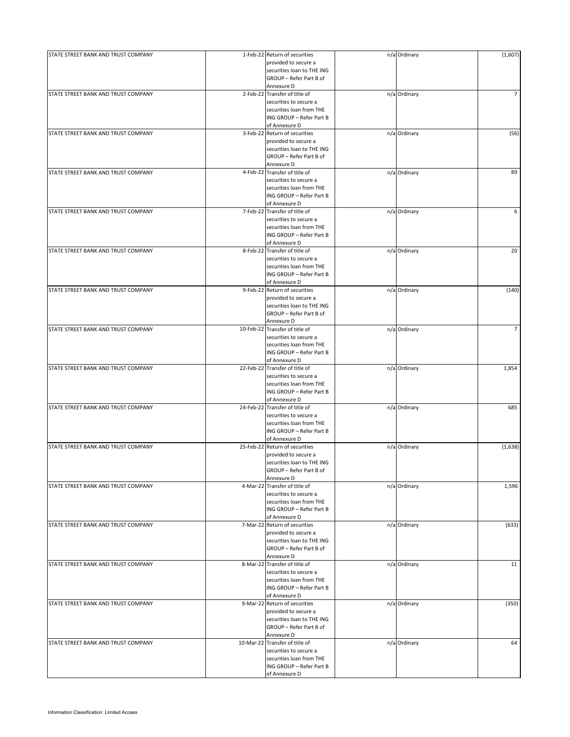| STATE STREET BANK AND TRUST COMPANY | 1-Feb-22 | Return of securities provided to secure a securities loan to THE ING GROUP – Refer Part B of Annexure D | n/a | Ordinary | (1,607) |
|---|---|---|---|---|---|
| STATE STREET BANK AND TRUST COMPANY | 2-Feb-22 | Transfer of title of securities to secure a securities loan from THE ING GROUP – Refer Part B of Annexure D | n/a | Ordinary | 7 |
| STATE STREET BANK AND TRUST COMPANY | 3-Feb-22 | Return of securities provided to secure a securities loan to THE ING GROUP – Refer Part B of Annexure D | n/a | Ordinary | (56) |
| STATE STREET BANK AND TRUST COMPANY | 4-Feb-22 | Transfer of title of securities to secure a securities loan from THE ING GROUP – Refer Part B of Annexure D | n/a | Ordinary | 89 |
| STATE STREET BANK AND TRUST COMPANY | 7-Feb-22 | Transfer of title of securities to secure a securities loan from THE ING GROUP – Refer Part B of Annexure D | n/a | Ordinary | 6 |
| STATE STREET BANK AND TRUST COMPANY | 8-Feb-22 | Transfer of title of securities to secure a securities loan from THE ING GROUP – Refer Part B of Annexure D | n/a | Ordinary | 20 |
| STATE STREET BANK AND TRUST COMPANY | 9-Feb-22 | Return of securities provided to secure a securities loan to THE ING GROUP – Refer Part B of Annexure D | n/a | Ordinary | (140) |
| STATE STREET BANK AND TRUST COMPANY | 10-Feb-22 | Transfer of title of securities to secure a securities loan from THE ING GROUP – Refer Part B of Annexure D | n/a | Ordinary | 7 |
| STATE STREET BANK AND TRUST COMPANY | 22-Feb-22 | Transfer of title of securities to secure a securities loan from THE ING GROUP – Refer Part B of Annexure D | n/a | Ordinary | 1,854 |
| STATE STREET BANK AND TRUST COMPANY | 24-Feb-22 | Transfer of title of securities to secure a securities loan from THE ING GROUP – Refer Part B of Annexure D | n/a | Ordinary | 685 |
| STATE STREET BANK AND TRUST COMPANY | 25-Feb-22 | Return of securities provided to secure a securities loan to THE ING GROUP – Refer Part B of Annexure D | n/a | Ordinary | (1,638) |
| STATE STREET BANK AND TRUST COMPANY | 4-Mar-22 | Transfer of title of securities to secure a securities loan from THE ING GROUP – Refer Part B of Annexure D | n/a | Ordinary | 1,596 |
| STATE STREET BANK AND TRUST COMPANY | 7-Mar-22 | Return of securities provided to secure a securities loan to THE ING GROUP – Refer Part B of Annexure D | n/a | Ordinary | (633) |
| STATE STREET BANK AND TRUST COMPANY | 8-Mar-22 | Transfer of title of securities to secure a securities loan from THE ING GROUP – Refer Part B of Annexure D | n/a | Ordinary | 11 |
| STATE STREET BANK AND TRUST COMPANY | 9-Mar-22 | Return of securities provided to secure a securities loan to THE ING GROUP – Refer Part B of Annexure D | n/a | Ordinary | (350) |
| STATE STREET BANK AND TRUST COMPANY | 10-Mar-22 | Transfer of title of securities to secure a securities loan from THE ING GROUP – Refer Part B of Annexure D | n/a | Ordinary | 64 |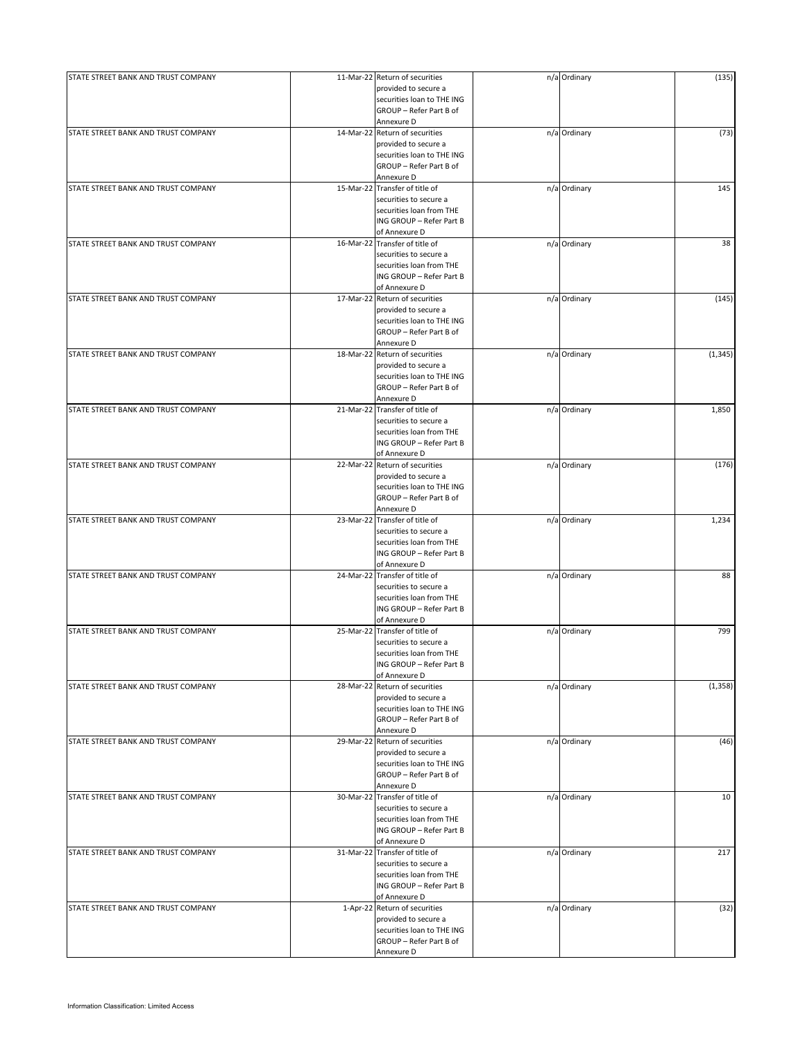| | | | | | |
|---|---|---|---|---|---|
| STATE STREET BANK AND TRUST COMPANY | 11-Mar-22 | Return of securities provided to secure a securities loan to THE ING GROUP – Refer Part B of Annexure D | n/a | Ordinary | (135) |
| STATE STREET BANK AND TRUST COMPANY | 14-Mar-22 | Return of securities provided to secure a securities loan to THE ING GROUP – Refer Part B of Annexure D | n/a | Ordinary | (73) |
| STATE STREET BANK AND TRUST COMPANY | 15-Mar-22 | Transfer of title of securities to secure a securities loan from THE ING GROUP – Refer Part B of Annexure D | n/a | Ordinary | 145 |
| STATE STREET BANK AND TRUST COMPANY | 16-Mar-22 | Transfer of title of securities to secure a securities loan from THE ING GROUP – Refer Part B of Annexure D | n/a | Ordinary | 38 |
| STATE STREET BANK AND TRUST COMPANY | 17-Mar-22 | Return of securities provided to secure a securities loan to THE ING GROUP – Refer Part B of Annexure D | n/a | Ordinary | (145) |
| STATE STREET BANK AND TRUST COMPANY | 18-Mar-22 | Return of securities provided to secure a securities loan to THE ING GROUP – Refer Part B of Annexure D | n/a | Ordinary | (1,345) |
| STATE STREET BANK AND TRUST COMPANY | 21-Mar-22 | Transfer of title of securities to secure a securities loan from THE ING GROUP – Refer Part B of Annexure D | n/a | Ordinary | 1,850 |
| STATE STREET BANK AND TRUST COMPANY | 22-Mar-22 | Return of securities provided to secure a securities loan to THE ING GROUP – Refer Part B of Annexure D | n/a | Ordinary | (176) |
| STATE STREET BANK AND TRUST COMPANY | 23-Mar-22 | Transfer of title of securities to secure a securities loan from THE ING GROUP – Refer Part B of Annexure D | n/a | Ordinary | 1,234 |
| STATE STREET BANK AND TRUST COMPANY | 24-Mar-22 | Transfer of title of securities to secure a securities loan from THE ING GROUP – Refer Part B of Annexure D | n/a | Ordinary | 88 |
| STATE STREET BANK AND TRUST COMPANY | 25-Mar-22 | Transfer of title of securities to secure a securities loan from THE ING GROUP – Refer Part B of Annexure D | n/a | Ordinary | 799 |
| STATE STREET BANK AND TRUST COMPANY | 28-Mar-22 | Return of securities provided to secure a securities loan to THE ING GROUP – Refer Part B of Annexure D | n/a | Ordinary | (1,358) |
| STATE STREET BANK AND TRUST COMPANY | 29-Mar-22 | Return of securities provided to secure a securities loan to THE ING GROUP – Refer Part B of Annexure D | n/a | Ordinary | (46) |
| STATE STREET BANK AND TRUST COMPANY | 30-Mar-22 | Transfer of title of securities to secure a securities loan from THE ING GROUP – Refer Part B of Annexure D | n/a | Ordinary | 10 |
| STATE STREET BANK AND TRUST COMPANY | 31-Mar-22 | Transfer of title of securities to secure a securities loan from THE ING GROUP – Refer Part B of Annexure D | n/a | Ordinary | 217 |
| STATE STREET BANK AND TRUST COMPANY | 1-Apr-22 | Return of securities provided to secure a securities loan to THE ING GROUP – Refer Part B of Annexure D | n/a | Ordinary | (32) |

Information Classification: Limited Access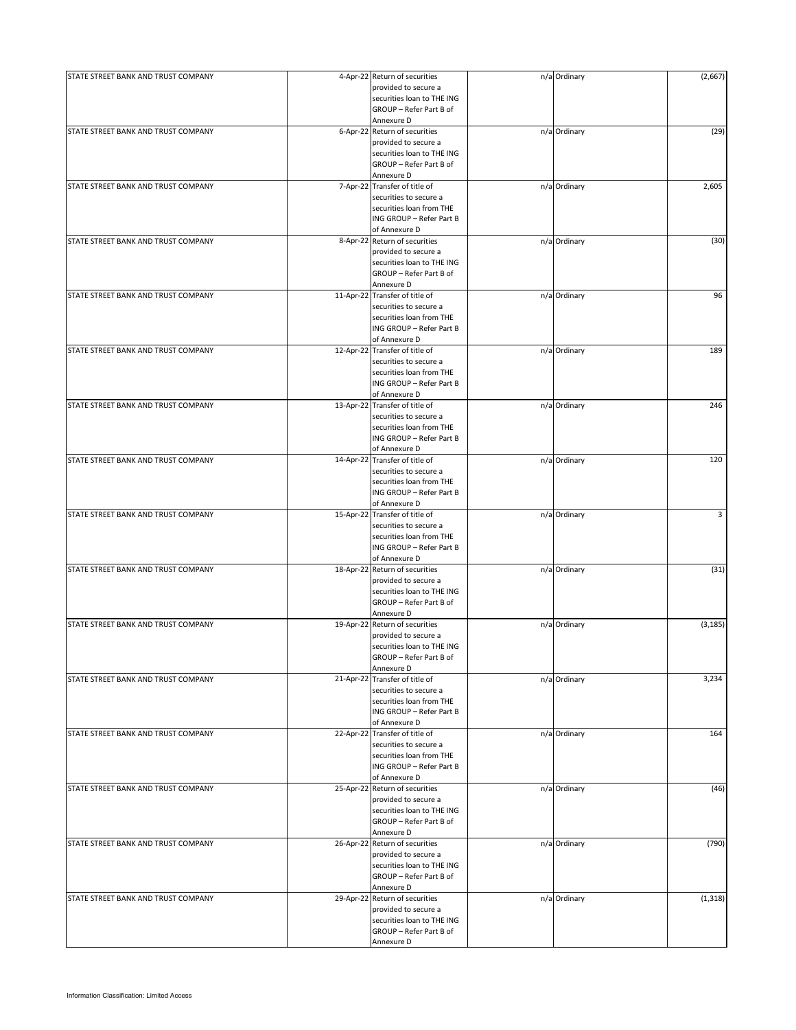| | | | | | |
|---|---|---|---|---|---|
| STATE STREET BANK AND TRUST COMPANY | 4-Apr-22 | Return of securities provided to secure a securities loan to THE ING GROUP – Refer Part B of Annexure D | n/a | Ordinary | (2,667) |
| STATE STREET BANK AND TRUST COMPANY | 6-Apr-22 | Return of securities provided to secure a securities loan to THE ING GROUP – Refer Part B of Annexure D | n/a | Ordinary | (29) |
| STATE STREET BANK AND TRUST COMPANY | 7-Apr-22 | Transfer of title of securities to secure a securities loan from THE ING GROUP – Refer Part B of Annexure D | n/a | Ordinary | 2,605 |
| STATE STREET BANK AND TRUST COMPANY | 8-Apr-22 | Return of securities provided to secure a securities loan to THE ING GROUP – Refer Part B of Annexure D | n/a | Ordinary | (30) |
| STATE STREET BANK AND TRUST COMPANY | 11-Apr-22 | Transfer of title of securities to secure a securities loan from THE ING GROUP – Refer Part B of Annexure D | n/a | Ordinary | 96 |
| STATE STREET BANK AND TRUST COMPANY | 12-Apr-22 | Transfer of title of securities to secure a securities loan from THE ING GROUP – Refer Part B of Annexure D | n/a | Ordinary | 189 |
| STATE STREET BANK AND TRUST COMPANY | 13-Apr-22 | Transfer of title of securities to secure a securities loan from THE ING GROUP – Refer Part B of Annexure D | n/a | Ordinary | 246 |
| STATE STREET BANK AND TRUST COMPANY | 14-Apr-22 | Transfer of title of securities to secure a securities loan from THE ING GROUP – Refer Part B of Annexure D | n/a | Ordinary | 120 |
| STATE STREET BANK AND TRUST COMPANY | 15-Apr-22 | Transfer of title of securities to secure a securities loan from THE ING GROUP – Refer Part B of Annexure D | n/a | Ordinary | 3 |
| STATE STREET BANK AND TRUST COMPANY | 18-Apr-22 | Return of securities provided to secure a securities loan to THE ING GROUP – Refer Part B of Annexure D | n/a | Ordinary | (31) |
| STATE STREET BANK AND TRUST COMPANY | 19-Apr-22 | Return of securities provided to secure a securities loan to THE ING GROUP – Refer Part B of Annexure D | n/a | Ordinary | (3,185) |
| STATE STREET BANK AND TRUST COMPANY | 21-Apr-22 | Transfer of title of securities to secure a securities loan from THE ING GROUP – Refer Part B of Annexure D | n/a | Ordinary | 3,234 |
| STATE STREET BANK AND TRUST COMPANY | 22-Apr-22 | Transfer of title of securities to secure a securities loan from THE ING GROUP – Refer Part B of Annexure D | n/a | Ordinary | 164 |
| STATE STREET BANK AND TRUST COMPANY | 25-Apr-22 | Return of securities provided to secure a securities loan to THE ING GROUP – Refer Part B of Annexure D | n/a | Ordinary | (46) |
| STATE STREET BANK AND TRUST COMPANY | 26-Apr-22 | Return of securities provided to secure a securities loan to THE ING GROUP – Refer Part B of Annexure D | n/a | Ordinary | (790) |
| STATE STREET BANK AND TRUST COMPANY | 29-Apr-22 | Return of securities provided to secure a securities loan to THE ING GROUP – Refer Part B of Annexure D | n/a | Ordinary | (1,318) |

Information Classification: Limited Access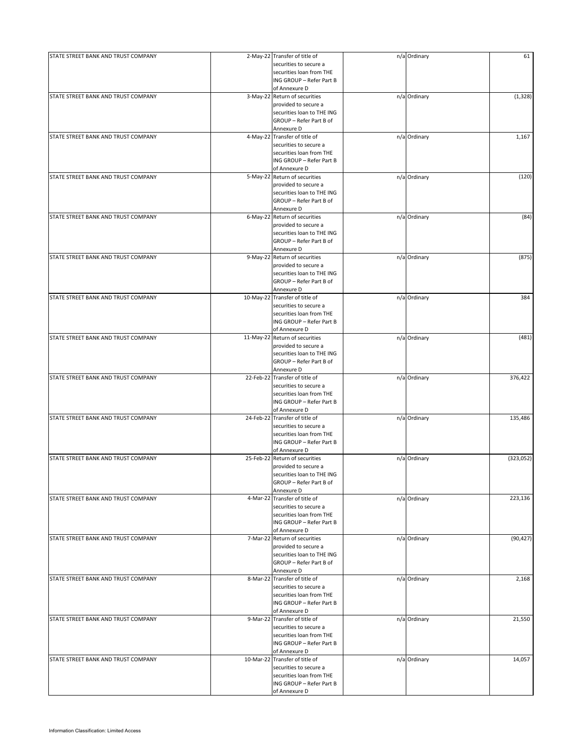| STATE STREET BANK AND TRUST COMPANY | 2-May-22 | Transfer of title of securities to secure a securities loan from THE ING GROUP – Refer Part B of Annexure D | n/a | Ordinary | 61 |
|---|---|---|---|---|---|
| STATE STREET BANK AND TRUST COMPANY | 3-May-22 | Return of securities provided to secure a securities loan to THE ING GROUP – Refer Part B of Annexure D | n/a | Ordinary | (1,328) |
| STATE STREET BANK AND TRUST COMPANY | 4-May-22 | Transfer of title of securities to secure a securities loan from THE ING GROUP – Refer Part B of Annexure D | n/a | Ordinary | 1,167 |
| STATE STREET BANK AND TRUST COMPANY | 5-May-22 | Return of securities provided to secure a securities loan to THE ING GROUP – Refer Part B of Annexure D | n/a | Ordinary | (120) |
| STATE STREET BANK AND TRUST COMPANY | 6-May-22 | Return of securities provided to secure a securities loan to THE ING GROUP – Refer Part B of Annexure D | n/a | Ordinary | (84) |
| STATE STREET BANK AND TRUST COMPANY | 9-May-22 | Return of securities provided to secure a securities loan to THE ING GROUP – Refer Part B of Annexure D | n/a | Ordinary | (875) |
| STATE STREET BANK AND TRUST COMPANY | 10-May-22 | Transfer of title of securities to secure a securities loan from THE ING GROUP – Refer Part B of Annexure D | n/a | Ordinary | 384 |
| STATE STREET BANK AND TRUST COMPANY | 11-May-22 | Return of securities provided to secure a securities loan to THE ING GROUP – Refer Part B of Annexure D | n/a | Ordinary | (481) |
| STATE STREET BANK AND TRUST COMPANY | 22-Feb-22 | Transfer of title of securities to secure a securities loan from THE ING GROUP – Refer Part B of Annexure D | n/a | Ordinary | 376,422 |
| STATE STREET BANK AND TRUST COMPANY | 24-Feb-22 | Transfer of title of securities to secure a securities loan from THE ING GROUP – Refer Part B of Annexure D | n/a | Ordinary | 135,486 |
| STATE STREET BANK AND TRUST COMPANY | 25-Feb-22 | Return of securities provided to secure a securities loan to THE ING GROUP – Refer Part B of Annexure D | n/a | Ordinary | (323,052) |
| STATE STREET BANK AND TRUST COMPANY | 4-Mar-22 | Transfer of title of securities to secure a securities loan from THE ING GROUP – Refer Part B of Annexure D | n/a | Ordinary | 223,136 |
| STATE STREET BANK AND TRUST COMPANY | 7-Mar-22 | Return of securities provided to secure a securities loan to THE ING GROUP – Refer Part B of Annexure D | n/a | Ordinary | (90,427) |
| STATE STREET BANK AND TRUST COMPANY | 8-Mar-22 | Transfer of title of securities to secure a securities loan from THE ING GROUP – Refer Part B of Annexure D | n/a | Ordinary | 2,168 |
| STATE STREET BANK AND TRUST COMPANY | 9-Mar-22 | Transfer of title of securities to secure a securities loan from THE ING GROUP – Refer Part B of Annexure D | n/a | Ordinary | 21,550 |
| STATE STREET BANK AND TRUST COMPANY | 10-Mar-22 | Transfer of title of securities to secure a securities loan from THE ING GROUP – Refer Part B of Annexure D | n/a | Ordinary | 14,057 |

Information Classification: Limited Access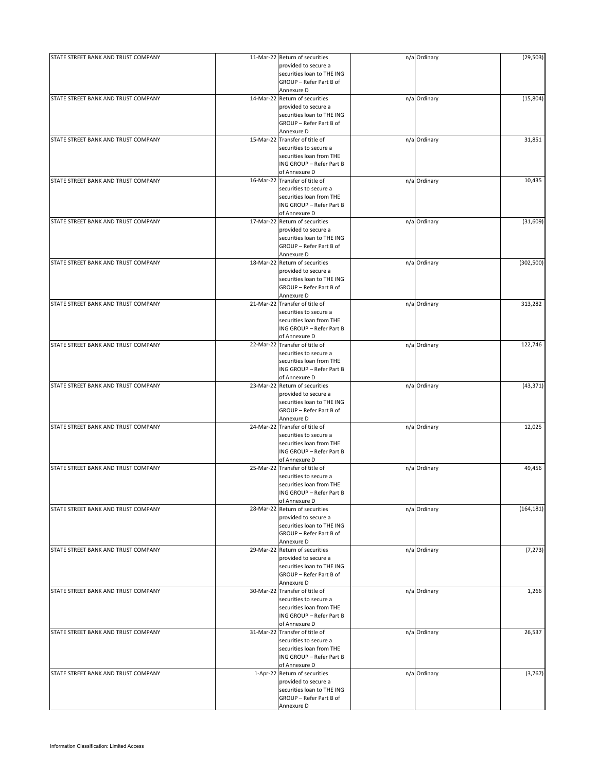| | | | | | |
|---|---|---|---|---|---|
| STATE STREET BANK AND TRUST COMPANY | 11-Mar-22 | Return of securities provided to secure a securities loan to THE ING GROUP – Refer Part B of Annexure D | n/a | Ordinary | (29,503) |
| STATE STREET BANK AND TRUST COMPANY | 14-Mar-22 | Return of securities provided to secure a securities loan to THE ING GROUP – Refer Part B of Annexure D | n/a | Ordinary | (15,804) |
| STATE STREET BANK AND TRUST COMPANY | 15-Mar-22 | Transfer of title of securities to secure a securities loan from THE ING GROUP – Refer Part B of Annexure D | n/a | Ordinary | 31,851 |
| STATE STREET BANK AND TRUST COMPANY | 16-Mar-22 | Transfer of title of securities to secure a securities loan from THE ING GROUP – Refer Part B of Annexure D | n/a | Ordinary | 10,435 |
| STATE STREET BANK AND TRUST COMPANY | 17-Mar-22 | Return of securities provided to secure a securities loan to THE ING GROUP – Refer Part B of Annexure D | n/a | Ordinary | (31,609) |
| STATE STREET BANK AND TRUST COMPANY | 18-Mar-22 | Return of securities provided to secure a securities loan to THE ING GROUP – Refer Part B of Annexure D | n/a | Ordinary | (302,500) |
| STATE STREET BANK AND TRUST COMPANY | 21-Mar-22 | Transfer of title of securities to secure a securities loan from THE ING GROUP – Refer Part B of Annexure D | n/a | Ordinary | 313,282 |
| STATE STREET BANK AND TRUST COMPANY | 22-Mar-22 | Transfer of title of securities to secure a securities loan from THE ING GROUP – Refer Part B of Annexure D | n/a | Ordinary | 122,746 |
| STATE STREET BANK AND TRUST COMPANY | 23-Mar-22 | Return of securities provided to secure a securities loan to THE ING GROUP – Refer Part B of Annexure D | n/a | Ordinary | (43,371) |
| STATE STREET BANK AND TRUST COMPANY | 24-Mar-22 | Transfer of title of securities to secure a securities loan from THE ING GROUP – Refer Part B of Annexure D | n/a | Ordinary | 12,025 |
| STATE STREET BANK AND TRUST COMPANY | 25-Mar-22 | Transfer of title of securities to secure a securities loan from THE ING GROUP – Refer Part B of Annexure D | n/a | Ordinary | 49,456 |
| STATE STREET BANK AND TRUST COMPANY | 28-Mar-22 | Return of securities provided to secure a securities loan to THE ING GROUP – Refer Part B of Annexure D | n/a | Ordinary | (164,181) |
| STATE STREET BANK AND TRUST COMPANY | 29-Mar-22 | Return of securities provided to secure a securities loan to THE ING GROUP – Refer Part B of Annexure D | n/a | Ordinary | (7,273) |
| STATE STREET BANK AND TRUST COMPANY | 30-Mar-22 | Transfer of title of securities to secure a securities loan from THE ING GROUP – Refer Part B of Annexure D | n/a | Ordinary | 1,266 |
| STATE STREET BANK AND TRUST COMPANY | 31-Mar-22 | Transfer of title of securities to secure a securities loan from THE ING GROUP – Refer Part B of Annexure D | n/a | Ordinary | 26,537 |
| STATE STREET BANK AND TRUST COMPANY | 1-Apr-22 | Return of securities provided to secure a securities loan to THE ING GROUP – Refer Part B of Annexure D | n/a | Ordinary | (3,767) |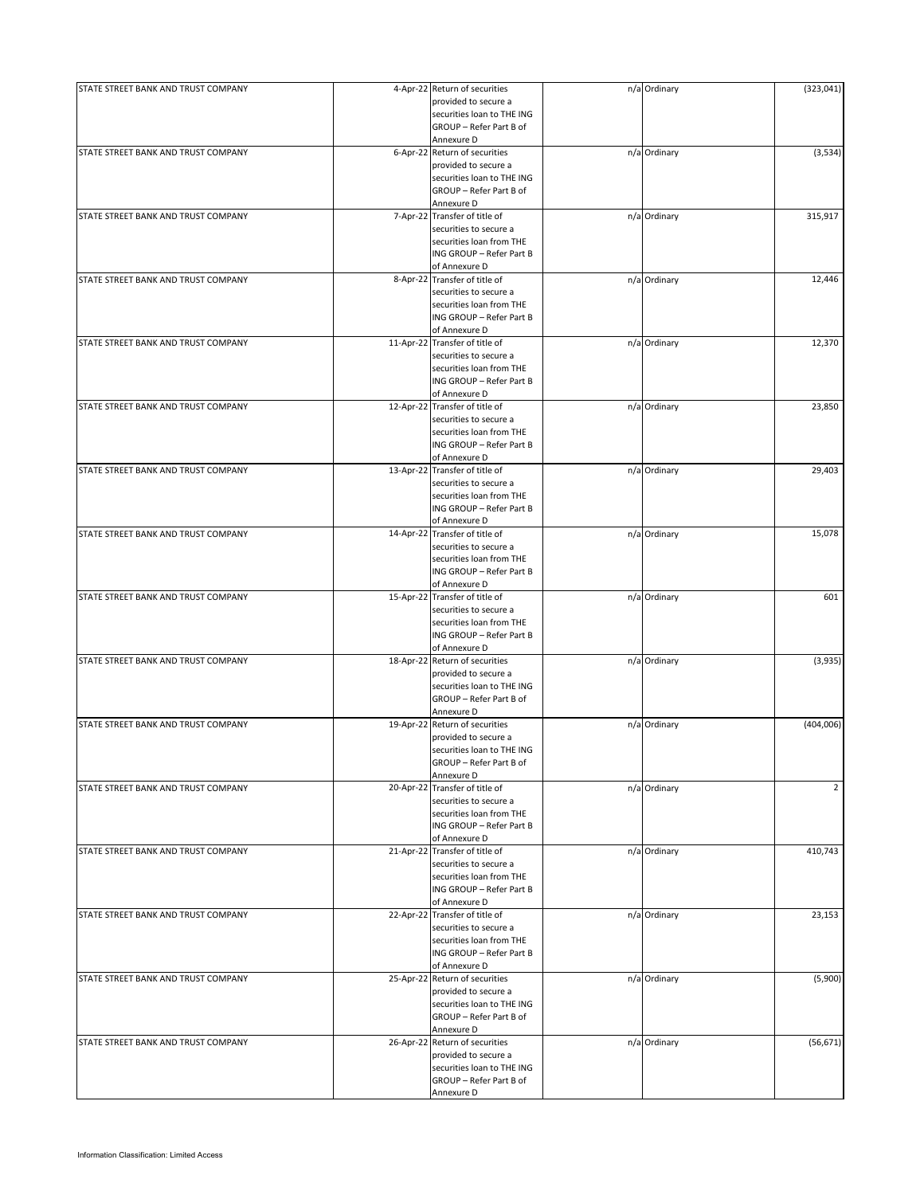| | | | | | |
|---|---|---|---|---|---|
| STATE STREET BANK AND TRUST COMPANY | 4-Apr-22 | Return of securities provided to secure a securities loan to THE ING GROUP – Refer Part B of Annexure D | n/a | Ordinary | (323,041) |
| STATE STREET BANK AND TRUST COMPANY | 6-Apr-22 | Return of securities provided to secure a securities loan to THE ING GROUP – Refer Part B of Annexure D | n/a | Ordinary | (3,534) |
| STATE STREET BANK AND TRUST COMPANY | 7-Apr-22 | Transfer of title of securities to secure a securities loan from THE ING GROUP – Refer Part B of Annexure D | n/a | Ordinary | 315,917 |
| STATE STREET BANK AND TRUST COMPANY | 8-Apr-22 | Transfer of title of securities to secure a securities loan from THE ING GROUP – Refer Part B of Annexure D | n/a | Ordinary | 12,446 |
| STATE STREET BANK AND TRUST COMPANY | 11-Apr-22 | Transfer of title of securities to secure a securities loan from THE ING GROUP – Refer Part B of Annexure D | n/a | Ordinary | 12,370 |
| STATE STREET BANK AND TRUST COMPANY | 12-Apr-22 | Transfer of title of securities to secure a securities loan from THE ING GROUP – Refer Part B of Annexure D | n/a | Ordinary | 23,850 |
| STATE STREET BANK AND TRUST COMPANY | 13-Apr-22 | Transfer of title of securities to secure a securities loan from THE ING GROUP – Refer Part B of Annexure D | n/a | Ordinary | 29,403 |
| STATE STREET BANK AND TRUST COMPANY | 14-Apr-22 | Transfer of title of securities to secure a securities loan from THE ING GROUP – Refer Part B of Annexure D | n/a | Ordinary | 15,078 |
| STATE STREET BANK AND TRUST COMPANY | 15-Apr-22 | Transfer of title of securities to secure a securities loan from THE ING GROUP – Refer Part B of Annexure D | n/a | Ordinary | 601 |
| STATE STREET BANK AND TRUST COMPANY | 18-Apr-22 | Return of securities provided to secure a securities loan to THE ING GROUP – Refer Part B of Annexure D | n/a | Ordinary | (3,935) |
| STATE STREET BANK AND TRUST COMPANY | 19-Apr-22 | Return of securities provided to secure a securities loan to THE ING GROUP – Refer Part B of Annexure D | n/a | Ordinary | (404,006) |
| STATE STREET BANK AND TRUST COMPANY | 20-Apr-22 | Transfer of title of securities to secure a securities loan from THE ING GROUP – Refer Part B of Annexure D | n/a | Ordinary | 2 |
| STATE STREET BANK AND TRUST COMPANY | 21-Apr-22 | Transfer of title of securities to secure a securities loan from THE ING GROUP – Refer Part B of Annexure D | n/a | Ordinary | 410,743 |
| STATE STREET BANK AND TRUST COMPANY | 22-Apr-22 | Transfer of title of securities to secure a securities loan from THE ING GROUP – Refer Part B of Annexure D | n/a | Ordinary | 23,153 |
| STATE STREET BANK AND TRUST COMPANY | 25-Apr-22 | Return of securities provided to secure a securities loan to THE ING GROUP – Refer Part B of Annexure D | n/a | Ordinary | (5,900) |
| STATE STREET BANK AND TRUST COMPANY | 26-Apr-22 | Return of securities provided to secure a securities loan to THE ING GROUP – Refer Part B of Annexure D | n/a | Ordinary | (56,671) |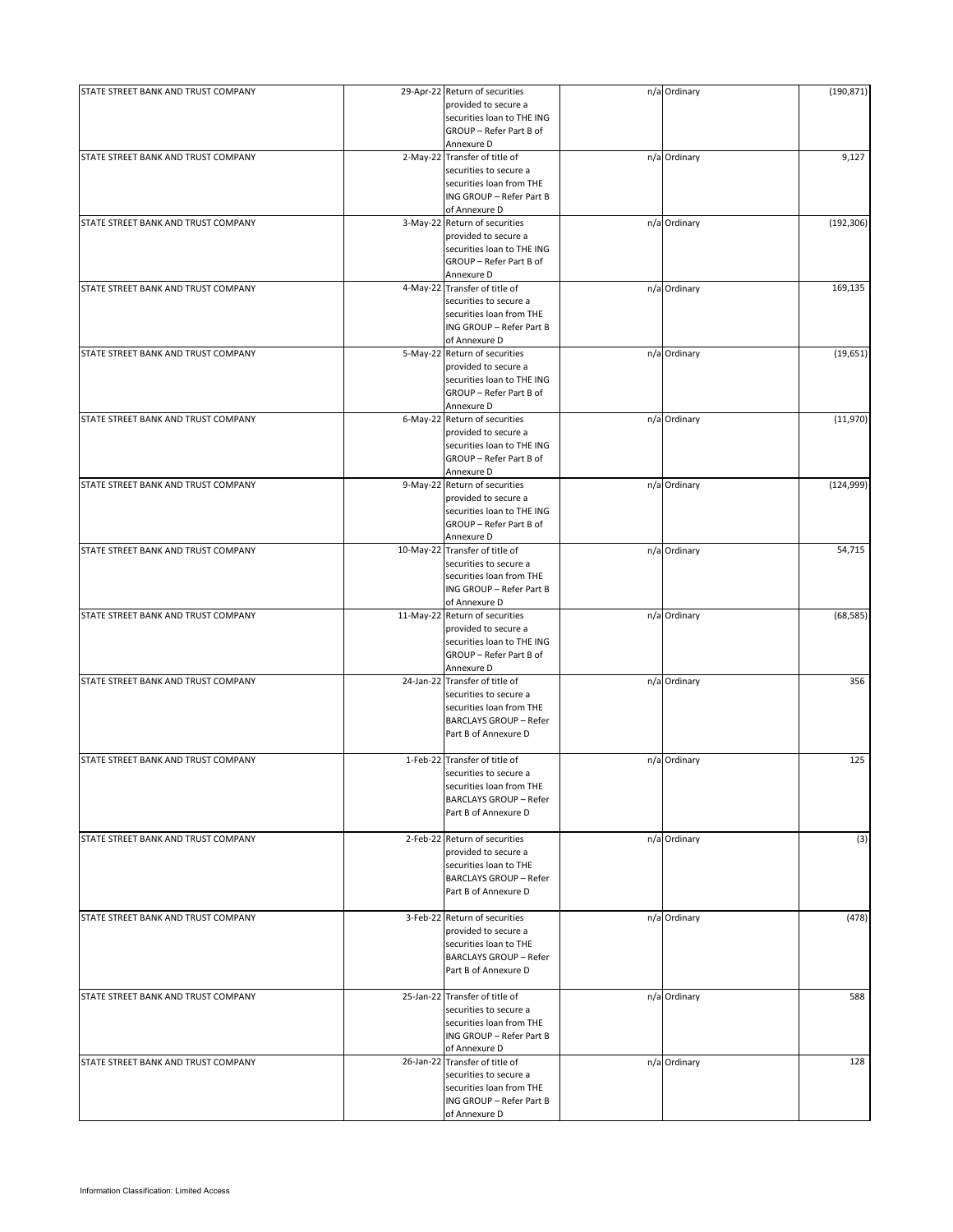| | | | | | |
|---|---|---|---|---|---|
| STATE STREET BANK AND TRUST COMPANY | 29-Apr-22 | Return of securities provided to secure a securities loan to THE ING GROUP – Refer Part B of Annexure D | n/a | Ordinary | (190,871) |
| STATE STREET BANK AND TRUST COMPANY | 2-May-22 | Transfer of title of securities to secure a securities loan from THE ING GROUP – Refer Part B of Annexure D | n/a | Ordinary | 9,127 |
| STATE STREET BANK AND TRUST COMPANY | 3-May-22 | Return of securities provided to secure a securities loan to THE ING GROUP – Refer Part B of Annexure D | n/a | Ordinary | (192,306) |
| STATE STREET BANK AND TRUST COMPANY | 4-May-22 | Transfer of title of securities to secure a securities loan from THE ING GROUP – Refer Part B of Annexure D | n/a | Ordinary | 169,135 |
| STATE STREET BANK AND TRUST COMPANY | 5-May-22 | Return of securities provided to secure a securities loan to THE ING GROUP – Refer Part B of Annexure D | n/a | Ordinary | (19,651) |
| STATE STREET BANK AND TRUST COMPANY | 6-May-22 | Return of securities provided to secure a securities loan to THE ING GROUP – Refer Part B of Annexure D | n/a | Ordinary | (11,970) |
| STATE STREET BANK AND TRUST COMPANY | 9-May-22 | Return of securities provided to secure a securities loan to THE ING GROUP – Refer Part B of Annexure D | n/a | Ordinary | (124,999) |
| STATE STREET BANK AND TRUST COMPANY | 10-May-22 | Transfer of title of securities to secure a securities loan from THE ING GROUP – Refer Part B of Annexure D | n/a | Ordinary | 54,715 |
| STATE STREET BANK AND TRUST COMPANY | 11-May-22 | Return of securities provided to secure a securities loan to THE ING GROUP – Refer Part B of Annexure D | n/a | Ordinary | (68,585) |
| STATE STREET BANK AND TRUST COMPANY | 24-Jan-22 | Transfer of title of securities to secure a securities loan from THE BARCLAYS GROUP – Refer Part B of Annexure D | n/a | Ordinary | 356 |
| STATE STREET BANK AND TRUST COMPANY | 1-Feb-22 | Transfer of title of securities to secure a securities loan from THE BARCLAYS GROUP – Refer Part B of Annexure D | n/a | Ordinary | 125 |
| STATE STREET BANK AND TRUST COMPANY | 2-Feb-22 | Return of securities provided to secure a securities loan to THE BARCLAYS GROUP – Refer Part B of Annexure D | n/a | Ordinary | (3) |
| STATE STREET BANK AND TRUST COMPANY | 3-Feb-22 | Return of securities provided to secure a securities loan to THE BARCLAYS GROUP – Refer Part B of Annexure D | n/a | Ordinary | (478) |
| STATE STREET BANK AND TRUST COMPANY | 25-Jan-22 | Transfer of title of securities to secure a securities loan from THE ING GROUP – Refer Part B of Annexure D | n/a | Ordinary | 588 |
| STATE STREET BANK AND TRUST COMPANY | 26-Jan-22 | Transfer of title of securities to secure a securities loan from THE ING GROUP – Refer Part B of Annexure D | n/a | Ordinary | 128 |

Information Classification: Limited Access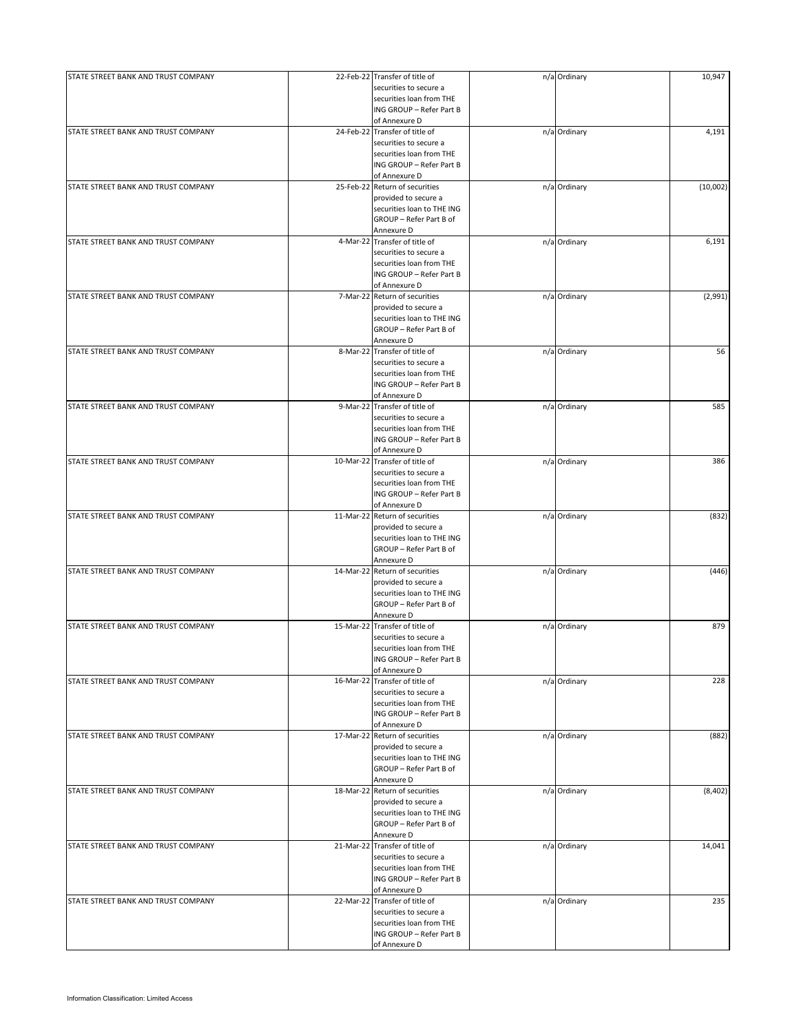| | | | | | |
|---|---|---|---|---|---|
| STATE STREET BANK AND TRUST COMPANY | 22-Feb-22 | Transfer of title of securities to secure a securities loan from THE ING GROUP – Refer Part B of Annexure D | n/a | Ordinary | 10,947 |
| STATE STREET BANK AND TRUST COMPANY | 24-Feb-22 | Transfer of title of securities to secure a securities loan from THE ING GROUP – Refer Part B of Annexure D | n/a | Ordinary | 4,191 |
| STATE STREET BANK AND TRUST COMPANY | 25-Feb-22 | Return of securities provided to secure a securities loan to THE ING GROUP – Refer Part B of Annexure D | n/a | Ordinary | (10,002) |
| STATE STREET BANK AND TRUST COMPANY | 4-Mar-22 | Transfer of title of securities to secure a securities loan from THE ING GROUP – Refer Part B of Annexure D | n/a | Ordinary | 6,191 |
| STATE STREET BANK AND TRUST COMPANY | 7-Mar-22 | Return of securities provided to secure a securities loan to THE ING GROUP – Refer Part B of Annexure D | n/a | Ordinary | (2,991) |
| STATE STREET BANK AND TRUST COMPANY | 8-Mar-22 | Transfer of title of securities to secure a securities loan from THE ING GROUP – Refer Part B of Annexure D | n/a | Ordinary | 56 |
| STATE STREET BANK AND TRUST COMPANY | 9-Mar-22 | Transfer of title of securities to secure a securities loan from THE ING GROUP – Refer Part B of Annexure D | n/a | Ordinary | 585 |
| STATE STREET BANK AND TRUST COMPANY | 10-Mar-22 | Transfer of title of securities to secure a securities loan from THE ING GROUP – Refer Part B of Annexure D | n/a | Ordinary | 386 |
| STATE STREET BANK AND TRUST COMPANY | 11-Mar-22 | Return of securities provided to secure a securities loan to THE ING GROUP – Refer Part B of Annexure D | n/a | Ordinary | (832) |
| STATE STREET BANK AND TRUST COMPANY | 14-Mar-22 | Return of securities provided to secure a securities loan to THE ING GROUP – Refer Part B of Annexure D | n/a | Ordinary | (446) |
| STATE STREET BANK AND TRUST COMPANY | 15-Mar-22 | Transfer of title of securities to secure a securities loan from THE ING GROUP – Refer Part B of Annexure D | n/a | Ordinary | 879 |
| STATE STREET BANK AND TRUST COMPANY | 16-Mar-22 | Transfer of title of securities to secure a securities loan from THE ING GROUP – Refer Part B of Annexure D | n/a | Ordinary | 228 |
| STATE STREET BANK AND TRUST COMPANY | 17-Mar-22 | Return of securities provided to secure a securities loan to THE ING GROUP – Refer Part B of Annexure D | n/a | Ordinary | (882) |
| STATE STREET BANK AND TRUST COMPANY | 18-Mar-22 | Return of securities provided to secure a securities loan to THE ING GROUP – Refer Part B of Annexure D | n/a | Ordinary | (8,402) |
| STATE STREET BANK AND TRUST COMPANY | 21-Mar-22 | Transfer of title of securities to secure a securities loan from THE ING GROUP – Refer Part B of Annexure D | n/a | Ordinary | 14,041 |
| STATE STREET BANK AND TRUST COMPANY | 22-Mar-22 | Transfer of title of securities to secure a securities loan from THE ING GROUP – Refer Part B of Annexure D | n/a | Ordinary | 235 |

Information Classification: Limited Access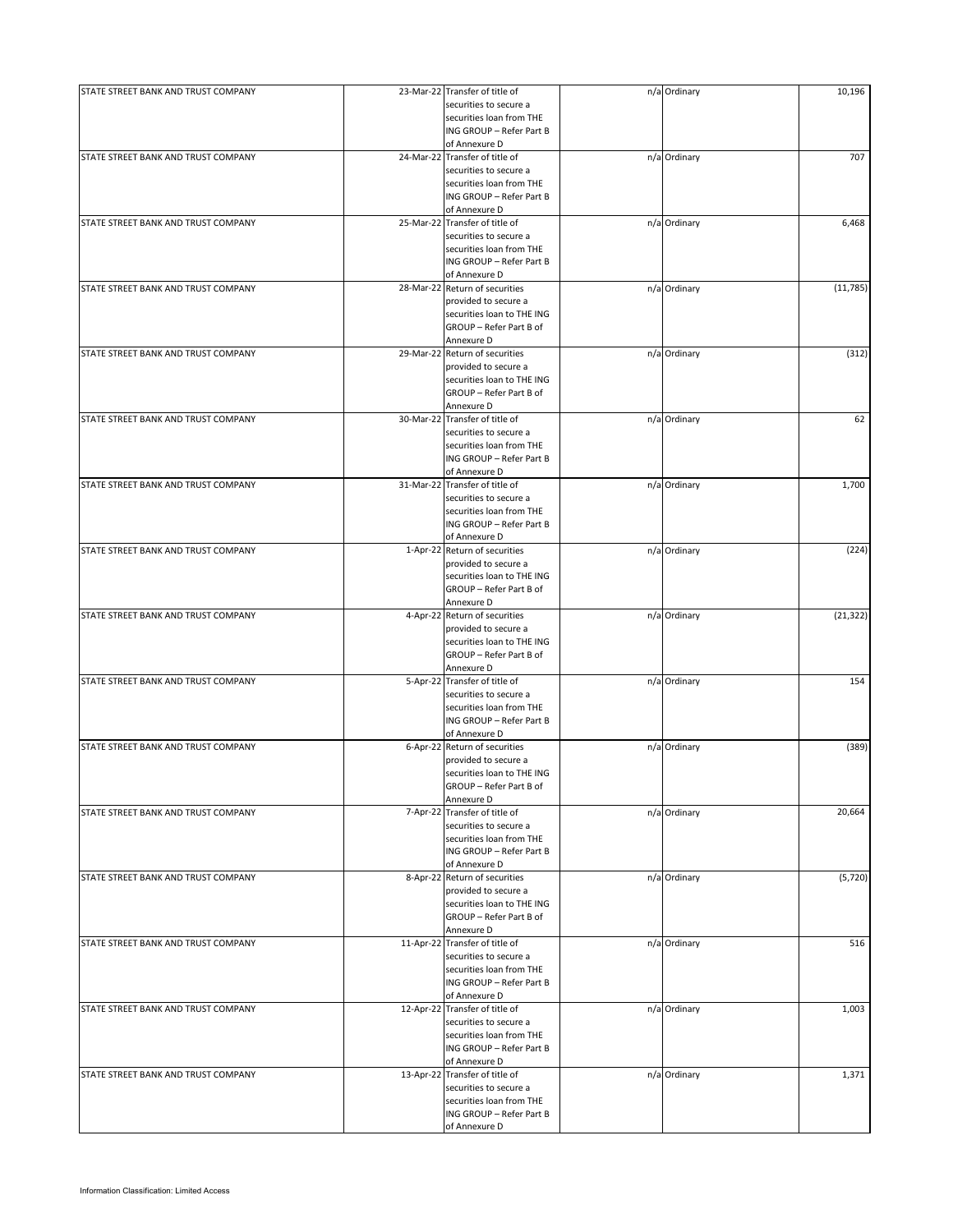| | | | | | |
|---|---|---|---|---|---|
| STATE STREET BANK AND TRUST COMPANY | 23-Mar-22 | Transfer of title of securities to secure a securities loan from THE ING GROUP – Refer Part B of Annexure D | n/a | Ordinary | 10,196 |
| STATE STREET BANK AND TRUST COMPANY | 24-Mar-22 | Transfer of title of securities to secure a securities loan from THE ING GROUP – Refer Part B of Annexure D | n/a | Ordinary | 707 |
| STATE STREET BANK AND TRUST COMPANY | 25-Mar-22 | Transfer of title of securities to secure a securities loan from THE ING GROUP – Refer Part B of Annexure D | n/a | Ordinary | 6,468 |
| STATE STREET BANK AND TRUST COMPANY | 28-Mar-22 | Return of securities provided to secure a securities loan to THE ING GROUP – Refer Part B of Annexure D | n/a | Ordinary | (11,785) |
| STATE STREET BANK AND TRUST COMPANY | 29-Mar-22 | Return of securities provided to secure a securities loan to THE ING GROUP – Refer Part B of Annexure D | n/a | Ordinary | (312) |
| STATE STREET BANK AND TRUST COMPANY | 30-Mar-22 | Transfer of title of securities to secure a securities loan from THE ING GROUP – Refer Part B of Annexure D | n/a | Ordinary | 62 |
| STATE STREET BANK AND TRUST COMPANY | 31-Mar-22 | Transfer of title of securities to secure a securities loan from THE ING GROUP – Refer Part B of Annexure D | n/a | Ordinary | 1,700 |
| STATE STREET BANK AND TRUST COMPANY | 1-Apr-22 | Return of securities provided to secure a securities loan to THE ING GROUP – Refer Part B of Annexure D | n/a | Ordinary | (224) |
| STATE STREET BANK AND TRUST COMPANY | 4-Apr-22 | Return of securities provided to secure a securities loan to THE ING GROUP – Refer Part B of Annexure D | n/a | Ordinary | (21,322) |
| STATE STREET BANK AND TRUST COMPANY | 5-Apr-22 | Transfer of title of securities to secure a securities loan from THE ING GROUP – Refer Part B of Annexure D | n/a | Ordinary | 154 |
| STATE STREET BANK AND TRUST COMPANY | 6-Apr-22 | Return of securities provided to secure a securities loan to THE ING GROUP – Refer Part B of Annexure D | n/a | Ordinary | (389) |
| STATE STREET BANK AND TRUST COMPANY | 7-Apr-22 | Transfer of title of securities to secure a securities loan from THE ING GROUP – Refer Part B of Annexure D | n/a | Ordinary | 20,664 |
| STATE STREET BANK AND TRUST COMPANY | 8-Apr-22 | Return of securities provided to secure a securities loan to THE ING GROUP – Refer Part B of Annexure D | n/a | Ordinary | (5,720) |
| STATE STREET BANK AND TRUST COMPANY | 11-Apr-22 | Transfer of title of securities to secure a securities loan from THE ING GROUP – Refer Part B of Annexure D | n/a | Ordinary | 516 |
| STATE STREET BANK AND TRUST COMPANY | 12-Apr-22 | Transfer of title of securities to secure a securities loan from THE ING GROUP – Refer Part B of Annexure D | n/a | Ordinary | 1,003 |
| STATE STREET BANK AND TRUST COMPANY | 13-Apr-22 | Transfer of title of securities to secure a securities loan from THE ING GROUP – Refer Part B of Annexure D | n/a | Ordinary | 1,371 |

Information Classification: Limited Access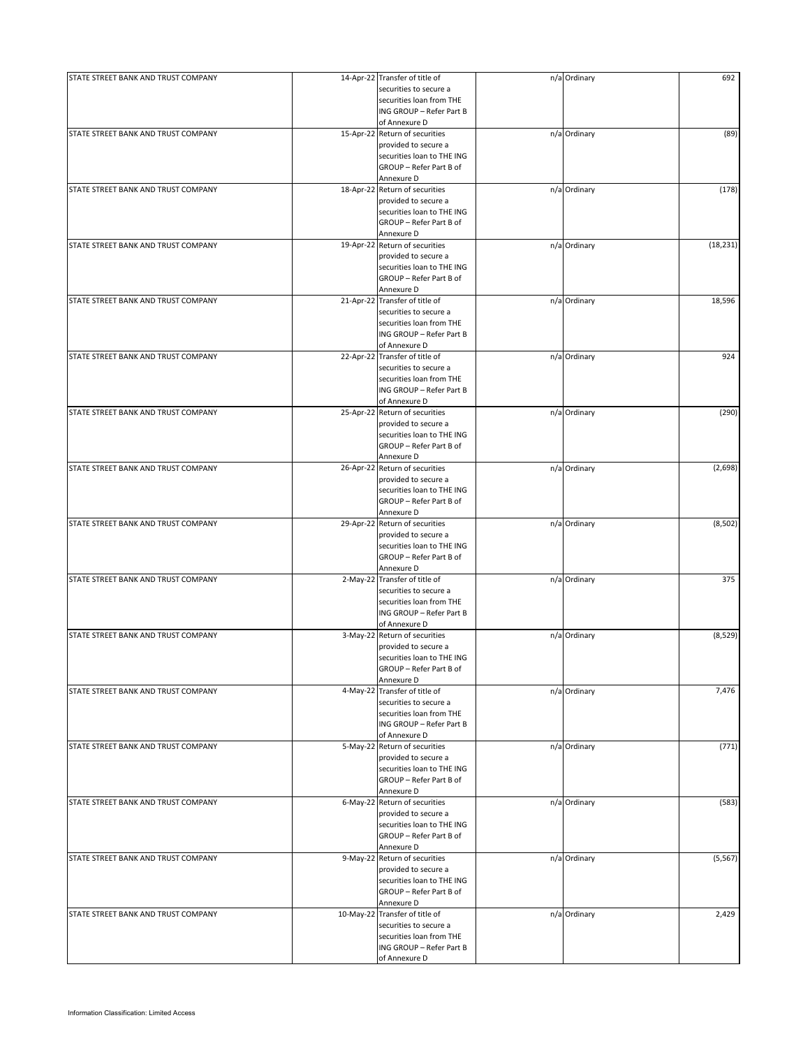| | | | | | |
|---|---|---|---|---|---|
| STATE STREET BANK AND TRUST COMPANY | 14-Apr-22 | Transfer of title of securities to secure a securities loan from THE ING GROUP – Refer Part B of Annexure D | n/a | Ordinary | 692 |
| STATE STREET BANK AND TRUST COMPANY | 15-Apr-22 | Return of securities provided to secure a securities loan to THE ING GROUP – Refer Part B of Annexure D | n/a | Ordinary | (89) |
| STATE STREET BANK AND TRUST COMPANY | 18-Apr-22 | Return of securities provided to secure a securities loan to THE ING GROUP – Refer Part B of Annexure D | n/a | Ordinary | (178) |
| STATE STREET BANK AND TRUST COMPANY | 19-Apr-22 | Return of securities provided to secure a securities loan to THE ING GROUP – Refer Part B of Annexure D | n/a | Ordinary | (18,231) |
| STATE STREET BANK AND TRUST COMPANY | 21-Apr-22 | Transfer of title of securities to secure a securities loan from THE ING GROUP – Refer Part B of Annexure D | n/a | Ordinary | 18,596 |
| STATE STREET BANK AND TRUST COMPANY | 22-Apr-22 | Transfer of title of securities to secure a securities loan from THE ING GROUP – Refer Part B of Annexure D | n/a | Ordinary | 924 |
| STATE STREET BANK AND TRUST COMPANY | 25-Apr-22 | Return of securities provided to secure a securities loan to THE ING GROUP – Refer Part B of Annexure D | n/a | Ordinary | (290) |
| STATE STREET BANK AND TRUST COMPANY | 26-Apr-22 | Return of securities provided to secure a securities loan to THE ING GROUP – Refer Part B of Annexure D | n/a | Ordinary | (2,698) |
| STATE STREET BANK AND TRUST COMPANY | 29-Apr-22 | Return of securities provided to secure a securities loan to THE ING GROUP – Refer Part B of Annexure D | n/a | Ordinary | (8,502) |
| STATE STREET BANK AND TRUST COMPANY | 2-May-22 | Transfer of title of securities to secure a securities loan from THE ING GROUP – Refer Part B of Annexure D | n/a | Ordinary | 375 |
| STATE STREET BANK AND TRUST COMPANY | 3-May-22 | Return of securities provided to secure a securities loan to THE ING GROUP – Refer Part B of Annexure D | n/a | Ordinary | (8,529) |
| STATE STREET BANK AND TRUST COMPANY | 4-May-22 | Transfer of title of securities to secure a securities loan from THE ING GROUP – Refer Part B of Annexure D | n/a | Ordinary | 7,476 |
| STATE STREET BANK AND TRUST COMPANY | 5-May-22 | Return of securities provided to secure a securities loan to THE ING GROUP – Refer Part B of Annexure D | n/a | Ordinary | (771) |
| STATE STREET BANK AND TRUST COMPANY | 6-May-22 | Return of securities provided to secure a securities loan to THE ING GROUP – Refer Part B of Annexure D | n/a | Ordinary | (583) |
| STATE STREET BANK AND TRUST COMPANY | 9-May-22 | Return of securities provided to secure a securities loan to THE ING GROUP – Refer Part B of Annexure D | n/a | Ordinary | (5,567) |
| STATE STREET BANK AND TRUST COMPANY | 10-May-22 | Transfer of title of securities to secure a securities loan from THE ING GROUP – Refer Part B of Annexure D | n/a | Ordinary | 2,429 |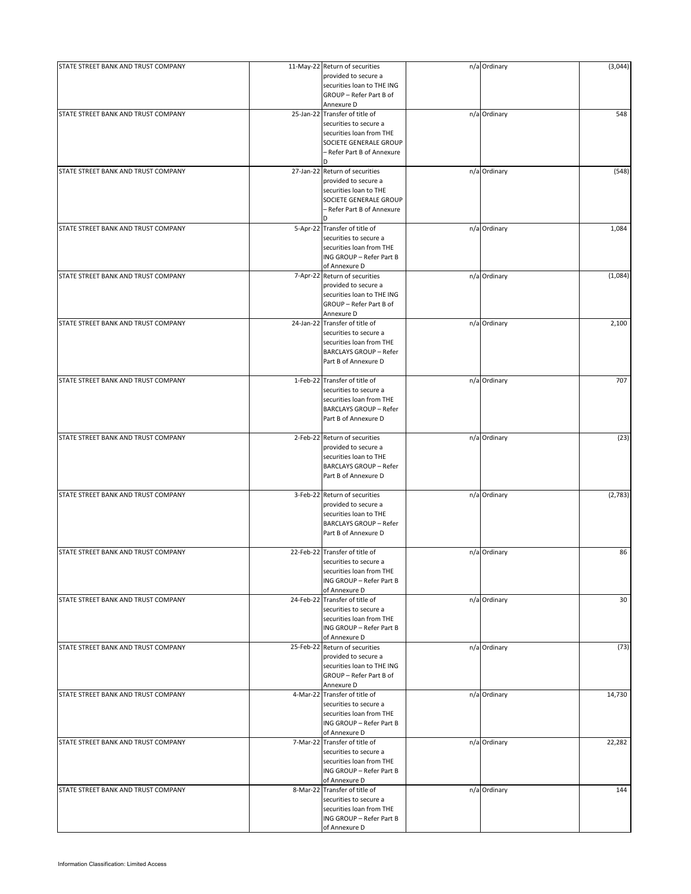| | | | | | |
|---|---|---|---|---|---|
| STATE STREET BANK AND TRUST COMPANY | 11-May-22 | Return of securities provided to secure a securities loan to THE ING GROUP – Refer Part B of Annexure D | n/a | Ordinary | (3,044) |
| STATE STREET BANK AND TRUST COMPANY | 25-Jan-22 | Transfer of title of securities to secure a securities loan from THE SOCIETE GENERALE GROUP – Refer Part B of Annexure D | n/a | Ordinary | 548 |
| STATE STREET BANK AND TRUST COMPANY | 27-Jan-22 | Return of securities provided to secure a securities loan to THE SOCIETE GENERALE GROUP – Refer Part B of Annexure D | n/a | Ordinary | (548) |
| STATE STREET BANK AND TRUST COMPANY | 5-Apr-22 | Transfer of title of securities to secure a securities loan from THE ING GROUP – Refer Part B of Annexure D | n/a | Ordinary | 1,084 |
| STATE STREET BANK AND TRUST COMPANY | 7-Apr-22 | Return of securities provided to secure a securities loan to THE ING GROUP – Refer Part B of Annexure D | n/a | Ordinary | (1,084) |
| STATE STREET BANK AND TRUST COMPANY | 24-Jan-22 | Transfer of title of securities to secure a securities loan from THE BARCLAYS GROUP – Refer Part B of Annexure D | n/a | Ordinary | 2,100 |
| STATE STREET BANK AND TRUST COMPANY | 1-Feb-22 | Transfer of title of securities to secure a securities loan from THE BARCLAYS GROUP – Refer Part B of Annexure D | n/a | Ordinary | 707 |
| STATE STREET BANK AND TRUST COMPANY | 2-Feb-22 | Return of securities provided to secure a securities loan to THE BARCLAYS GROUP – Refer Part B of Annexure D | n/a | Ordinary | (23) |
| STATE STREET BANK AND TRUST COMPANY | 3-Feb-22 | Return of securities provided to secure a securities loan to THE BARCLAYS GROUP – Refer Part B of Annexure D | n/a | Ordinary | (2,783) |
| STATE STREET BANK AND TRUST COMPANY | 22-Feb-22 | Transfer of title of securities to secure a securities loan from THE ING GROUP – Refer Part B of Annexure D | n/a | Ordinary | 86 |
| STATE STREET BANK AND TRUST COMPANY | 24-Feb-22 | Transfer of title of securities to secure a securities loan from THE ING GROUP – Refer Part B of Annexure D | n/a | Ordinary | 30 |
| STATE STREET BANK AND TRUST COMPANY | 25-Feb-22 | Return of securities provided to secure a securities loan to THE ING GROUP – Refer Part B of Annexure D | n/a | Ordinary | (73) |
| STATE STREET BANK AND TRUST COMPANY | 4-Mar-22 | Transfer of title of securities to secure a securities loan from THE ING GROUP – Refer Part B of Annexure D | n/a | Ordinary | 14,730 |
| STATE STREET BANK AND TRUST COMPANY | 7-Mar-22 | Transfer of title of securities to secure a securities loan from THE ING GROUP – Refer Part B of Annexure D | n/a | Ordinary | 22,282 |
| STATE STREET BANK AND TRUST COMPANY | 8-Mar-22 | Transfer of title of securities to secure a securities loan from THE ING GROUP – Refer Part B of Annexure D | n/a | Ordinary | 144 |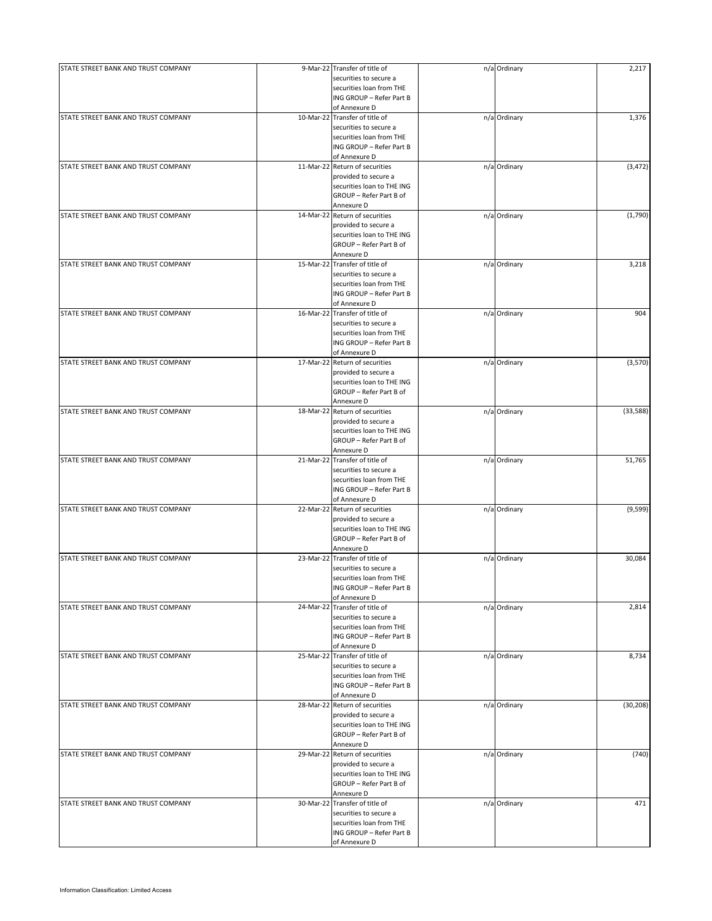| | | | | | |
|---|---|---|---|---|---|
| STATE STREET BANK AND TRUST COMPANY | 9-Mar-22 | Transfer of title of securities to secure a securities loan from THE ING GROUP – Refer Part B of Annexure D | n/a | Ordinary | 2,217 |
| STATE STREET BANK AND TRUST COMPANY | 10-Mar-22 | Transfer of title of securities to secure a securities loan from THE ING GROUP – Refer Part B of Annexure D | n/a | Ordinary | 1,376 |
| STATE STREET BANK AND TRUST COMPANY | 11-Mar-22 | Return of securities provided to secure a securities loan to THE ING GROUP – Refer Part B of Annexure D | n/a | Ordinary | (3,472) |
| STATE STREET BANK AND TRUST COMPANY | 14-Mar-22 | Return of securities provided to secure a securities loan to THE ING GROUP – Refer Part B of Annexure D | n/a | Ordinary | (1,790) |
| STATE STREET BANK AND TRUST COMPANY | 15-Mar-22 | Transfer of title of securities to secure a securities loan from THE ING GROUP – Refer Part B of Annexure D | n/a | Ordinary | 3,218 |
| STATE STREET BANK AND TRUST COMPANY | 16-Mar-22 | Transfer of title of securities to secure a securities loan from THE ING GROUP – Refer Part B of Annexure D | n/a | Ordinary | 904 |
| STATE STREET BANK AND TRUST COMPANY | 17-Mar-22 | Return of securities provided to secure a securities loan to THE ING GROUP – Refer Part B of Annexure D | n/a | Ordinary | (3,570) |
| STATE STREET BANK AND TRUST COMPANY | 18-Mar-22 | Return of securities provided to secure a securities loan to THE ING GROUP – Refer Part B of Annexure D | n/a | Ordinary | (33,588) |
| STATE STREET BANK AND TRUST COMPANY | 21-Mar-22 | Transfer of title of securities to secure a securities loan from THE ING GROUP – Refer Part B of Annexure D | n/a | Ordinary | 51,765 |
| STATE STREET BANK AND TRUST COMPANY | 22-Mar-22 | Return of securities provided to secure a securities loan to THE ING GROUP – Refer Part B of Annexure D | n/a | Ordinary | (9,599) |
| STATE STREET BANK AND TRUST COMPANY | 23-Mar-22 | Transfer of title of securities to secure a securities loan from THE ING GROUP – Refer Part B of Annexure D | n/a | Ordinary | 30,084 |
| STATE STREET BANK AND TRUST COMPANY | 24-Mar-22 | Transfer of title of securities to secure a securities loan from THE ING GROUP – Refer Part B of Annexure D | n/a | Ordinary | 2,814 |
| STATE STREET BANK AND TRUST COMPANY | 25-Mar-22 | Transfer of title of securities to secure a securities loan from THE ING GROUP – Refer Part B of Annexure D | n/a | Ordinary | 8,734 |
| STATE STREET BANK AND TRUST COMPANY | 28-Mar-22 | Return of securities provided to secure a securities loan to THE ING GROUP – Refer Part B of Annexure D | n/a | Ordinary | (30,208) |
| STATE STREET BANK AND TRUST COMPANY | 29-Mar-22 | Return of securities provided to secure a securities loan to THE ING GROUP – Refer Part B of Annexure D | n/a | Ordinary | (740) |
| STATE STREET BANK AND TRUST COMPANY | 30-Mar-22 | Transfer of title of securities to secure a securities loan from THE ING GROUP – Refer Part B of Annexure D | n/a | Ordinary | 471 |

Information Classification: Limited Access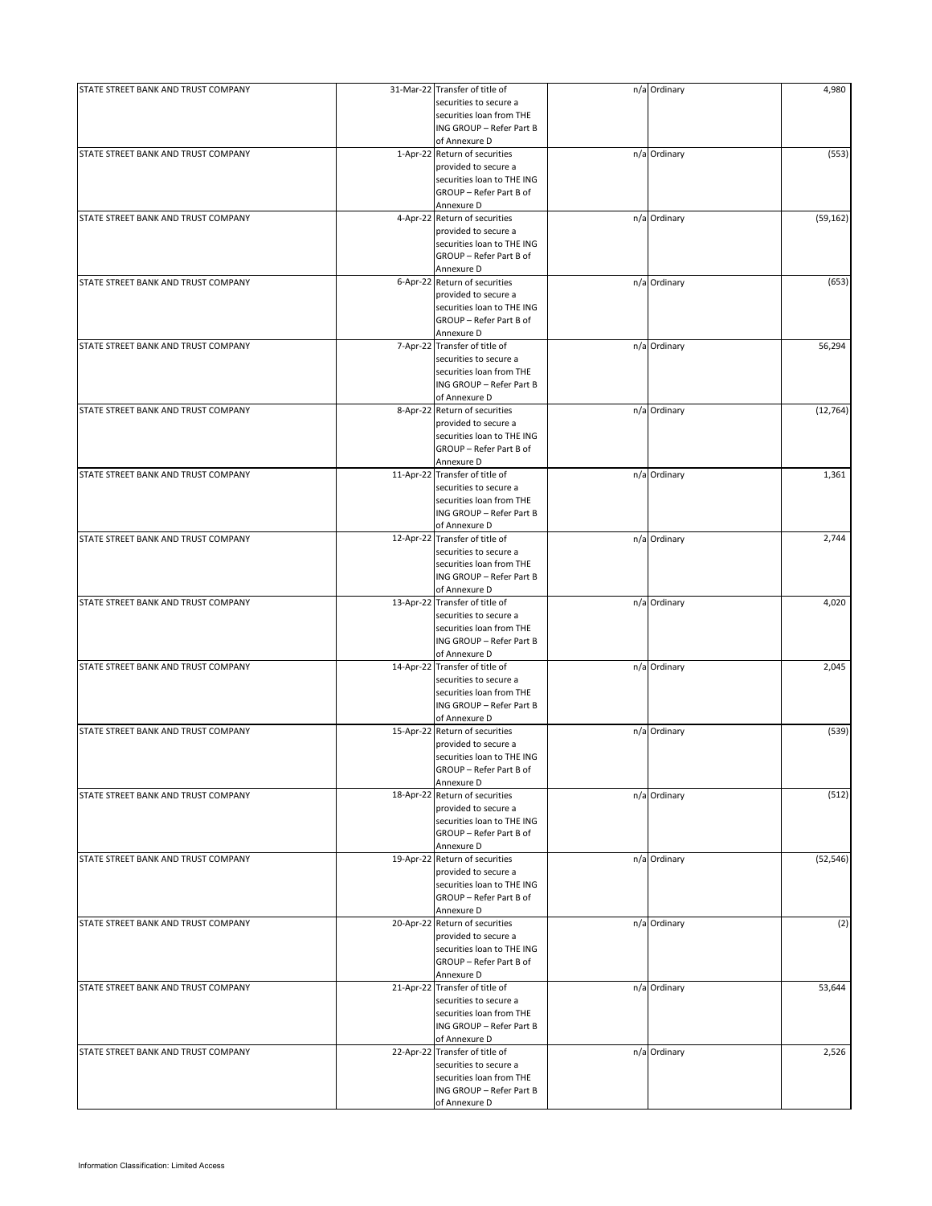| | | | | | |
|---|---|---|---|---|---|
| STATE STREET BANK AND TRUST COMPANY | 31-Mar-22 | Transfer of title of securities to secure a securities loan from THE ING GROUP – Refer Part B of Annexure D | n/a | Ordinary | 4,980 |
| STATE STREET BANK AND TRUST COMPANY | 1-Apr-22 | Return of securities provided to secure a securities loan to THE ING GROUP – Refer Part B of Annexure D | n/a | Ordinary | (553) |
| STATE STREET BANK AND TRUST COMPANY | 4-Apr-22 | Return of securities provided to secure a securities loan to THE ING GROUP – Refer Part B of Annexure D | n/a | Ordinary | (59,162) |
| STATE STREET BANK AND TRUST COMPANY | 6-Apr-22 | Return of securities provided to secure a securities loan to THE ING GROUP – Refer Part B of Annexure D | n/a | Ordinary | (653) |
| STATE STREET BANK AND TRUST COMPANY | 7-Apr-22 | Transfer of title of securities to secure a securities loan from THE ING GROUP – Refer Part B of Annexure D | n/a | Ordinary | 56,294 |
| STATE STREET BANK AND TRUST COMPANY | 8-Apr-22 | Return of securities provided to secure a securities loan to THE ING GROUP – Refer Part B of Annexure D | n/a | Ordinary | (12,764) |
| STATE STREET BANK AND TRUST COMPANY | 11-Apr-22 | Transfer of title of securities to secure a securities loan from THE ING GROUP – Refer Part B of Annexure D | n/a | Ordinary | 1,361 |
| STATE STREET BANK AND TRUST COMPANY | 12-Apr-22 | Transfer of title of securities to secure a securities loan from THE ING GROUP – Refer Part B of Annexure D | n/a | Ordinary | 2,744 |
| STATE STREET BANK AND TRUST COMPANY | 13-Apr-22 | Transfer of title of securities to secure a securities loan from THE ING GROUP – Refer Part B of Annexure D | n/a | Ordinary | 4,020 |
| STATE STREET BANK AND TRUST COMPANY | 14-Apr-22 | Transfer of title of securities to secure a securities loan from THE ING GROUP – Refer Part B of Annexure D | n/a | Ordinary | 2,045 |
| STATE STREET BANK AND TRUST COMPANY | 15-Apr-22 | Return of securities provided to secure a securities loan to THE ING GROUP – Refer Part B of Annexure D | n/a | Ordinary | (539) |
| STATE STREET BANK AND TRUST COMPANY | 18-Apr-22 | Return of securities provided to secure a securities loan to THE ING GROUP – Refer Part B of Annexure D | n/a | Ordinary | (512) |
| STATE STREET BANK AND TRUST COMPANY | 19-Apr-22 | Return of securities provided to secure a securities loan to THE ING GROUP – Refer Part B of Annexure D | n/a | Ordinary | (52,546) |
| STATE STREET BANK AND TRUST COMPANY | 20-Apr-22 | Return of securities provided to secure a securities loan to THE ING GROUP – Refer Part B of Annexure D | n/a | Ordinary | (2) |
| STATE STREET BANK AND TRUST COMPANY | 21-Apr-22 | Transfer of title of securities to secure a securities loan from THE ING GROUP – Refer Part B of Annexure D | n/a | Ordinary | 53,644 |
| STATE STREET BANK AND TRUST COMPANY | 22-Apr-22 | Transfer of title of securities to secure a securities loan from THE ING GROUP – Refer Part B of Annexure D | n/a | Ordinary | 2,526 |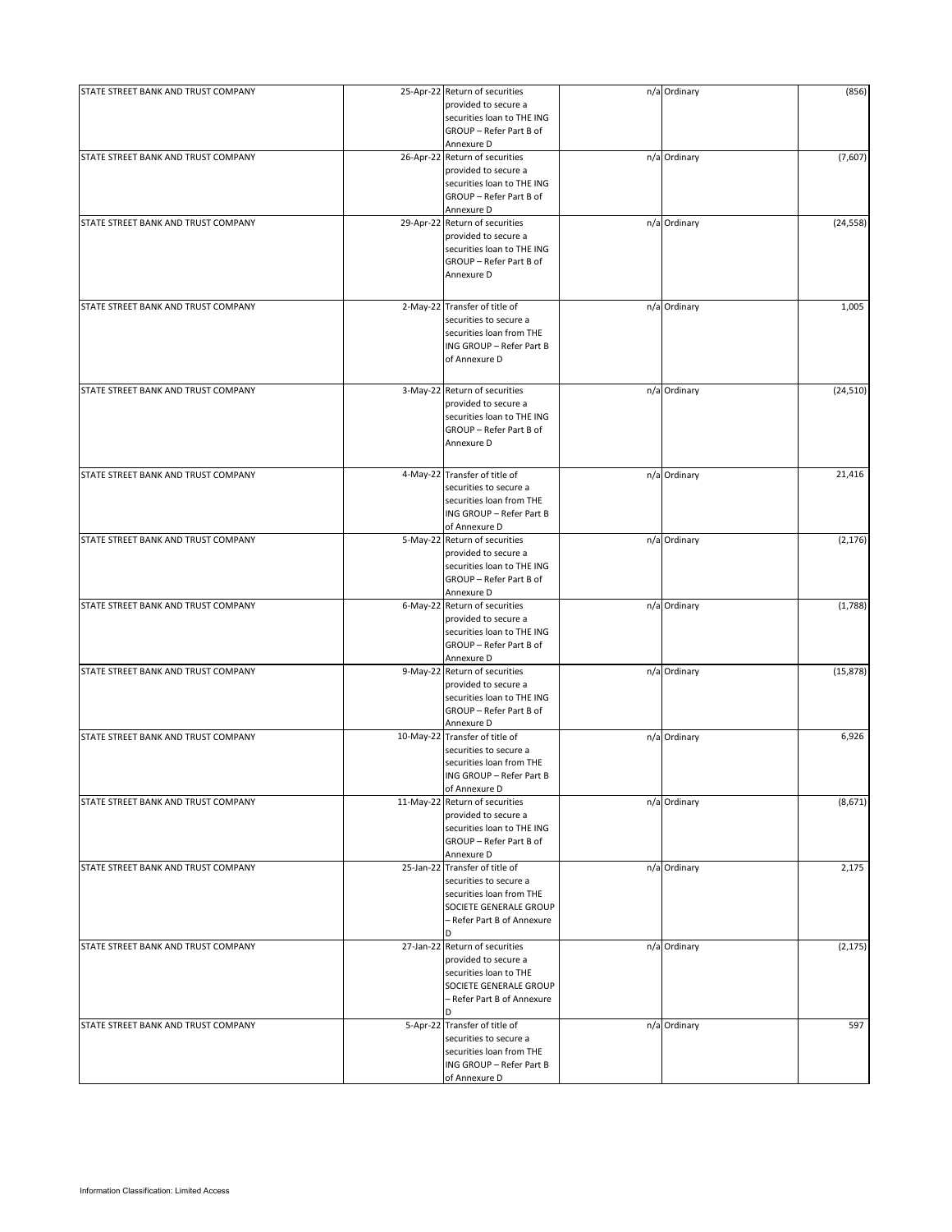| | | | | | |
|---|---|---|---|---|---|
| STATE STREET BANK AND TRUST COMPANY | 25-Apr-22 | Return of securities provided to secure a securities loan to THE ING GROUP – Refer Part B of Annexure D | n/a | Ordinary | (856) |
| STATE STREET BANK AND TRUST COMPANY | 26-Apr-22 | Return of securities provided to secure a securities loan to THE ING GROUP – Refer Part B of Annexure D | n/a | Ordinary | (7,607) |
| STATE STREET BANK AND TRUST COMPANY | 29-Apr-22 | Return of securities provided to secure a securities loan to THE ING GROUP – Refer Part B of Annexure D | n/a | Ordinary | (24,558) |
| STATE STREET BANK AND TRUST COMPANY | 2-May-22 | Transfer of title of securities to secure a securities loan from THE ING GROUP – Refer Part B of Annexure D | n/a | Ordinary | 1,005 |
| STATE STREET BANK AND TRUST COMPANY | 3-May-22 | Return of securities provided to secure a securities loan to THE ING GROUP – Refer Part B of Annexure D | n/a | Ordinary | (24,510) |
| STATE STREET BANK AND TRUST COMPANY | 4-May-22 | Transfer of title of securities to secure a securities loan from THE ING GROUP – Refer Part B of Annexure D | n/a | Ordinary | 21,416 |
| STATE STREET BANK AND TRUST COMPANY | 5-May-22 | Return of securities provided to secure a securities loan to THE ING GROUP – Refer Part B of Annexure D | n/a | Ordinary | (2,176) |
| STATE STREET BANK AND TRUST COMPANY | 6-May-22 | Return of securities provided to secure a securities loan to THE ING GROUP – Refer Part B of Annexure D | n/a | Ordinary | (1,788) |
| STATE STREET BANK AND TRUST COMPANY | 9-May-22 | Return of securities provided to secure a securities loan to THE ING GROUP – Refer Part B of Annexure D | n/a | Ordinary | (15,878) |
| STATE STREET BANK AND TRUST COMPANY | 10-May-22 | Transfer of title of securities to secure a securities loan from THE ING GROUP – Refer Part B of Annexure D | n/a | Ordinary | 6,926 |
| STATE STREET BANK AND TRUST COMPANY | 11-May-22 | Return of securities provided to secure a securities loan to THE ING GROUP – Refer Part B of Annexure D | n/a | Ordinary | (8,671) |
| STATE STREET BANK AND TRUST COMPANY | 25-Jan-22 | Transfer of title of securities to secure a securities loan from THE SOCIETE GENERALE GROUP – Refer Part B of Annexure D | n/a | Ordinary | 2,175 |
| STATE STREET BANK AND TRUST COMPANY | 27-Jan-22 | Return of securities provided to secure a securities loan to THE SOCIETE GENERALE GROUP – Refer Part B of Annexure D | n/a | Ordinary | (2,175) |
| STATE STREET BANK AND TRUST COMPANY | 5-Apr-22 | Transfer of title of securities to secure a securities loan from THE ING GROUP – Refer Part B of Annexure D | n/a | Ordinary | 597 |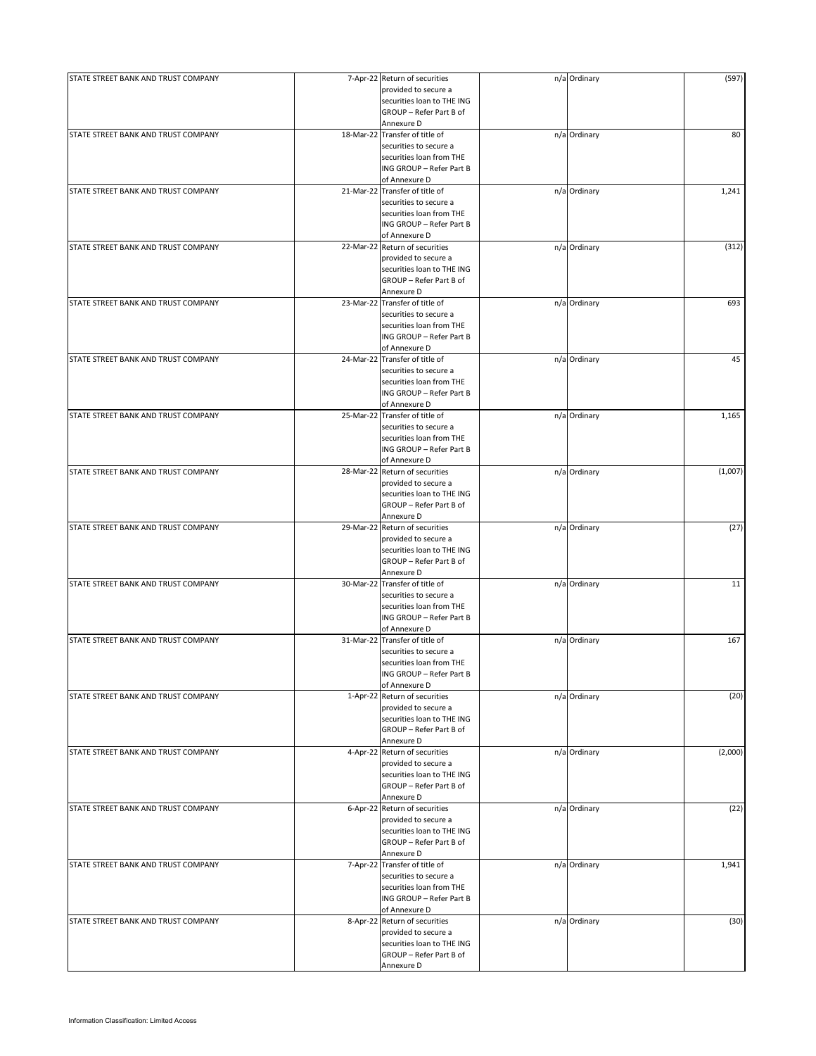| | | | | | |
|---|---|---|---|---|---|
| STATE STREET BANK AND TRUST COMPANY | 7-Apr-22 | Return of securities provided to secure a securities loan to THE ING GROUP – Refer Part B of Annexure D | n/a | Ordinary | (597) |
| STATE STREET BANK AND TRUST COMPANY | 18-Mar-22 | Transfer of title of securities to secure a securities loan from THE ING GROUP – Refer Part B of Annexure D | n/a | Ordinary | 80 |
| STATE STREET BANK AND TRUST COMPANY | 21-Mar-22 | Transfer of title of securities to secure a securities loan from THE ING GROUP – Refer Part B of Annexure D | n/a | Ordinary | 1,241 |
| STATE STREET BANK AND TRUST COMPANY | 22-Mar-22 | Return of securities provided to secure a securities loan to THE ING GROUP – Refer Part B of Annexure D | n/a | Ordinary | (312) |
| STATE STREET BANK AND TRUST COMPANY | 23-Mar-22 | Transfer of title of securities to secure a securities loan from THE ING GROUP – Refer Part B of Annexure D | n/a | Ordinary | 693 |
| STATE STREET BANK AND TRUST COMPANY | 24-Mar-22 | Transfer of title of securities to secure a securities loan from THE ING GROUP – Refer Part B of Annexure D | n/a | Ordinary | 45 |
| STATE STREET BANK AND TRUST COMPANY | 25-Mar-22 | Transfer of title of securities to secure a securities loan from THE ING GROUP – Refer Part B of Annexure D | n/a | Ordinary | 1,165 |
| STATE STREET BANK AND TRUST COMPANY | 28-Mar-22 | Return of securities provided to secure a securities loan to THE ING GROUP – Refer Part B of Annexure D | n/a | Ordinary | (1,007) |
| STATE STREET BANK AND TRUST COMPANY | 29-Mar-22 | Return of securities provided to secure a securities loan to THE ING GROUP – Refer Part B of Annexure D | n/a | Ordinary | (27) |
| STATE STREET BANK AND TRUST COMPANY | 30-Mar-22 | Transfer of title of securities to secure a securities loan from THE ING GROUP – Refer Part B of Annexure D | n/a | Ordinary | 11 |
| STATE STREET BANK AND TRUST COMPANY | 31-Mar-22 | Transfer of title of securities to secure a securities loan from THE ING GROUP – Refer Part B of Annexure D | n/a | Ordinary | 167 |
| STATE STREET BANK AND TRUST COMPANY | 1-Apr-22 | Return of securities provided to secure a securities loan to THE ING GROUP – Refer Part B of Annexure D | n/a | Ordinary | (20) |
| STATE STREET BANK AND TRUST COMPANY | 4-Apr-22 | Return of securities provided to secure a securities loan to THE ING GROUP – Refer Part B of Annexure D | n/a | Ordinary | (2,000) |
| STATE STREET BANK AND TRUST COMPANY | 6-Apr-22 | Return of securities provided to secure a securities loan to THE ING GROUP – Refer Part B of Annexure D | n/a | Ordinary | (22) |
| STATE STREET BANK AND TRUST COMPANY | 7-Apr-22 | Transfer of title of securities to secure a securities loan from THE ING GROUP – Refer Part B of Annexure D | n/a | Ordinary | 1,941 |
| STATE STREET BANK AND TRUST COMPANY | 8-Apr-22 | Return of securities provided to secure a securities loan to THE ING GROUP – Refer Part B of Annexure D | n/a | Ordinary | (30) |

Information Classification: Limited Access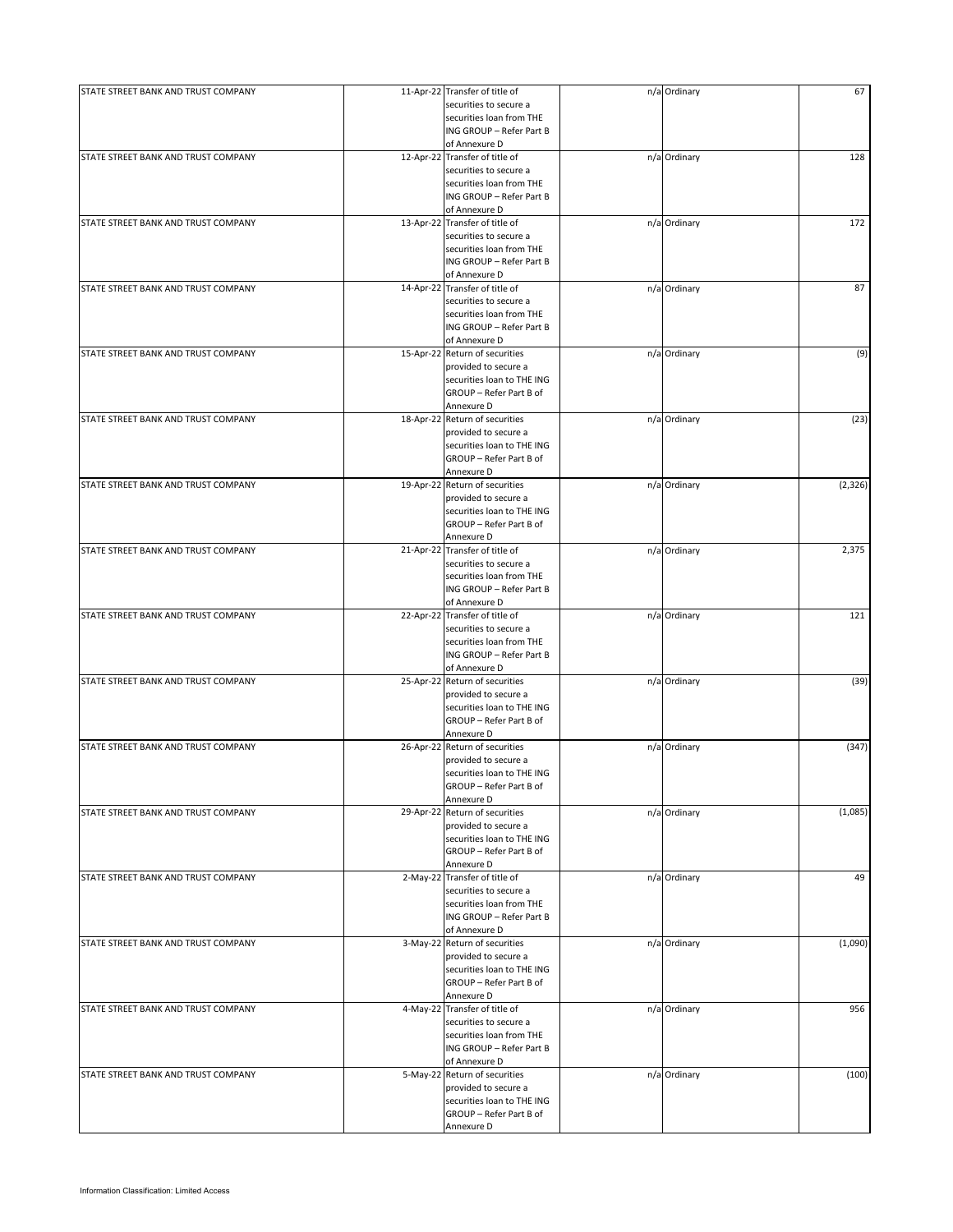| STATE STREET BANK AND TRUST COMPANY | 11-Apr-22 | Transfer of title of securities to secure a securities loan from THE ING GROUP – Refer Part B of Annexure D | n/a | Ordinary | 67 |
|---|---|---|---|---|---|
| STATE STREET BANK AND TRUST COMPANY | 12-Apr-22 | Transfer of title of securities to secure a securities loan from THE ING GROUP – Refer Part B of Annexure D | n/a | Ordinary | 128 |
| STATE STREET BANK AND TRUST COMPANY | 13-Apr-22 | Transfer of title of securities to secure a securities loan from THE ING GROUP – Refer Part B of Annexure D | n/a | Ordinary | 172 |
| STATE STREET BANK AND TRUST COMPANY | 14-Apr-22 | Transfer of title of securities to secure a securities loan from THE ING GROUP – Refer Part B of Annexure D | n/a | Ordinary | 87 |
| STATE STREET BANK AND TRUST COMPANY | 15-Apr-22 | Return of securities provided to secure a securities loan to THE ING GROUP – Refer Part B of Annexure D | n/a | Ordinary | (9) |
| STATE STREET BANK AND TRUST COMPANY | 18-Apr-22 | Return of securities provided to secure a securities loan to THE ING GROUP – Refer Part B of Annexure D | n/a | Ordinary | (23) |
| STATE STREET BANK AND TRUST COMPANY | 19-Apr-22 | Return of securities provided to secure a securities loan to THE ING GROUP – Refer Part B of Annexure D | n/a | Ordinary | (2,326) |
| STATE STREET BANK AND TRUST COMPANY | 21-Apr-22 | Transfer of title of securities to secure a securities loan from THE ING GROUP – Refer Part B of Annexure D | n/a | Ordinary | 2,375 |
| STATE STREET BANK AND TRUST COMPANY | 22-Apr-22 | Transfer of title of securities to secure a securities loan from THE ING GROUP – Refer Part B of Annexure D | n/a | Ordinary | 121 |
| STATE STREET BANK AND TRUST COMPANY | 25-Apr-22 | Return of securities provided to secure a securities loan to THE ING GROUP – Refer Part B of Annexure D | n/a | Ordinary | (39) |
| STATE STREET BANK AND TRUST COMPANY | 26-Apr-22 | Return of securities provided to secure a securities loan to THE ING GROUP – Refer Part B of Annexure D | n/a | Ordinary | (347) |
| STATE STREET BANK AND TRUST COMPANY | 29-Apr-22 | Return of securities provided to secure a securities loan to THE ING GROUP – Refer Part B of Annexure D | n/a | Ordinary | (1,085) |
| STATE STREET BANK AND TRUST COMPANY | 2-May-22 | Transfer of title of securities to secure a securities loan from THE ING GROUP – Refer Part B of Annexure D | n/a | Ordinary | 49 |
| STATE STREET BANK AND TRUST COMPANY | 3-May-22 | Return of securities provided to secure a securities loan to THE ING GROUP – Refer Part B of Annexure D | n/a | Ordinary | (1,090) |
| STATE STREET BANK AND TRUST COMPANY | 4-May-22 | Transfer of title of securities to secure a securities loan from THE ING GROUP – Refer Part B of Annexure D | n/a | Ordinary | 956 |
| STATE STREET BANK AND TRUST COMPANY | 5-May-22 | Return of securities provided to secure a securities loan to THE ING GROUP – Refer Part B of Annexure D | n/a | Ordinary | (100) |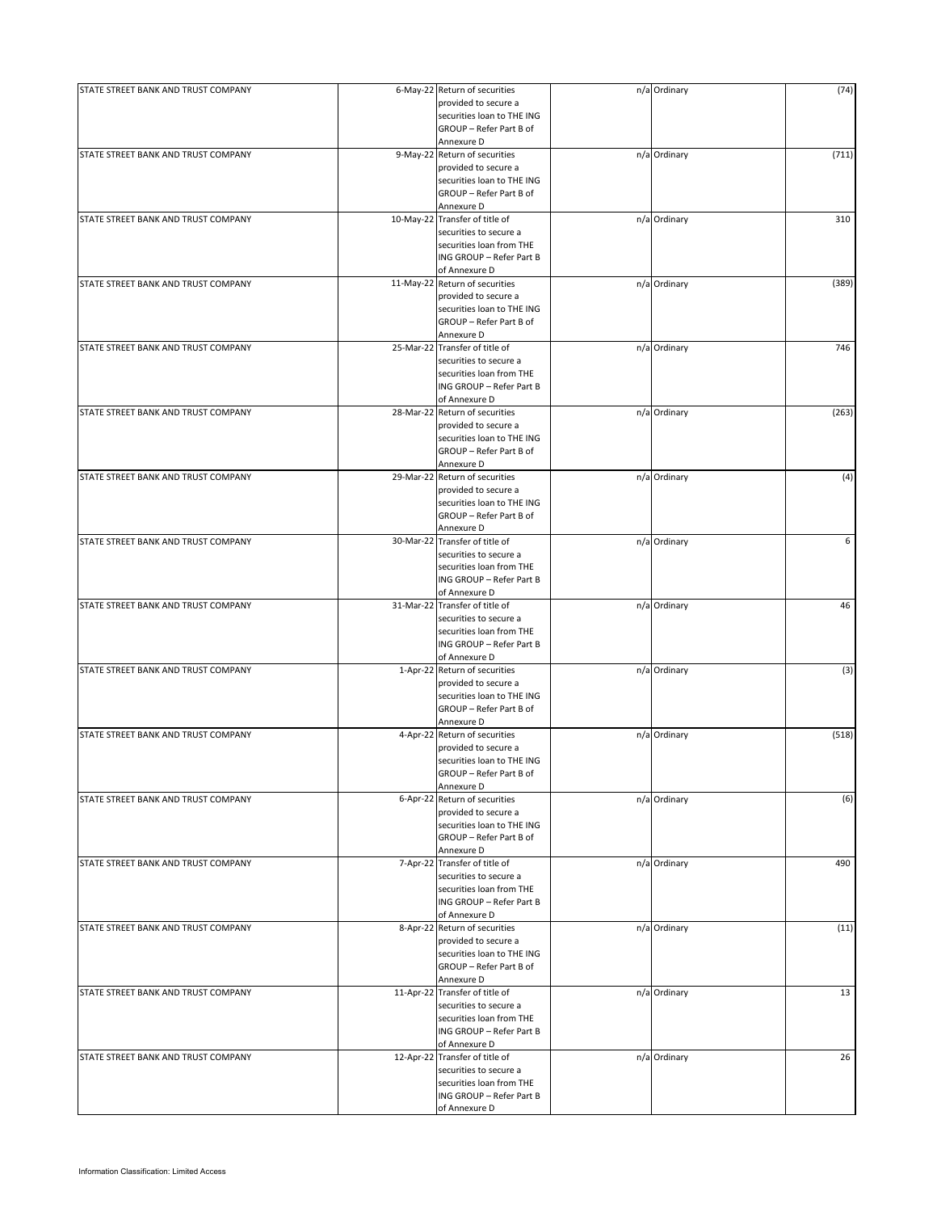| | | | | | |
|---|---|---|---|---|---|
| STATE STREET BANK AND TRUST COMPANY | 6-May-22 | Return of securities provided to secure a securities loan to THE ING GROUP – Refer Part B of Annexure D | n/a | Ordinary | (74) |
| STATE STREET BANK AND TRUST COMPANY | 9-May-22 | Return of securities provided to secure a securities loan to THE ING GROUP – Refer Part B of Annexure D | n/a | Ordinary | (711) |
| STATE STREET BANK AND TRUST COMPANY | 10-May-22 | Transfer of title of securities to secure a securities loan from THE ING GROUP – Refer Part B of Annexure D | n/a | Ordinary | 310 |
| STATE STREET BANK AND TRUST COMPANY | 11-May-22 | Return of securities provided to secure a securities loan to THE ING GROUP – Refer Part B of Annexure D | n/a | Ordinary | (389) |
| STATE STREET BANK AND TRUST COMPANY | 25-Mar-22 | Transfer of title of securities to secure a securities loan from THE ING GROUP – Refer Part B of Annexure D | n/a | Ordinary | 746 |
| STATE STREET BANK AND TRUST COMPANY | 28-Mar-22 | Return of securities provided to secure a securities loan to THE ING GROUP – Refer Part B of Annexure D | n/a | Ordinary | (263) |
| STATE STREET BANK AND TRUST COMPANY | 29-Mar-22 | Return of securities provided to secure a securities loan to THE ING GROUP – Refer Part B of Annexure D | n/a | Ordinary | (4) |
| STATE STREET BANK AND TRUST COMPANY | 30-Mar-22 | Transfer of title of securities to secure a securities loan from THE ING GROUP – Refer Part B of Annexure D | n/a | Ordinary | 6 |
| STATE STREET BANK AND TRUST COMPANY | 31-Mar-22 | Transfer of title of securities to secure a securities loan from THE ING GROUP – Refer Part B of Annexure D | n/a | Ordinary | 46 |
| STATE STREET BANK AND TRUST COMPANY | 1-Apr-22 | Return of securities provided to secure a securities loan to THE ING GROUP – Refer Part B of Annexure D | n/a | Ordinary | (3) |
| STATE STREET BANK AND TRUST COMPANY | 4-Apr-22 | Return of securities provided to secure a securities loan to THE ING GROUP – Refer Part B of Annexure D | n/a | Ordinary | (518) |
| STATE STREET BANK AND TRUST COMPANY | 6-Apr-22 | Return of securities provided to secure a securities loan to THE ING GROUP – Refer Part B of Annexure D | n/a | Ordinary | (6) |
| STATE STREET BANK AND TRUST COMPANY | 7-Apr-22 | Transfer of title of securities to secure a securities loan from THE ING GROUP – Refer Part B of Annexure D | n/a | Ordinary | 490 |
| STATE STREET BANK AND TRUST COMPANY | 8-Apr-22 | Return of securities provided to secure a securities loan to THE ING GROUP – Refer Part B of Annexure D | n/a | Ordinary | (11) |
| STATE STREET BANK AND TRUST COMPANY | 11-Apr-22 | Transfer of title of securities to secure a securities loan from THE ING GROUP – Refer Part B of Annexure D | n/a | Ordinary | 13 |
| STATE STREET BANK AND TRUST COMPANY | 12-Apr-22 | Transfer of title of securities to secure a securities loan from THE ING GROUP – Refer Part B of Annexure D | n/a | Ordinary | 26 |

Information Classification: Limited Access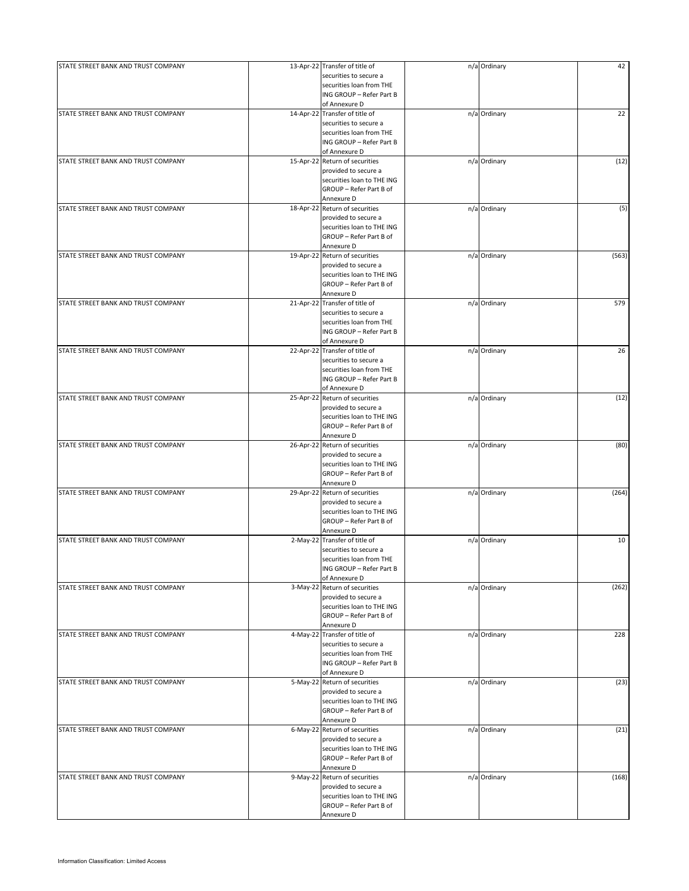| | | | | | |
|---|---|---|---|---|---|
| STATE STREET BANK AND TRUST COMPANY | 13-Apr-22 | Transfer of title of securities to secure a securities loan from THE ING GROUP – Refer Part B of Annexure D | n/a | Ordinary | 42 |
| STATE STREET BANK AND TRUST COMPANY | 14-Apr-22 | Transfer of title of securities to secure a securities loan from THE ING GROUP – Refer Part B of Annexure D | n/a | Ordinary | 22 |
| STATE STREET BANK AND TRUST COMPANY | 15-Apr-22 | Return of securities provided to secure a securities loan to THE ING GROUP – Refer Part B of Annexure D | n/a | Ordinary | (12) |
| STATE STREET BANK AND TRUST COMPANY | 18-Apr-22 | Return of securities provided to secure a securities loan to THE ING GROUP – Refer Part B of Annexure D | n/a | Ordinary | (5) |
| STATE STREET BANK AND TRUST COMPANY | 19-Apr-22 | Return of securities provided to secure a securities loan to THE ING GROUP – Refer Part B of Annexure D | n/a | Ordinary | (563) |
| STATE STREET BANK AND TRUST COMPANY | 21-Apr-22 | Transfer of title of securities to secure a securities loan from THE ING GROUP – Refer Part B of Annexure D | n/a | Ordinary | 579 |
| STATE STREET BANK AND TRUST COMPANY | 22-Apr-22 | Transfer of title of securities to secure a securities loan from THE ING GROUP – Refer Part B of Annexure D | n/a | Ordinary | 26 |
| STATE STREET BANK AND TRUST COMPANY | 25-Apr-22 | Return of securities provided to secure a securities loan to THE ING GROUP – Refer Part B of Annexure D | n/a | Ordinary | (12) |
| STATE STREET BANK AND TRUST COMPANY | 26-Apr-22 | Return of securities provided to secure a securities loan to THE ING GROUP – Refer Part B of Annexure D | n/a | Ordinary | (80) |
| STATE STREET BANK AND TRUST COMPANY | 29-Apr-22 | Return of securities provided to secure a securities loan to THE ING GROUP – Refer Part B of Annexure D | n/a | Ordinary | (264) |
| STATE STREET BANK AND TRUST COMPANY | 2-May-22 | Transfer of title of securities to secure a securities loan from THE ING GROUP – Refer Part B of Annexure D | n/a | Ordinary | 10 |
| STATE STREET BANK AND TRUST COMPANY | 3-May-22 | Return of securities provided to secure a securities loan to THE ING GROUP – Refer Part B of Annexure D | n/a | Ordinary | (262) |
| STATE STREET BANK AND TRUST COMPANY | 4-May-22 | Transfer of title of securities to secure a securities loan from THE ING GROUP – Refer Part B of Annexure D | n/a | Ordinary | 228 |
| STATE STREET BANK AND TRUST COMPANY | 5-May-22 | Return of securities provided to secure a securities loan to THE ING GROUP – Refer Part B of Annexure D | n/a | Ordinary | (23) |
| STATE STREET BANK AND TRUST COMPANY | 6-May-22 | Return of securities provided to secure a securities loan to THE ING GROUP – Refer Part B of Annexure D | n/a | Ordinary | (21) |
| STATE STREET BANK AND TRUST COMPANY | 9-May-22 | Return of securities provided to secure a securities loan to THE ING GROUP – Refer Part B of Annexure D | n/a | Ordinary | (168) |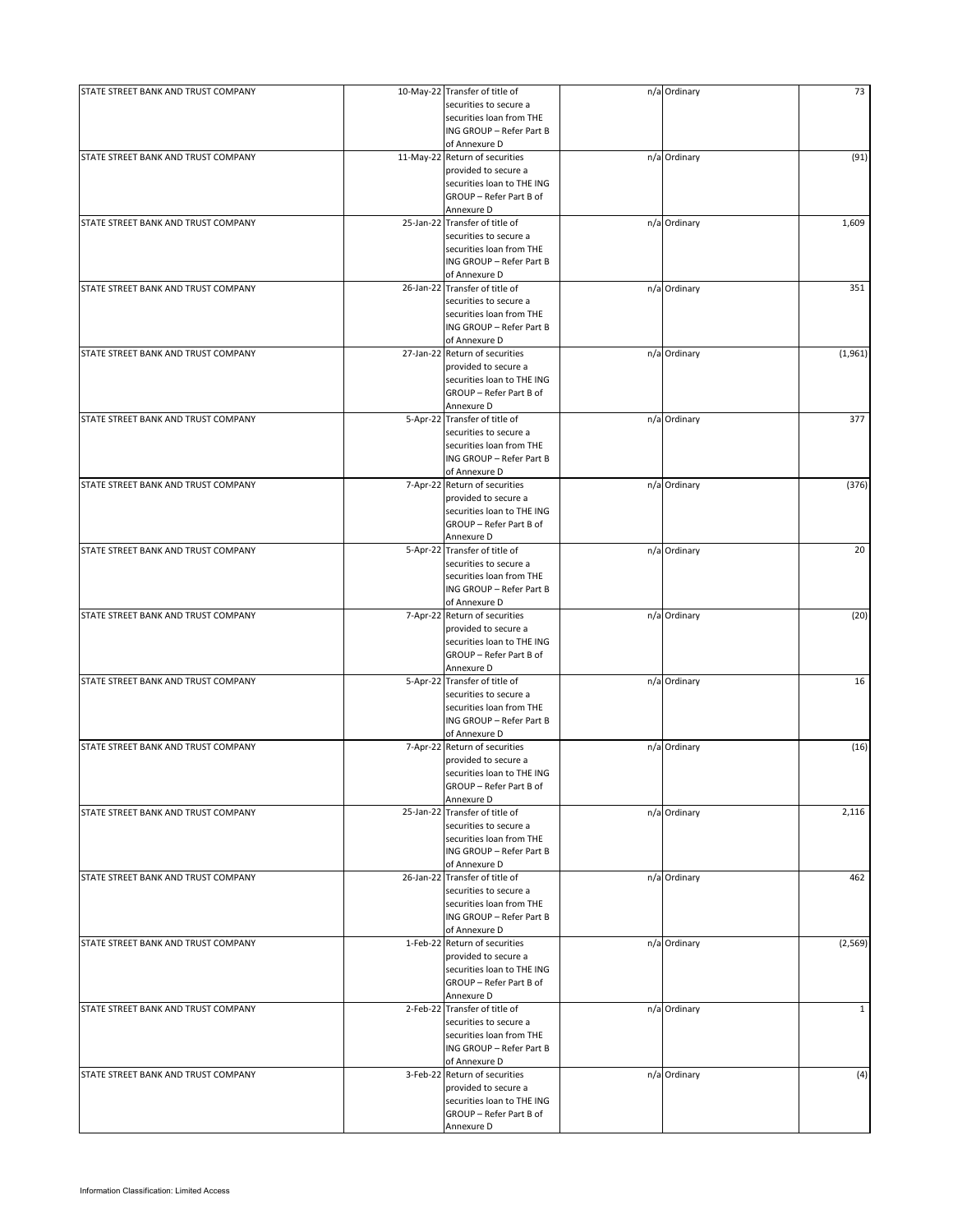| | | | | | |
|---|---|---|---|---|---|
| STATE STREET BANK AND TRUST COMPANY | 10-May-22 | Transfer of title of securities to secure a securities loan from THE ING GROUP – Refer Part B of Annexure D | n/a | Ordinary | 73 |
| STATE STREET BANK AND TRUST COMPANY | 11-May-22 | Return of securities provided to secure a securities loan to THE ING GROUP – Refer Part B of Annexure D | n/a | Ordinary | (91) |
| STATE STREET BANK AND TRUST COMPANY | 25-Jan-22 | Transfer of title of securities to secure a securities loan from THE ING GROUP – Refer Part B of Annexure D | n/a | Ordinary | 1,609 |
| STATE STREET BANK AND TRUST COMPANY | 26-Jan-22 | Transfer of title of securities to secure a securities loan from THE ING GROUP – Refer Part B of Annexure D | n/a | Ordinary | 351 |
| STATE STREET BANK AND TRUST COMPANY | 27-Jan-22 | Return of securities provided to secure a securities loan to THE ING GROUP – Refer Part B of Annexure D | n/a | Ordinary | (1,961) |
| STATE STREET BANK AND TRUST COMPANY | 5-Apr-22 | Transfer of title of securities to secure a securities loan from THE ING GROUP – Refer Part B of Annexure D | n/a | Ordinary | 377 |
| STATE STREET BANK AND TRUST COMPANY | 7-Apr-22 | Return of securities provided to secure a securities loan to THE ING GROUP – Refer Part B of Annexure D | n/a | Ordinary | (376) |
| STATE STREET BANK AND TRUST COMPANY | 5-Apr-22 | Transfer of title of securities to secure a securities loan from THE ING GROUP – Refer Part B of Annexure D | n/a | Ordinary | 20 |
| STATE STREET BANK AND TRUST COMPANY | 7-Apr-22 | Return of securities provided to secure a securities loan to THE ING GROUP – Refer Part B of Annexure D | n/a | Ordinary | (20) |
| STATE STREET BANK AND TRUST COMPANY | 5-Apr-22 | Transfer of title of securities to secure a securities loan from THE ING GROUP – Refer Part B of Annexure D | n/a | Ordinary | 16 |
| STATE STREET BANK AND TRUST COMPANY | 7-Apr-22 | Return of securities provided to secure a securities loan to THE ING GROUP – Refer Part B of Annexure D | n/a | Ordinary | (16) |
| STATE STREET BANK AND TRUST COMPANY | 25-Jan-22 | Transfer of title of securities to secure a securities loan from THE ING GROUP – Refer Part B of Annexure D | n/a | Ordinary | 2,116 |
| STATE STREET BANK AND TRUST COMPANY | 26-Jan-22 | Transfer of title of securities to secure a securities loan from THE ING GROUP – Refer Part B of Annexure D | n/a | Ordinary | 462 |
| STATE STREET BANK AND TRUST COMPANY | 1-Feb-22 | Return of securities provided to secure a securities loan to THE ING GROUP – Refer Part B of Annexure D | n/a | Ordinary | (2,569) |
| STATE STREET BANK AND TRUST COMPANY | 2-Feb-22 | Transfer of title of securities to secure a securities loan from THE ING GROUP – Refer Part B of Annexure D | n/a | Ordinary | 1 |
| STATE STREET BANK AND TRUST COMPANY | 3-Feb-22 | Return of securities provided to secure a securities loan to THE ING GROUP – Refer Part B of Annexure D | n/a | Ordinary | (4) |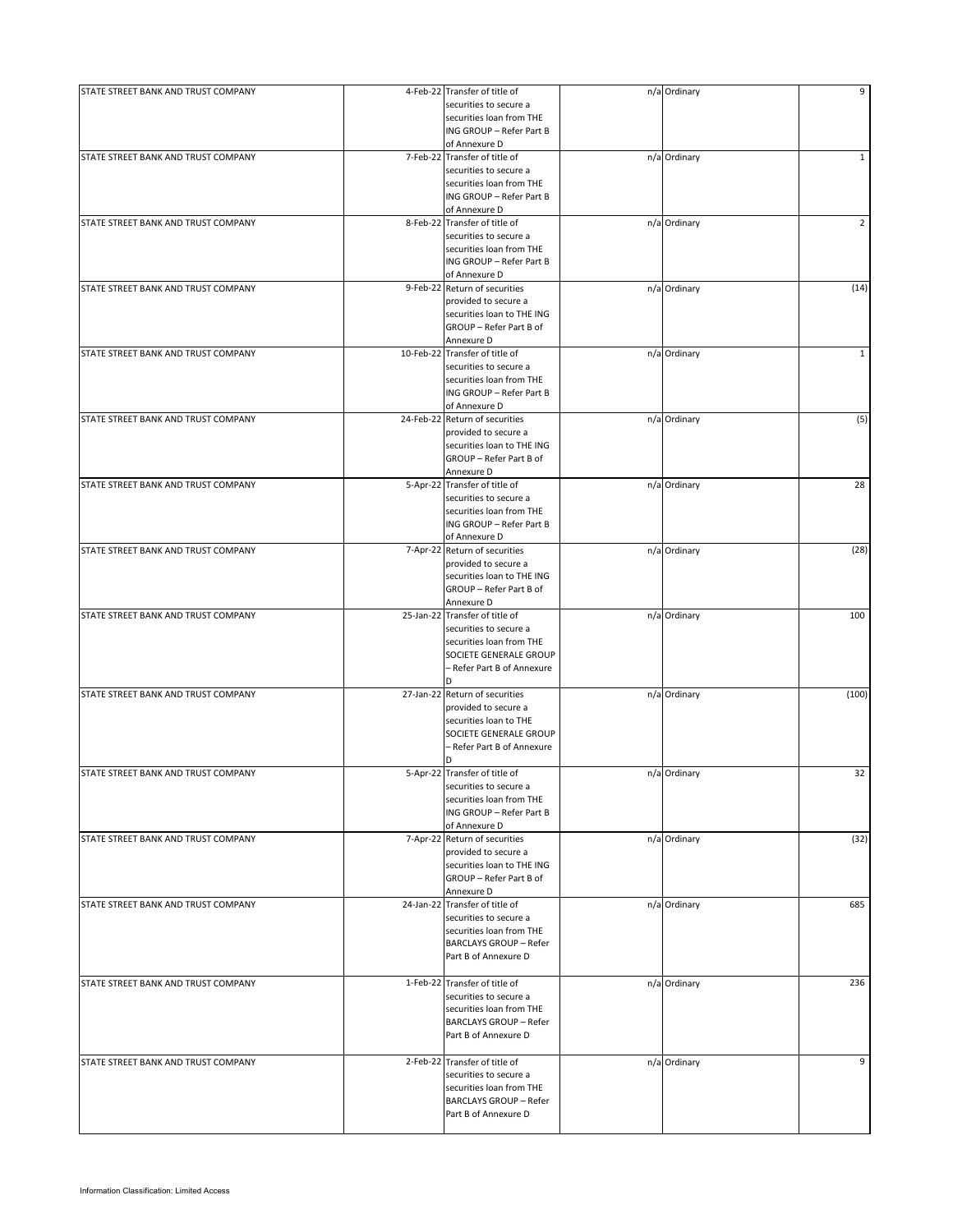| | | | | | |
|---|---|---|---|---|---|
| STATE STREET BANK AND TRUST COMPANY | 4-Feb-22 | Transfer of title of securities to secure a securities loan from THE ING GROUP – Refer Part B of Annexure D | n/a | Ordinary | 9 |
| STATE STREET BANK AND TRUST COMPANY | 7-Feb-22 | Transfer of title of securities to secure a securities loan from THE ING GROUP – Refer Part B of Annexure D | n/a | Ordinary | 1 |
| STATE STREET BANK AND TRUST COMPANY | 8-Feb-22 | Transfer of title of securities to secure a securities loan from THE ING GROUP – Refer Part B of Annexure D | n/a | Ordinary | 2 |
| STATE STREET BANK AND TRUST COMPANY | 9-Feb-22 | Return of securities provided to secure a securities loan to THE ING GROUP – Refer Part B of Annexure D | n/a | Ordinary | (14) |
| STATE STREET BANK AND TRUST COMPANY | 10-Feb-22 | Transfer of title of securities to secure a securities loan from THE ING GROUP – Refer Part B of Annexure D | n/a | Ordinary | 1 |
| STATE STREET BANK AND TRUST COMPANY | 24-Feb-22 | Return of securities provided to secure a securities loan to THE ING GROUP – Refer Part B of Annexure D | n/a | Ordinary | (5) |
| STATE STREET BANK AND TRUST COMPANY | 5-Apr-22 | Transfer of title of securities to secure a securities loan from THE ING GROUP – Refer Part B of Annexure D | n/a | Ordinary | 28 |
| STATE STREET BANK AND TRUST COMPANY | 7-Apr-22 | Return of securities provided to secure a securities loan to THE ING GROUP – Refer Part B of Annexure D | n/a | Ordinary | (28) |
| STATE STREET BANK AND TRUST COMPANY | 25-Jan-22 | Transfer of title of securities to secure a securities loan from THE SOCIETE GENERALE GROUP – Refer Part B of Annexure D | n/a | Ordinary | 100 |
| STATE STREET BANK AND TRUST COMPANY | 27-Jan-22 | Return of securities provided to secure a securities loan to THE SOCIETE GENERALE GROUP – Refer Part B of Annexure D | n/a | Ordinary | (100) |
| STATE STREET BANK AND TRUST COMPANY | 5-Apr-22 | Transfer of title of securities to secure a securities loan from THE ING GROUP – Refer Part B of Annexure D | n/a | Ordinary | 32 |
| STATE STREET BANK AND TRUST COMPANY | 7-Apr-22 | Return of securities provided to secure a securities loan to THE ING GROUP – Refer Part B of Annexure D | n/a | Ordinary | (32) |
| STATE STREET BANK AND TRUST COMPANY | 24-Jan-22 | Transfer of title of securities to secure a securities loan from THE BARCLAYS GROUP – Refer Part B of Annexure D | n/a | Ordinary | 685 |
| STATE STREET BANK AND TRUST COMPANY | 1-Feb-22 | Transfer of title of securities to secure a securities loan from THE BARCLAYS GROUP – Refer Part B of Annexure D | n/a | Ordinary | 236 |
| STATE STREET BANK AND TRUST COMPANY | 2-Feb-22 | Transfer of title of securities to secure a securities loan from THE BARCLAYS GROUP – Refer Part B of Annexure D | n/a | Ordinary | 9 |

Information Classification: Limited Access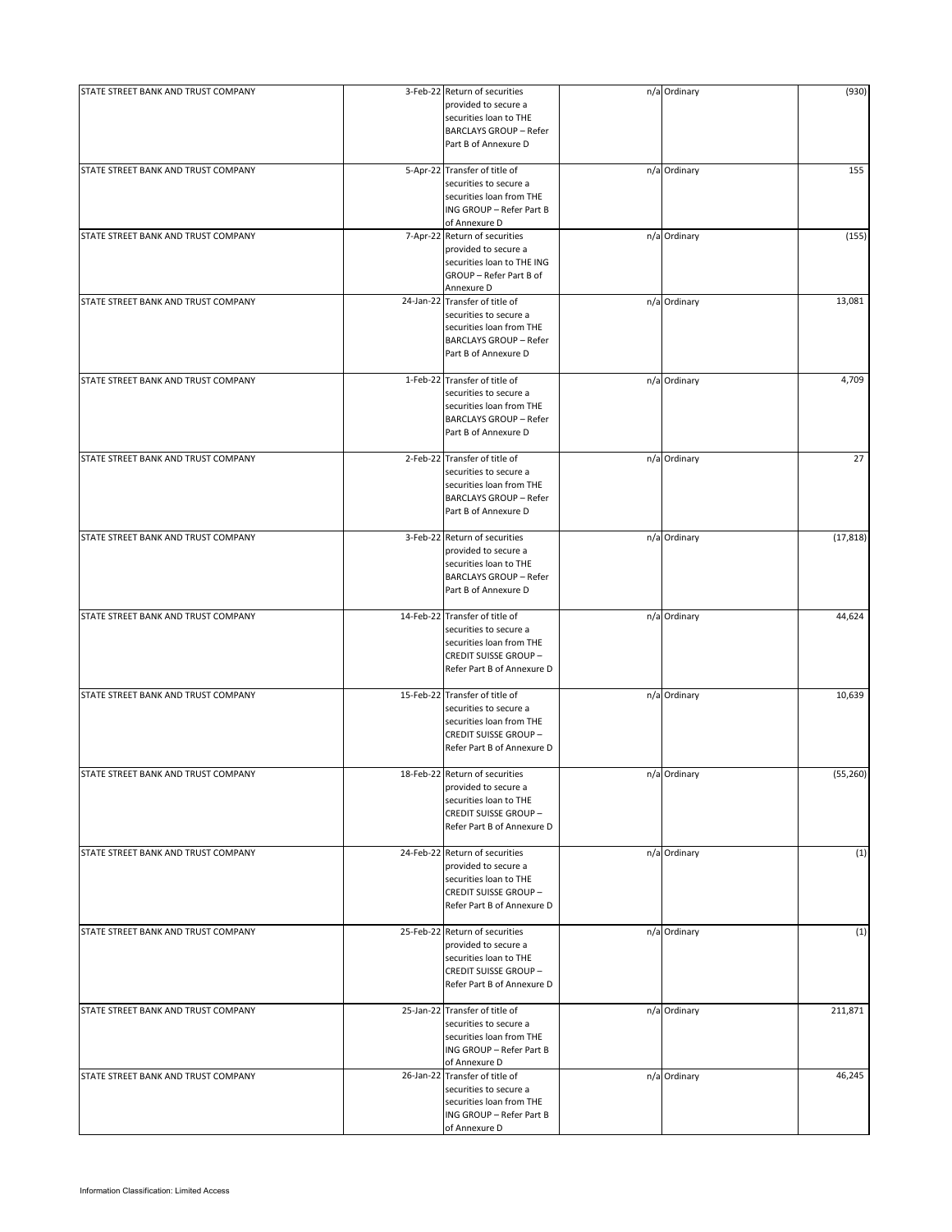| | | | | | |
|---|---|---|---|---|---|
| STATE STREET BANK AND TRUST COMPANY | 3-Feb-22 | Return of securities provided to secure a securities loan to THE BARCLAYS GROUP – Refer Part B of Annexure D | n/a | Ordinary | (930) |
| STATE STREET BANK AND TRUST COMPANY | 5-Apr-22 | Transfer of title of securities to secure a securities loan from THE ING GROUP – Refer Part B of Annexure D | n/a | Ordinary | 155 |
| STATE STREET BANK AND TRUST COMPANY | 7-Apr-22 | Return of securities provided to secure a securities loan to THE ING GROUP – Refer Part B of Annexure D | n/a | Ordinary | (155) |
| STATE STREET BANK AND TRUST COMPANY | 24-Jan-22 | Transfer of title of securities to secure a securities loan from THE BARCLAYS GROUP – Refer Part B of Annexure D | n/a | Ordinary | 13,081 |
| STATE STREET BANK AND TRUST COMPANY | 1-Feb-22 | Transfer of title of securities to secure a securities loan from THE BARCLAYS GROUP – Refer Part B of Annexure D | n/a | Ordinary | 4,709 |
| STATE STREET BANK AND TRUST COMPANY | 2-Feb-22 | Transfer of title of securities to secure a securities loan from THE BARCLAYS GROUP – Refer Part B of Annexure D | n/a | Ordinary | 27 |
| STATE STREET BANK AND TRUST COMPANY | 3-Feb-22 | Return of securities provided to secure a securities loan to THE BARCLAYS GROUP – Refer Part B of Annexure D | n/a | Ordinary | (17,818) |
| STATE STREET BANK AND TRUST COMPANY | 14-Feb-22 | Transfer of title of securities to secure a securities loan from THE CREDIT SUISSE GROUP – Refer Part B of Annexure D | n/a | Ordinary | 44,624 |
| STATE STREET BANK AND TRUST COMPANY | 15-Feb-22 | Transfer of title of securities to secure a securities loan from THE CREDIT SUISSE GROUP – Refer Part B of Annexure D | n/a | Ordinary | 10,639 |
| STATE STREET BANK AND TRUST COMPANY | 18-Feb-22 | Return of securities provided to secure a securities loan to THE CREDIT SUISSE GROUP – Refer Part B of Annexure D | n/a | Ordinary | (55,260) |
| STATE STREET BANK AND TRUST COMPANY | 24-Feb-22 | Return of securities provided to secure a securities loan to THE CREDIT SUISSE GROUP – Refer Part B of Annexure D | n/a | Ordinary | (1) |
| STATE STREET BANK AND TRUST COMPANY | 25-Feb-22 | Return of securities provided to secure a securities loan to THE CREDIT SUISSE GROUP – Refer Part B of Annexure D | n/a | Ordinary | (1) |
| STATE STREET BANK AND TRUST COMPANY | 25-Jan-22 | Transfer of title of securities to secure a securities loan from THE ING GROUP – Refer Part B of Annexure D | n/a | Ordinary | 211,871 |
| STATE STREET BANK AND TRUST COMPANY | 26-Jan-22 | Transfer of title of securities to secure a securities loan from THE ING GROUP – Refer Part B of Annexure D | n/a | Ordinary | 46,245 |

Information Classification: Limited Access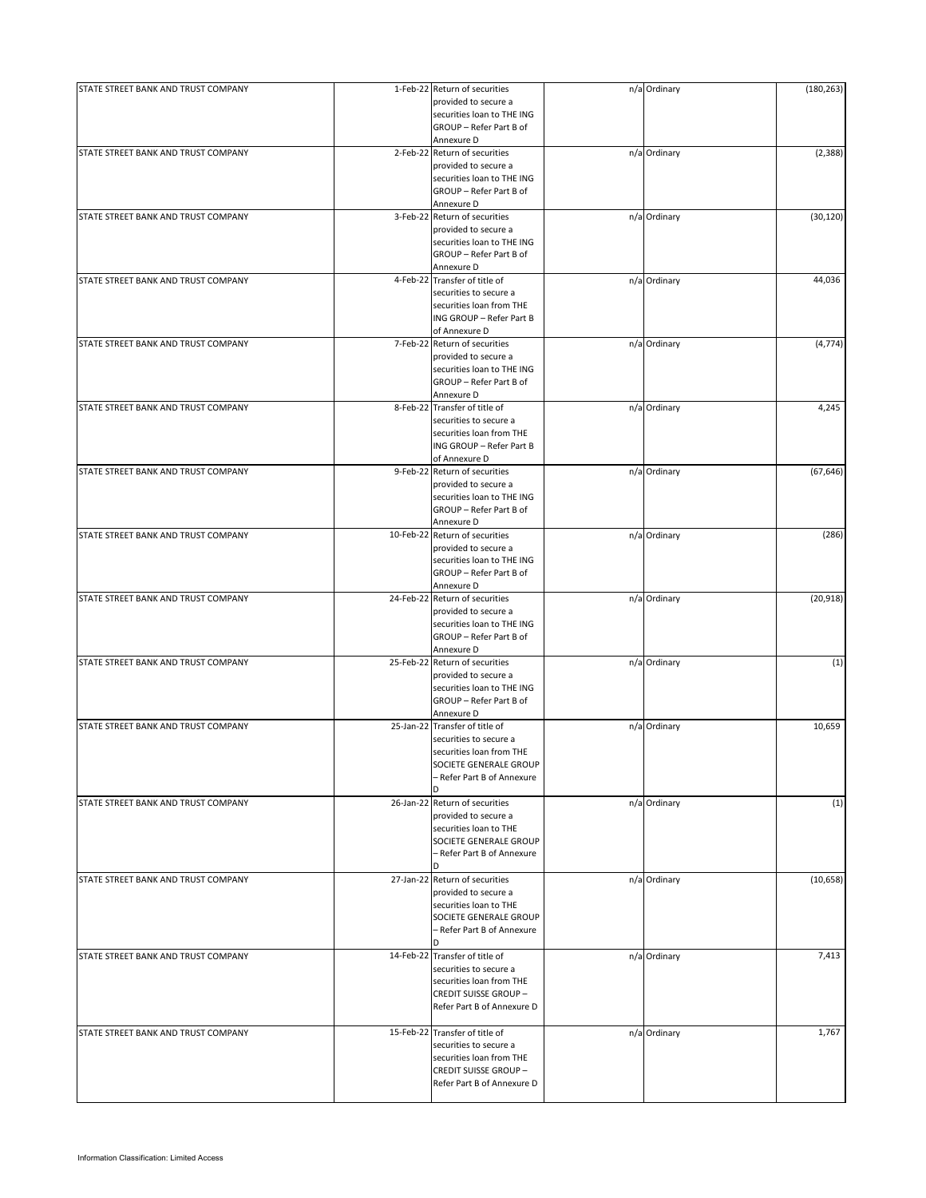| | | | | | |
|---|---|---|---|---|---|
| STATE STREET BANK AND TRUST COMPANY | 1-Feb-22 | Return of securities provided to secure a securities loan to THE ING GROUP – Refer Part B of Annexure D | n/a | Ordinary | (180,263) |
| STATE STREET BANK AND TRUST COMPANY | 2-Feb-22 | Return of securities provided to secure a securities loan to THE ING GROUP – Refer Part B of Annexure D | n/a | Ordinary | (2,388) |
| STATE STREET BANK AND TRUST COMPANY | 3-Feb-22 | Return of securities provided to secure a securities loan to THE ING GROUP – Refer Part B of Annexure D | n/a | Ordinary | (30,120) |
| STATE STREET BANK AND TRUST COMPANY | 4-Feb-22 | Transfer of title of securities to secure a securities loan from THE ING GROUP – Refer Part B of Annexure D | n/a | Ordinary | 44,036 |
| STATE STREET BANK AND TRUST COMPANY | 7-Feb-22 | Return of securities provided to secure a securities loan to THE ING GROUP – Refer Part B of Annexure D | n/a | Ordinary | (4,774) |
| STATE STREET BANK AND TRUST COMPANY | 8-Feb-22 | Transfer of title of securities to secure a securities loan from THE ING GROUP – Refer Part B of Annexure D | n/a | Ordinary | 4,245 |
| STATE STREET BANK AND TRUST COMPANY | 9-Feb-22 | Return of securities provided to secure a securities loan to THE ING GROUP – Refer Part B of Annexure D | n/a | Ordinary | (67,646) |
| STATE STREET BANK AND TRUST COMPANY | 10-Feb-22 | Return of securities provided to secure a securities loan to THE ING GROUP – Refer Part B of Annexure D | n/a | Ordinary | (286) |
| STATE STREET BANK AND TRUST COMPANY | 24-Feb-22 | Return of securities provided to secure a securities loan to THE ING GROUP – Refer Part B of Annexure D | n/a | Ordinary | (20,918) |
| STATE STREET BANK AND TRUST COMPANY | 25-Feb-22 | Return of securities provided to secure a securities loan to THE ING GROUP – Refer Part B of Annexure D | n/a | Ordinary | (1) |
| STATE STREET BANK AND TRUST COMPANY | 25-Jan-22 | Transfer of title of securities to secure a securities loan from THE SOCIETE GENERALE GROUP – Refer Part B of Annexure D | n/a | Ordinary | 10,659 |
| STATE STREET BANK AND TRUST COMPANY | 26-Jan-22 | Return of securities provided to secure a securities loan to THE SOCIETE GENERALE GROUP – Refer Part B of Annexure D | n/a | Ordinary | (1) |
| STATE STREET BANK AND TRUST COMPANY | 27-Jan-22 | Return of securities provided to secure a securities loan to THE SOCIETE GENERALE GROUP – Refer Part B of Annexure D | n/a | Ordinary | (10,658) |
| STATE STREET BANK AND TRUST COMPANY | 14-Feb-22 | Transfer of title of securities to secure a securities loan from THE CREDIT SUISSE GROUP – Refer Part B of Annexure D | n/a | Ordinary | 7,413 |
| STATE STREET BANK AND TRUST COMPANY | 15-Feb-22 | Transfer of title of securities to secure a securities loan from THE CREDIT SUISSE GROUP – Refer Part B of Annexure D | n/a | Ordinary | 1,767 |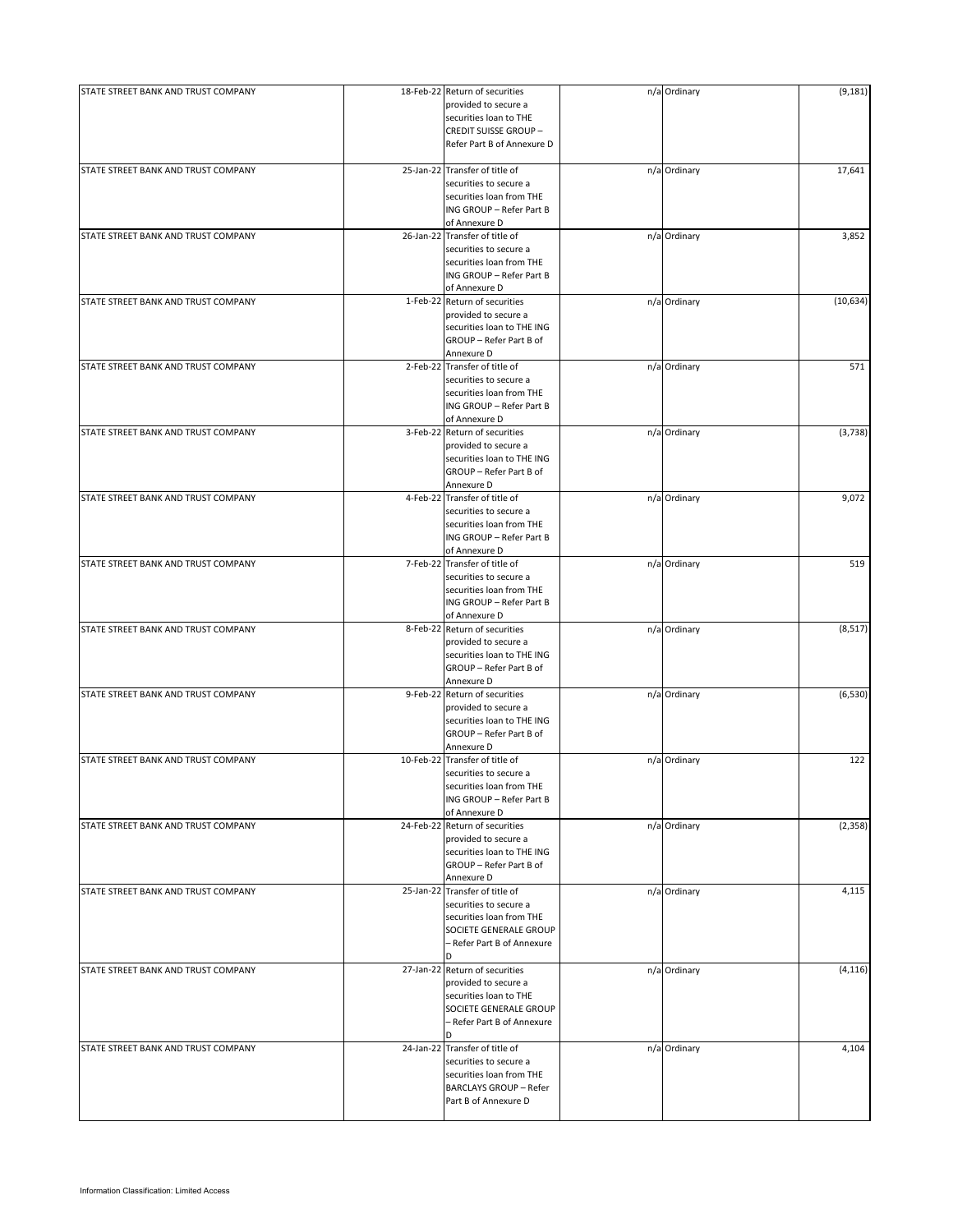| | | | | | |
|---|---|---|---|---|---|
| STATE STREET BANK AND TRUST COMPANY | 18-Feb-22 | Return of securities provided to secure a securities loan to THE CREDIT SUISSE GROUP – Refer Part B of Annexure D | n/a | Ordinary | (9,181) |
| STATE STREET BANK AND TRUST COMPANY | 25-Jan-22 | Transfer of title of securities to secure a securities loan from THE ING GROUP – Refer Part B of Annexure D | n/a | Ordinary | 17,641 |
| STATE STREET BANK AND TRUST COMPANY | 26-Jan-22 | Transfer of title of securities to secure a securities loan from THE ING GROUP – Refer Part B of Annexure D | n/a | Ordinary | 3,852 |
| STATE STREET BANK AND TRUST COMPANY | 1-Feb-22 | Return of securities provided to secure a securities loan to THE ING GROUP – Refer Part B of Annexure D | n/a | Ordinary | (10,634) |
| STATE STREET BANK AND TRUST COMPANY | 2-Feb-22 | Transfer of title of securities to secure a securities loan from THE ING GROUP – Refer Part B of Annexure D | n/a | Ordinary | 571 |
| STATE STREET BANK AND TRUST COMPANY | 3-Feb-22 | Return of securities provided to secure a securities loan to THE ING GROUP – Refer Part B of Annexure D | n/a | Ordinary | (3,738) |
| STATE STREET BANK AND TRUST COMPANY | 4-Feb-22 | Transfer of title of securities to secure a securities loan from THE ING GROUP – Refer Part B of Annexure D | n/a | Ordinary | 9,072 |
| STATE STREET BANK AND TRUST COMPANY | 7-Feb-22 | Transfer of title of securities to secure a securities loan from THE ING GROUP – Refer Part B of Annexure D | n/a | Ordinary | 519 |
| STATE STREET BANK AND TRUST COMPANY | 8-Feb-22 | Return of securities provided to secure a securities loan to THE ING GROUP – Refer Part B of Annexure D | n/a | Ordinary | (8,517) |
| STATE STREET BANK AND TRUST COMPANY | 9-Feb-22 | Return of securities provided to secure a securities loan to THE ING GROUP – Refer Part B of Annexure D | n/a | Ordinary | (6,530) |
| STATE STREET BANK AND TRUST COMPANY | 10-Feb-22 | Transfer of title of securities to secure a securities loan from THE ING GROUP – Refer Part B of Annexure D | n/a | Ordinary | 122 |
| STATE STREET BANK AND TRUST COMPANY | 24-Feb-22 | Return of securities provided to secure a securities loan to THE ING GROUP – Refer Part B of Annexure D | n/a | Ordinary | (2,358) |
| STATE STREET BANK AND TRUST COMPANY | 25-Jan-22 | Transfer of title of securities to secure a securities loan from THE SOCIETE GENERALE GROUP – Refer Part B of Annexure D | n/a | Ordinary | 4,115 |
| STATE STREET BANK AND TRUST COMPANY | 27-Jan-22 | Return of securities provided to secure a securities loan to THE SOCIETE GENERALE GROUP – Refer Part B of Annexure D | n/a | Ordinary | (4,116) |
| STATE STREET BANK AND TRUST COMPANY | 24-Jan-22 | Transfer of title of securities to secure a securities loan from THE BARCLAYS GROUP – Refer Part B of Annexure D | n/a | Ordinary | 4,104 |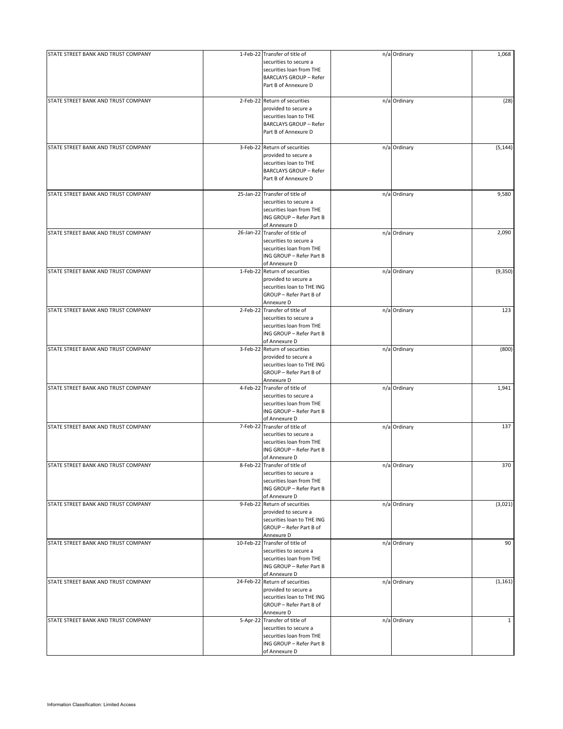| | | | | | |
|---|---|---|---|---|---|
| STATE STREET BANK AND TRUST COMPANY | 1-Feb-22 | Transfer of title of securities to secure a securities loan from THE BARCLAYS GROUP – Refer Part B of Annexure D | n/a | Ordinary | 1,068 |
| STATE STREET BANK AND TRUST COMPANY | 2-Feb-22 | Return of securities provided to secure a securities loan to THE BARCLAYS GROUP – Refer Part B of Annexure D | n/a | Ordinary | (28) |
| STATE STREET BANK AND TRUST COMPANY | 3-Feb-22 | Return of securities provided to secure a securities loan to THE BARCLAYS GROUP – Refer Part B of Annexure D | n/a | Ordinary | (5,144) |
| STATE STREET BANK AND TRUST COMPANY | 25-Jan-22 | Transfer of title of securities to secure a securities loan from THE ING GROUP – Refer Part B of Annexure D | n/a | Ordinary | 9,580 |
| STATE STREET BANK AND TRUST COMPANY | 26-Jan-22 | Transfer of title of securities to secure a securities loan from THE ING GROUP – Refer Part B of Annexure D | n/a | Ordinary | 2,090 |
| STATE STREET BANK AND TRUST COMPANY | 1-Feb-22 | Return of securities provided to secure a securities loan to THE ING GROUP – Refer Part B of Annexure D | n/a | Ordinary | (9,350) |
| STATE STREET BANK AND TRUST COMPANY | 2-Feb-22 | Transfer of title of securities to secure a securities loan from THE ING GROUP – Refer Part B of Annexure D | n/a | Ordinary | 123 |
| STATE STREET BANK AND TRUST COMPANY | 3-Feb-22 | Return of securities provided to secure a securities loan to THE ING GROUP – Refer Part B of Annexure D | n/a | Ordinary | (800) |
| STATE STREET BANK AND TRUST COMPANY | 4-Feb-22 | Transfer of title of securities to secure a securities loan from THE ING GROUP – Refer Part B of Annexure D | n/a | Ordinary | 1,941 |
| STATE STREET BANK AND TRUST COMPANY | 7-Feb-22 | Transfer of title of securities to secure a securities loan from THE ING GROUP – Refer Part B of Annexure D | n/a | Ordinary | 137 |
| STATE STREET BANK AND TRUST COMPANY | 8-Feb-22 | Transfer of title of securities to secure a securities loan from THE ING GROUP – Refer Part B of Annexure D | n/a | Ordinary | 370 |
| STATE STREET BANK AND TRUST COMPANY | 9-Feb-22 | Return of securities provided to secure a securities loan to THE ING GROUP – Refer Part B of Annexure D | n/a | Ordinary | (3,021) |
| STATE STREET BANK AND TRUST COMPANY | 10-Feb-22 | Transfer of title of securities to secure a securities loan from THE ING GROUP – Refer Part B of Annexure D | n/a | Ordinary | 90 |
| STATE STREET BANK AND TRUST COMPANY | 24-Feb-22 | Return of securities provided to secure a securities loan to THE ING GROUP – Refer Part B of Annexure D | n/a | Ordinary | (1,161) |
| STATE STREET BANK AND TRUST COMPANY | 5-Apr-22 | Transfer of title of securities to secure a securities loan from THE ING GROUP – Refer Part B of Annexure D | n/a | Ordinary | 1 |

Information Classification: Limited Access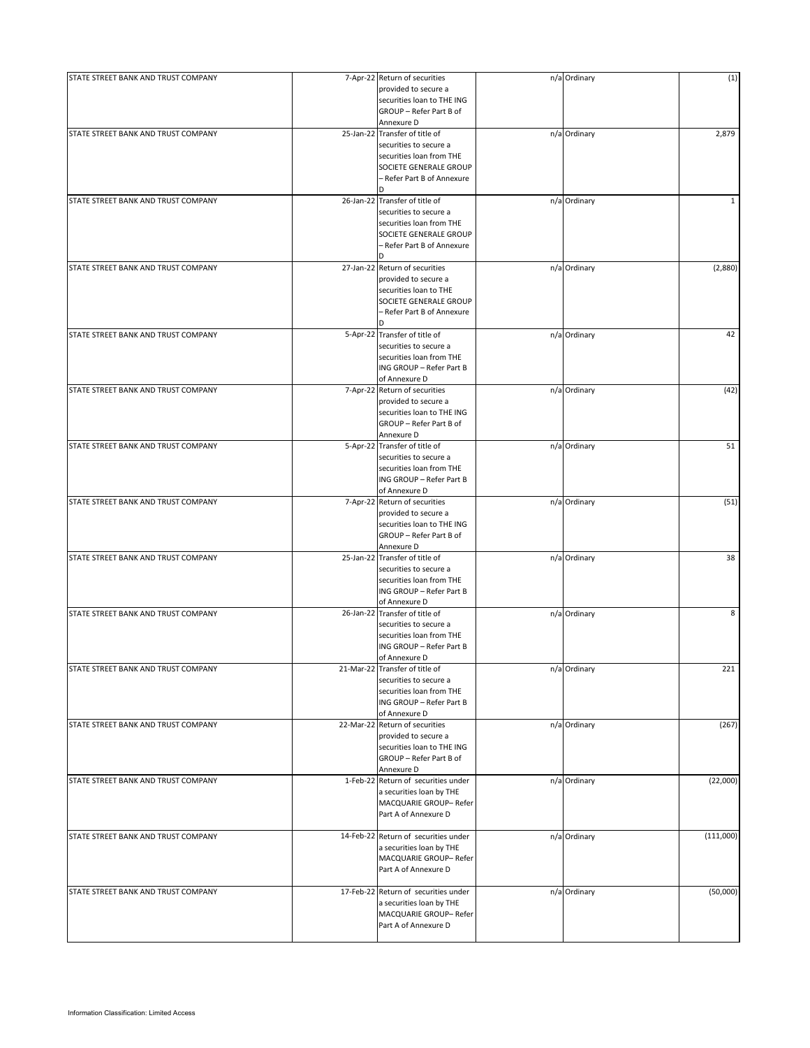| | | | | | |
|---|---|---|---|---|---|
| STATE STREET BANK AND TRUST COMPANY | 7-Apr-22 | Return of securities provided to secure a securities loan to THE ING GROUP – Refer Part B of Annexure D | n/a | Ordinary | (1) |
| STATE STREET BANK AND TRUST COMPANY | 25-Jan-22 | Transfer of title of securities to secure a securities loan from THE SOCIETE GENERALE GROUP – Refer Part B of Annexure D | n/a | Ordinary | 2,879 |
| STATE STREET BANK AND TRUST COMPANY | 26-Jan-22 | Transfer of title of securities to secure a securities loan from THE SOCIETE GENERALE GROUP – Refer Part B of Annexure D | n/a | Ordinary | 1 |
| STATE STREET BANK AND TRUST COMPANY | 27-Jan-22 | Return of securities provided to secure a securities loan to THE SOCIETE GENERALE GROUP – Refer Part B of Annexure D | n/a | Ordinary | (2,880) |
| STATE STREET BANK AND TRUST COMPANY | 5-Apr-22 | Transfer of title of securities to secure a securities loan from THE ING GROUP – Refer Part B of Annexure D | n/a | Ordinary | 42 |
| STATE STREET BANK AND TRUST COMPANY | 7-Apr-22 | Return of securities provided to secure a securities loan to THE ING GROUP – Refer Part B of Annexure D | n/a | Ordinary | (42) |
| STATE STREET BANK AND TRUST COMPANY | 5-Apr-22 | Transfer of title of securities to secure a securities loan from THE ING GROUP – Refer Part B of Annexure D | n/a | Ordinary | 51 |
| STATE STREET BANK AND TRUST COMPANY | 7-Apr-22 | Return of securities provided to secure a securities loan to THE ING GROUP – Refer Part B of Annexure D | n/a | Ordinary | (51) |
| STATE STREET BANK AND TRUST COMPANY | 25-Jan-22 | Transfer of title of securities to secure a securities loan from THE ING GROUP – Refer Part B of Annexure D | n/a | Ordinary | 38 |
| STATE STREET BANK AND TRUST COMPANY | 26-Jan-22 | Transfer of title of securities to secure a securities loan from THE ING GROUP – Refer Part B of Annexure D | n/a | Ordinary | 8 |
| STATE STREET BANK AND TRUST COMPANY | 21-Mar-22 | Transfer of title of securities to secure a securities loan from THE ING GROUP – Refer Part B of Annexure D | n/a | Ordinary | 221 |
| STATE STREET BANK AND TRUST COMPANY | 22-Mar-22 | Return of securities provided to secure a securities loan to THE ING GROUP – Refer Part B of Annexure D | n/a | Ordinary | (267) |
| STATE STREET BANK AND TRUST COMPANY | 1-Feb-22 | Return of securities under a securities loan by THE MACQUARIE GROUP– Refer Part A of Annexure D | n/a | Ordinary | (22,000) |
| STATE STREET BANK AND TRUST COMPANY | 14-Feb-22 | Return of securities under a securities loan by THE MACQUARIE GROUP– Refer Part A of Annexure D | n/a | Ordinary | (111,000) |
| STATE STREET BANK AND TRUST COMPANY | 17-Feb-22 | Return of securities under a securities loan by THE MACQUARIE GROUP– Refer Part A of Annexure D | n/a | Ordinary | (50,000) |

Information Classification: Limited Access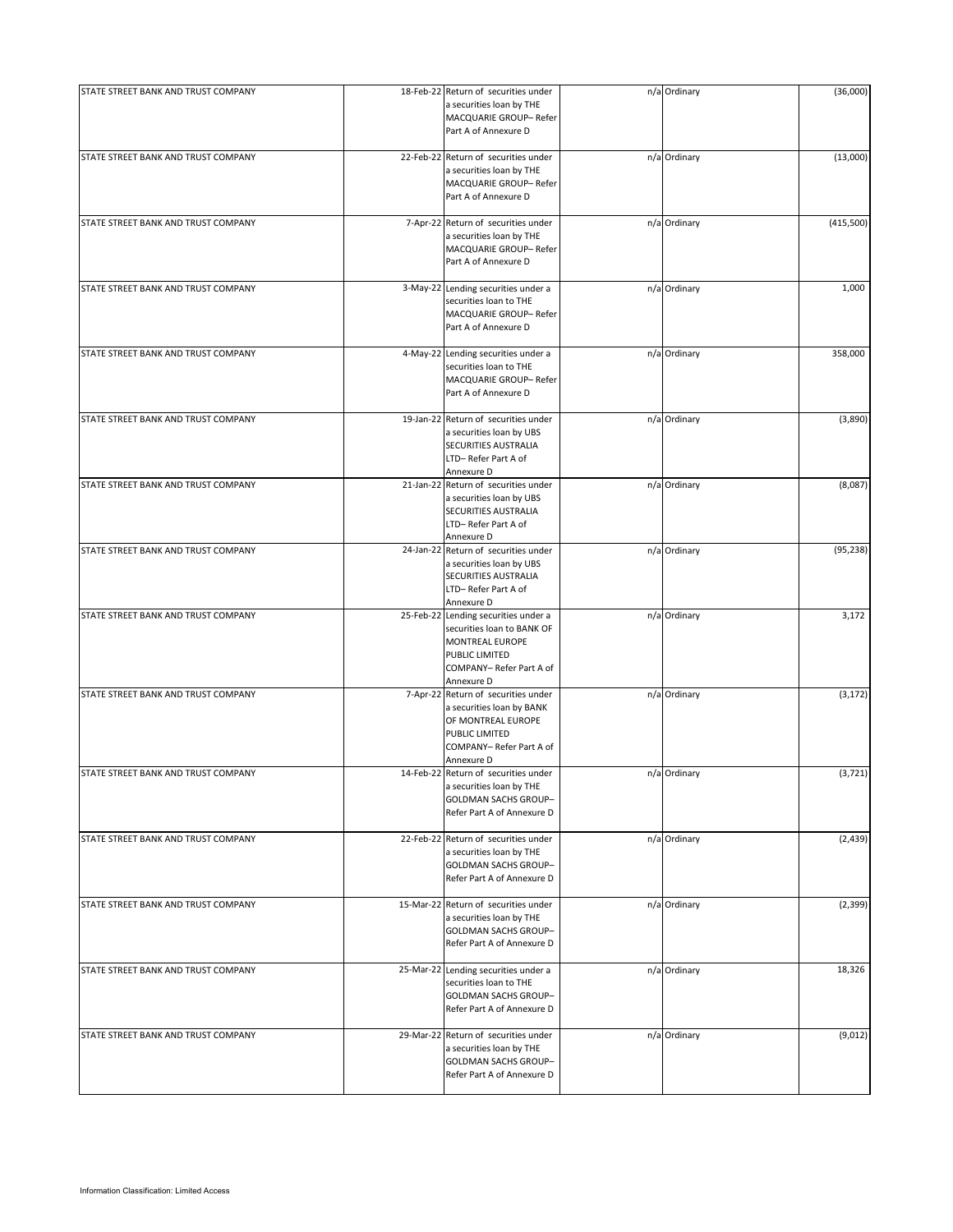| | | | | | |
|---|---|---|---|---|---|
| STATE STREET BANK AND TRUST COMPANY | 18-Feb-22 | Return of securities under a securities loan by THE MACQUARIE GROUP– Refer Part A of Annexure D | n/a | Ordinary | (36,000) |
| STATE STREET BANK AND TRUST COMPANY | 22-Feb-22 | Return of securities under a securities loan by THE MACQUARIE GROUP– Refer Part A of Annexure D | n/a | Ordinary | (13,000) |
| STATE STREET BANK AND TRUST COMPANY | 7-Apr-22 | Return of securities under a securities loan by THE MACQUARIE GROUP– Refer Part A of Annexure D | n/a | Ordinary | (415,500) |
| STATE STREET BANK AND TRUST COMPANY | 3-May-22 | Lending securities under a securities loan to THE MACQUARIE GROUP– Refer Part A of Annexure D | n/a | Ordinary | 1,000 |
| STATE STREET BANK AND TRUST COMPANY | 4-May-22 | Lending securities under a securities loan to THE MACQUARIE GROUP– Refer Part A of Annexure D | n/a | Ordinary | 358,000 |
| STATE STREET BANK AND TRUST COMPANY | 19-Jan-22 | Return of securities under a securities loan by UBS SECURITIES AUSTRALIA LTD– Refer Part A of Annexure D | n/a | Ordinary | (3,890) |
| STATE STREET BANK AND TRUST COMPANY | 21-Jan-22 | Return of securities under a securities loan by UBS SECURITIES AUSTRALIA LTD– Refer Part A of Annexure D | n/a | Ordinary | (8,087) |
| STATE STREET BANK AND TRUST COMPANY | 24-Jan-22 | Return of securities under a securities loan by UBS SECURITIES AUSTRALIA LTD– Refer Part A of Annexure D | n/a | Ordinary | (95,238) |
| STATE STREET BANK AND TRUST COMPANY | 25-Feb-22 | Lending securities under a securities loan to BANK OF MONTREAL EUROPE PUBLIC LIMITED COMPANY– Refer Part A of Annexure D | n/a | Ordinary | 3,172 |
| STATE STREET BANK AND TRUST COMPANY | 7-Apr-22 | Return of securities under a securities loan by BANK OF MONTREAL EUROPE PUBLIC LIMITED COMPANY– Refer Part A of Annexure D | n/a | Ordinary | (3,172) |
| STATE STREET BANK AND TRUST COMPANY | 14-Feb-22 | Return of securities under a securities loan by THE GOLDMAN SACHS GROUP– Refer Part A of Annexure D | n/a | Ordinary | (3,721) |
| STATE STREET BANK AND TRUST COMPANY | 22-Feb-22 | Return of securities under a securities loan by THE GOLDMAN SACHS GROUP– Refer Part A of Annexure D | n/a | Ordinary | (2,439) |
| STATE STREET BANK AND TRUST COMPANY | 15-Mar-22 | Return of securities under a securities loan by THE GOLDMAN SACHS GROUP– Refer Part A of Annexure D | n/a | Ordinary | (2,399) |
| STATE STREET BANK AND TRUST COMPANY | 25-Mar-22 | Lending securities under a securities loan to THE GOLDMAN SACHS GROUP– Refer Part A of Annexure D | n/a | Ordinary | 18,326 |
| STATE STREET BANK AND TRUST COMPANY | 29-Mar-22 | Return of securities under a securities loan by THE GOLDMAN SACHS GROUP– Refer Part A of Annexure D | n/a | Ordinary | (9,012) |

Information Classification: Limited Access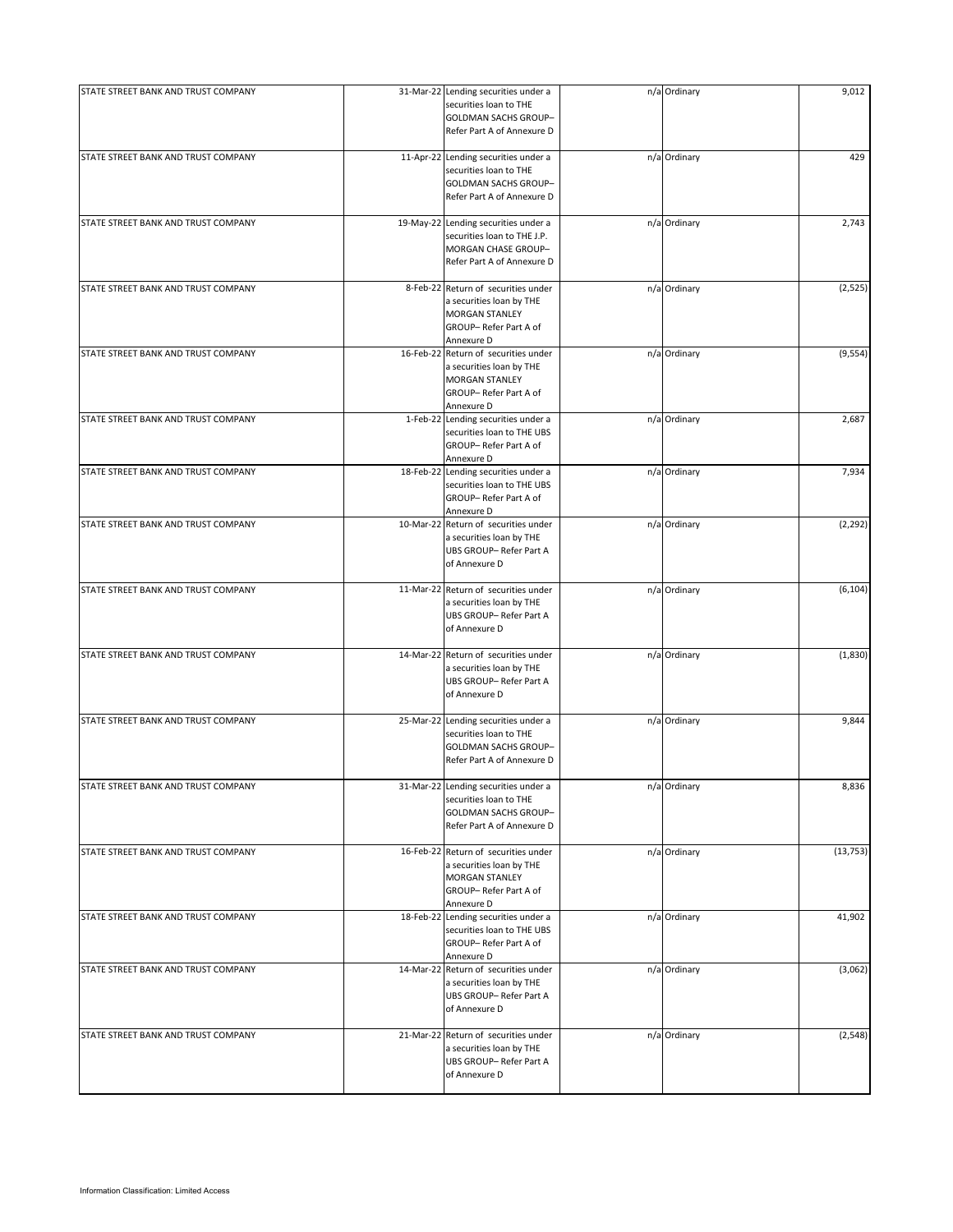| | | | | | |
|---|---|---|---|---|---|
| STATE STREET BANK AND TRUST COMPANY | 31-Mar-22 | Lending securities under a securities loan to THE GOLDMAN SACHS GROUP– Refer Part A of Annexure D | n/a | Ordinary | 9,012 |
| STATE STREET BANK AND TRUST COMPANY | 11-Apr-22 | Lending securities under a securities loan to THE GOLDMAN SACHS GROUP– Refer Part A of Annexure D | n/a | Ordinary | 429 |
| STATE STREET BANK AND TRUST COMPANY | 19-May-22 | Lending securities under a securities loan to THE J.P. MORGAN CHASE GROUP– Refer Part A of Annexure D | n/a | Ordinary | 2,743 |
| STATE STREET BANK AND TRUST COMPANY | 8-Feb-22 | Return of securities under a securities loan by THE MORGAN STANLEY GROUP– Refer Part A of Annexure D | n/a | Ordinary | (2,525) |
| STATE STREET BANK AND TRUST COMPANY | 16-Feb-22 | Return of securities under a securities loan by THE MORGAN STANLEY GROUP– Refer Part A of Annexure D | n/a | Ordinary | (9,554) |
| STATE STREET BANK AND TRUST COMPANY | 1-Feb-22 | Lending securities under a securities loan to THE UBS GROUP– Refer Part A of Annexure D | n/a | Ordinary | 2,687 |
| STATE STREET BANK AND TRUST COMPANY | 18-Feb-22 | Lending securities under a securities loan to THE UBS GROUP– Refer Part A of Annexure D | n/a | Ordinary | 7,934 |
| STATE STREET BANK AND TRUST COMPANY | 10-Mar-22 | Return of securities under a securities loan by THE UBS GROUP– Refer Part A of Annexure D | n/a | Ordinary | (2,292) |
| STATE STREET BANK AND TRUST COMPANY | 11-Mar-22 | Return of securities under a securities loan by THE UBS GROUP– Refer Part A of Annexure D | n/a | Ordinary | (6,104) |
| STATE STREET BANK AND TRUST COMPANY | 14-Mar-22 | Return of securities under a securities loan by THE UBS GROUP– Refer Part A of Annexure D | n/a | Ordinary | (1,830) |
| STATE STREET BANK AND TRUST COMPANY | 25-Mar-22 | Lending securities under a securities loan to THE GOLDMAN SACHS GROUP– Refer Part A of Annexure D | n/a | Ordinary | 9,844 |
| STATE STREET BANK AND TRUST COMPANY | 31-Mar-22 | Lending securities under a securities loan to THE GOLDMAN SACHS GROUP– Refer Part A of Annexure D | n/a | Ordinary | 8,836 |
| STATE STREET BANK AND TRUST COMPANY | 16-Feb-22 | Return of securities under a securities loan by THE MORGAN STANLEY GROUP– Refer Part A of Annexure D | n/a | Ordinary | (13,753) |
| STATE STREET BANK AND TRUST COMPANY | 18-Feb-22 | Lending securities under a securities loan to THE UBS GROUP– Refer Part A of Annexure D | n/a | Ordinary | 41,902 |
| STATE STREET BANK AND TRUST COMPANY | 14-Mar-22 | Return of securities under a securities loan by THE UBS GROUP– Refer Part A of Annexure D | n/a | Ordinary | (3,062) |
| STATE STREET BANK AND TRUST COMPANY | 21-Mar-22 | Return of securities under a securities loan by THE UBS GROUP– Refer Part A of Annexure D | n/a | Ordinary | (2,548) |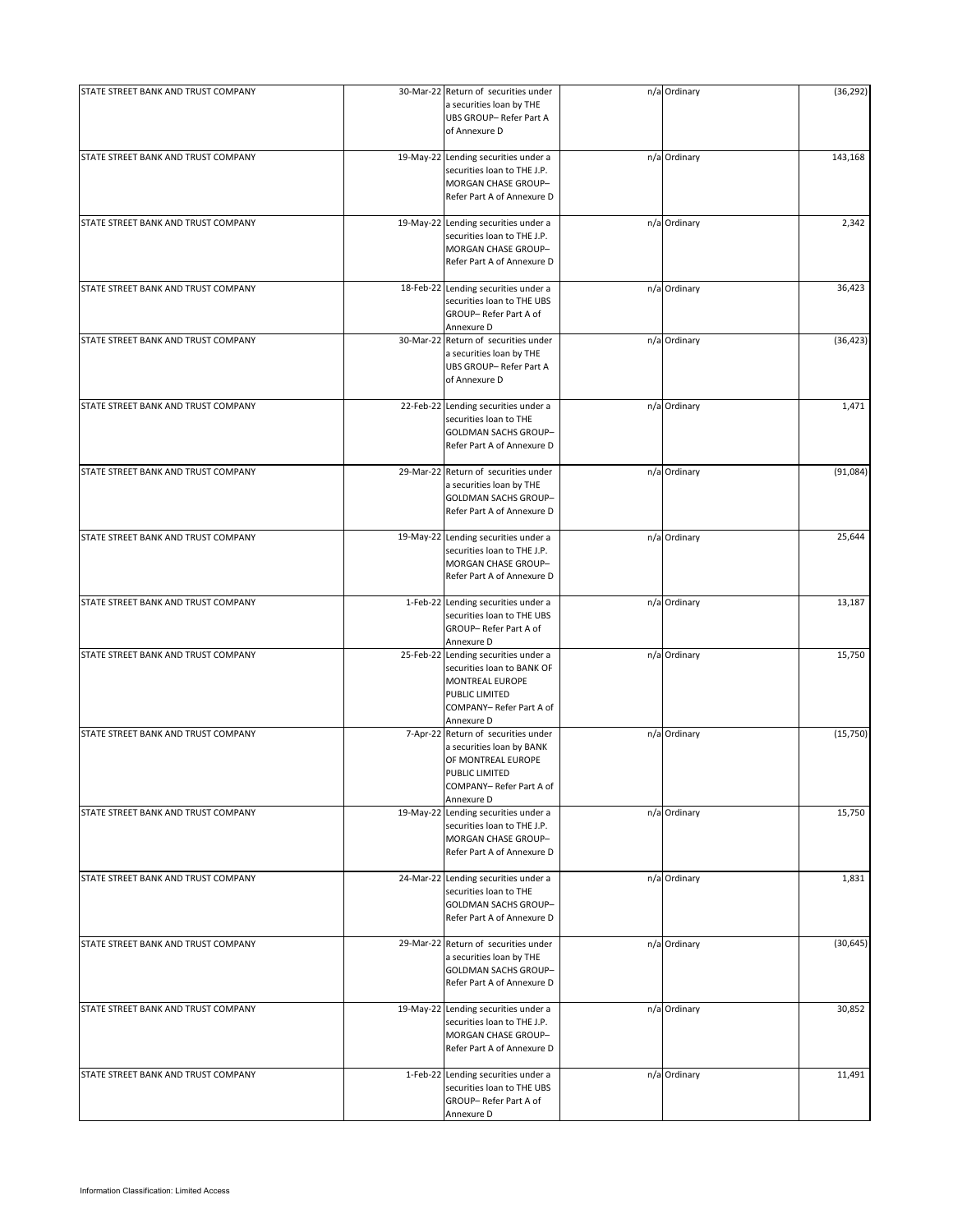| | | | | | |
|---|---|---|---|---|---|
| STATE STREET BANK AND TRUST COMPANY | 30-Mar-22 | Return of securities under a securities loan by THE UBS GROUP– Refer Part A of Annexure D | n/a | Ordinary | (36,292) |
| STATE STREET BANK AND TRUST COMPANY | 19-May-22 | Lending securities under a securities loan to THE J.P. MORGAN CHASE GROUP– Refer Part A of Annexure D | n/a | Ordinary | 143,168 |
| STATE STREET BANK AND TRUST COMPANY | 19-May-22 | Lending securities under a securities loan to THE J.P. MORGAN CHASE GROUP– Refer Part A of Annexure D | n/a | Ordinary | 2,342 |
| STATE STREET BANK AND TRUST COMPANY | 18-Feb-22 | Lending securities under a securities loan to THE UBS GROUP– Refer Part A of Annexure D | n/a | Ordinary | 36,423 |
| STATE STREET BANK AND TRUST COMPANY | 30-Mar-22 | Return of securities under a securities loan by THE UBS GROUP– Refer Part A of Annexure D | n/a | Ordinary | (36,423) |
| STATE STREET BANK AND TRUST COMPANY | 22-Feb-22 | Lending securities under a securities loan to THE GOLDMAN SACHS GROUP– Refer Part A of Annexure D | n/a | Ordinary | 1,471 |
| STATE STREET BANK AND TRUST COMPANY | 29-Mar-22 | Return of securities under a securities loan by THE GOLDMAN SACHS GROUP– Refer Part A of Annexure D | n/a | Ordinary | (91,084) |
| STATE STREET BANK AND TRUST COMPANY | 19-May-22 | Lending securities under a securities loan to THE J.P. MORGAN CHASE GROUP– Refer Part A of Annexure D | n/a | Ordinary | 25,644 |
| STATE STREET BANK AND TRUST COMPANY | 1-Feb-22 | Lending securities under a securities loan to THE UBS GROUP– Refer Part A of Annexure D | n/a | Ordinary | 13,187 |
| STATE STREET BANK AND TRUST COMPANY | 25-Feb-22 | Lending securities under a securities loan to BANK OF MONTREAL EUROPE PUBLIC LIMITED COMPANY– Refer Part A of Annexure D | n/a | Ordinary | 15,750 |
| STATE STREET BANK AND TRUST COMPANY | 7-Apr-22 | Return of securities under a securities loan by BANK OF MONTREAL EUROPE PUBLIC LIMITED COMPANY– Refer Part A of Annexure D | n/a | Ordinary | (15,750) |
| STATE STREET BANK AND TRUST COMPANY | 19-May-22 | Lending securities under a securities loan to THE J.P. MORGAN CHASE GROUP– Refer Part A of Annexure D | n/a | Ordinary | 15,750 |
| STATE STREET BANK AND TRUST COMPANY | 24-Mar-22 | Lending securities under a securities loan to THE GOLDMAN SACHS GROUP– Refer Part A of Annexure D | n/a | Ordinary | 1,831 |
| STATE STREET BANK AND TRUST COMPANY | 29-Mar-22 | Return of securities under a securities loan by THE GOLDMAN SACHS GROUP– Refer Part A of Annexure D | n/a | Ordinary | (30,645) |
| STATE STREET BANK AND TRUST COMPANY | 19-May-22 | Lending securities under a securities loan to THE J.P. MORGAN CHASE GROUP– Refer Part A of Annexure D | n/a | Ordinary | 30,852 |
| STATE STREET BANK AND TRUST COMPANY | 1-Feb-22 | Lending securities under a securities loan to THE UBS GROUP– Refer Part A of Annexure D | n/a | Ordinary | 11,491 |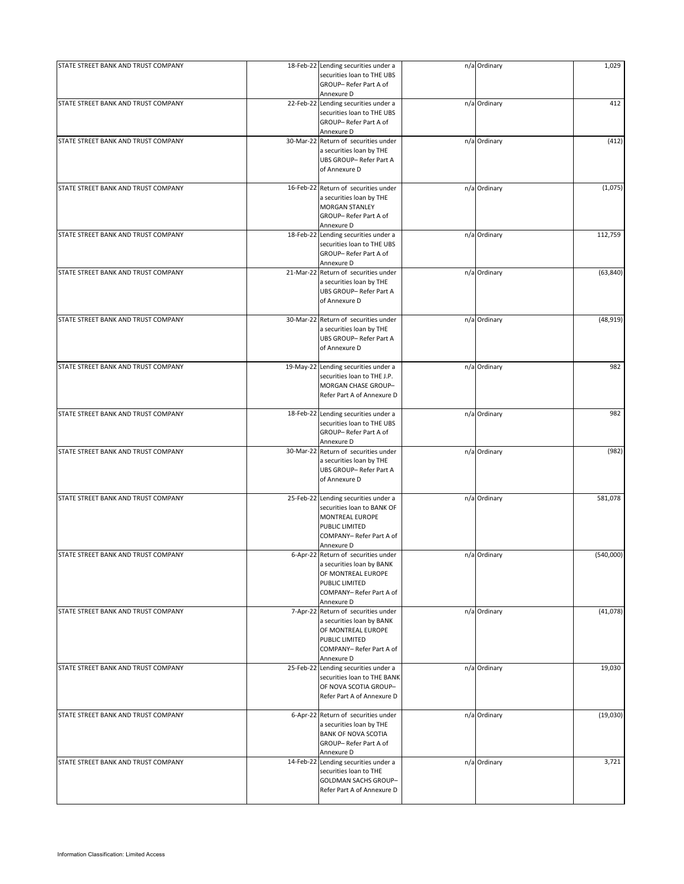| STATE STREET BANK AND TRUST COMPANY | 18-Feb-22 | Lending securities under a securities loan to THE UBS GROUP– Refer Part A of Annexure D | n/a | Ordinary | 1,029 |
|---|---|---|---|---|---|
| STATE STREET BANK AND TRUST COMPANY | 22-Feb-22 | Lending securities under a securities loan to THE UBS GROUP– Refer Part A of Annexure D | n/a | Ordinary | 412 |
| STATE STREET BANK AND TRUST COMPANY | 30-Mar-22 | Return of securities under a securities loan by THE UBS GROUP– Refer Part A of Annexure D | n/a | Ordinary | (412) |
| STATE STREET BANK AND TRUST COMPANY | 16-Feb-22 | Return of securities under a securities loan by THE MORGAN STANLEY GROUP– Refer Part A of Annexure D | n/a | Ordinary | (1,075) |
| STATE STREET BANK AND TRUST COMPANY | 18-Feb-22 | Lending securities under a securities loan to THE UBS GROUP– Refer Part A of Annexure D | n/a | Ordinary | 112,759 |
| STATE STREET BANK AND TRUST COMPANY | 21-Mar-22 | Return of securities under a securities loan by THE UBS GROUP– Refer Part A of Annexure D | n/a | Ordinary | (63,840) |
| STATE STREET BANK AND TRUST COMPANY | 30-Mar-22 | Return of securities under a securities loan by THE UBS GROUP– Refer Part A of Annexure D | n/a | Ordinary | (48,919) |
| STATE STREET BANK AND TRUST COMPANY | 19-May-22 | Lending securities under a securities loan to THE J.P. MORGAN CHASE GROUP– Refer Part A of Annexure D | n/a | Ordinary | 982 |
| STATE STREET BANK AND TRUST COMPANY | 18-Feb-22 | Lending securities under a securities loan to THE UBS GROUP– Refer Part A of Annexure D | n/a | Ordinary | 982 |
| STATE STREET BANK AND TRUST COMPANY | 30-Mar-22 | Return of securities under a securities loan by THE UBS GROUP– Refer Part A of Annexure D | n/a | Ordinary | (982) |
| STATE STREET BANK AND TRUST COMPANY | 25-Feb-22 | Lending securities under a securities loan to BANK OF MONTREAL EUROPE PUBLIC LIMITED COMPANY– Refer Part A of Annexure D | n/a | Ordinary | 581,078 |
| STATE STREET BANK AND TRUST COMPANY | 6-Apr-22 | Return of securities under a securities loan by BANK OF MONTREAL EUROPE PUBLIC LIMITED COMPANY– Refer Part A of Annexure D | n/a | Ordinary | (540,000) |
| STATE STREET BANK AND TRUST COMPANY | 7-Apr-22 | Return of securities under a securities loan by BANK OF MONTREAL EUROPE PUBLIC LIMITED COMPANY– Refer Part A of Annexure D | n/a | Ordinary | (41,078) |
| STATE STREET BANK AND TRUST COMPANY | 25-Feb-22 | Lending securities under a securities loan to THE BANK OF NOVA SCOTIA GROUP– Refer Part A of Annexure D | n/a | Ordinary | 19,030 |
| STATE STREET BANK AND TRUST COMPANY | 6-Apr-22 | Return of securities under a securities loan by THE BANK OF NOVA SCOTIA GROUP– Refer Part A of Annexure D | n/a | Ordinary | (19,030) |
| STATE STREET BANK AND TRUST COMPANY | 14-Feb-22 | Lending securities under a securities loan to THE GOLDMAN SACHS GROUP– Refer Part A of Annexure D | n/a | Ordinary | 3,721 |

Information Classification: Limited Access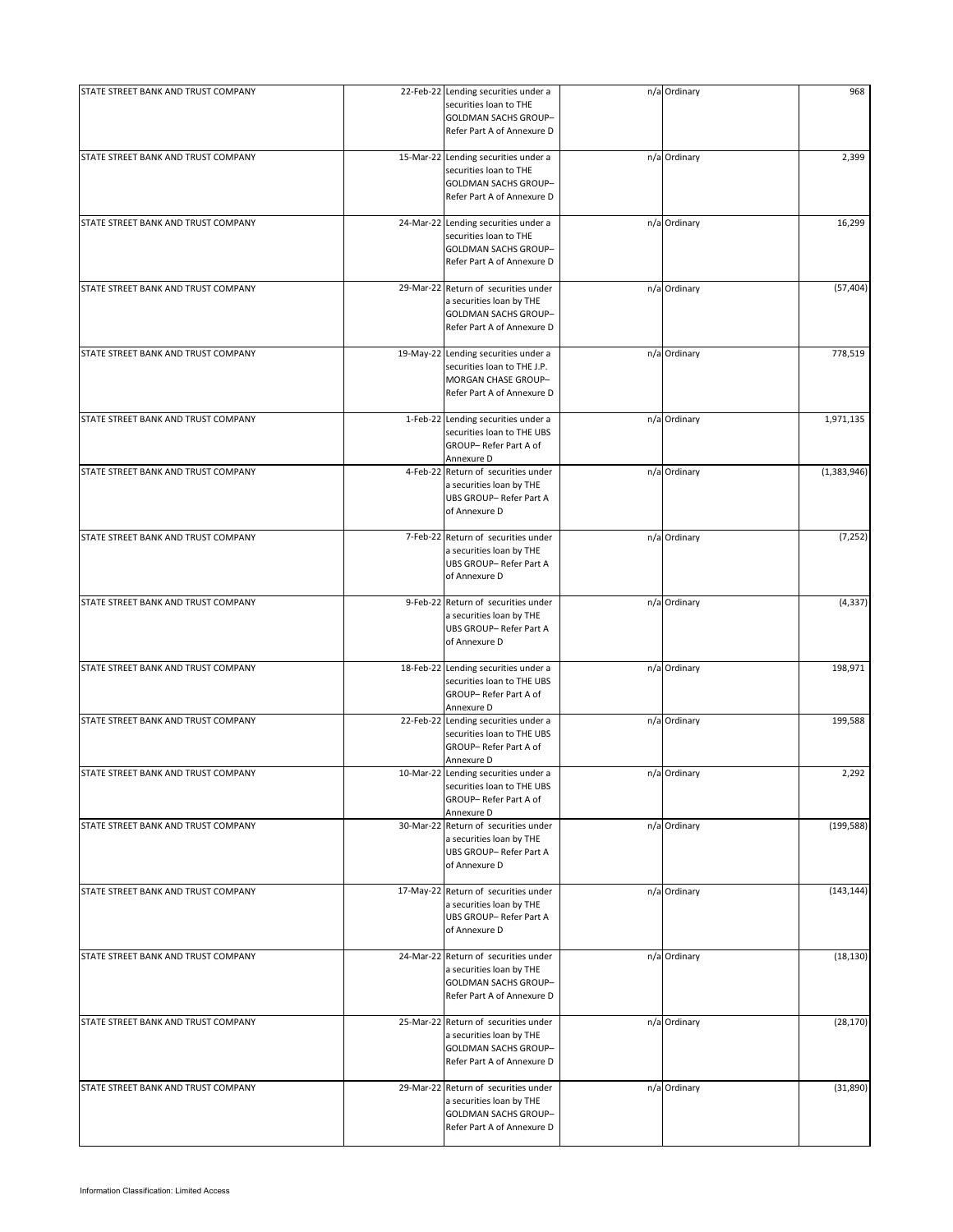| | | | | | |
|---|---|---|---|---|---|
| STATE STREET BANK AND TRUST COMPANY | 22-Feb-22 | Lending securities under a securities loan to THE GOLDMAN SACHS GROUP– Refer Part A of Annexure D | n/a | Ordinary | 968 |
| STATE STREET BANK AND TRUST COMPANY | 15-Mar-22 | Lending securities under a securities loan to THE GOLDMAN SACHS GROUP– Refer Part A of Annexure D | n/a | Ordinary | 2,399 |
| STATE STREET BANK AND TRUST COMPANY | 24-Mar-22 | Lending securities under a securities loan to THE GOLDMAN SACHS GROUP– Refer Part A of Annexure D | n/a | Ordinary | 16,299 |
| STATE STREET BANK AND TRUST COMPANY | 29-Mar-22 | Return of securities under a securities loan by THE GOLDMAN SACHS GROUP– Refer Part A of Annexure D | n/a | Ordinary | (57,404) |
| STATE STREET BANK AND TRUST COMPANY | 19-May-22 | Lending securities under a securities loan to THE J.P. MORGAN CHASE GROUP– Refer Part A of Annexure D | n/a | Ordinary | 778,519 |
| STATE STREET BANK AND TRUST COMPANY | 1-Feb-22 | Lending securities under a securities loan to THE UBS GROUP– Refer Part A of Annexure D | n/a | Ordinary | 1,971,135 |
| STATE STREET BANK AND TRUST COMPANY | 4-Feb-22 | Return of securities under a securities loan by THE UBS GROUP– Refer Part A of Annexure D | n/a | Ordinary | (1,383,946) |
| STATE STREET BANK AND TRUST COMPANY | 7-Feb-22 | Return of securities under a securities loan by THE UBS GROUP– Refer Part A of Annexure D | n/a | Ordinary | (7,252) |
| STATE STREET BANK AND TRUST COMPANY | 9-Feb-22 | Return of securities under a securities loan by THE UBS GROUP– Refer Part A of Annexure D | n/a | Ordinary | (4,337) |
| STATE STREET BANK AND TRUST COMPANY | 18-Feb-22 | Lending securities under a securities loan to THE UBS GROUP– Refer Part A of Annexure D | n/a | Ordinary | 198,971 |
| STATE STREET BANK AND TRUST COMPANY | 22-Feb-22 | Lending securities under a securities loan to THE UBS GROUP– Refer Part A of Annexure D | n/a | Ordinary | 199,588 |
| STATE STREET BANK AND TRUST COMPANY | 10-Mar-22 | Lending securities under a securities loan to THE UBS GROUP– Refer Part A of Annexure D | n/a | Ordinary | 2,292 |
| STATE STREET BANK AND TRUST COMPANY | 30-Mar-22 | Return of securities under a securities loan by THE UBS GROUP– Refer Part A of Annexure D | n/a | Ordinary | (199,588) |
| STATE STREET BANK AND TRUST COMPANY | 17-May-22 | Return of securities under a securities loan by THE UBS GROUP– Refer Part A of Annexure D | n/a | Ordinary | (143,144) |
| STATE STREET BANK AND TRUST COMPANY | 24-Mar-22 | Return of securities under a securities loan by THE GOLDMAN SACHS GROUP– Refer Part A of Annexure D | n/a | Ordinary | (18,130) |
| STATE STREET BANK AND TRUST COMPANY | 25-Mar-22 | Return of securities under a securities loan by THE GOLDMAN SACHS GROUP– Refer Part A of Annexure D | n/a | Ordinary | (28,170) |
| STATE STREET BANK AND TRUST COMPANY | 29-Mar-22 | Return of securities under a securities loan by THE GOLDMAN SACHS GROUP– Refer Part A of Annexure D | n/a | Ordinary | (31,890) |

Information Classification: Limited Access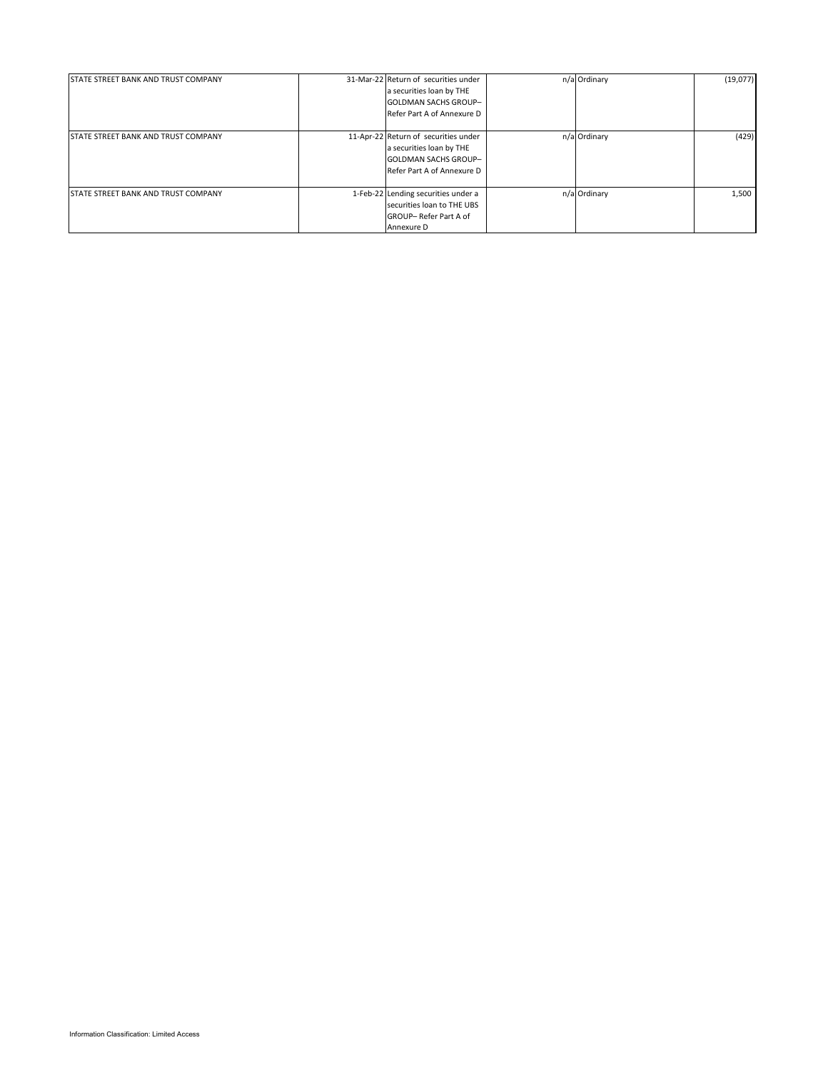| | | | | | |
|---|---|---|---|---|---|
| STATE STREET BANK AND TRUST COMPANY | 31-Mar-22 | Return of securities under a securities loan by THE GOLDMAN SACHS GROUP– Refer Part A of Annexure D | n/a | Ordinary | (19,077) |
| STATE STREET BANK AND TRUST COMPANY | 11-Apr-22 | Return of securities under a securities loan by THE GOLDMAN SACHS GROUP– Refer Part A of Annexure D | n/a | Ordinary | (429) |
| STATE STREET BANK AND TRUST COMPANY | 1-Feb-22 | Lending securities under a securities loan to THE UBS GROUP– Refer Part A of Annexure D | n/a | Ordinary | 1,500 |

Information Classification: Limited Access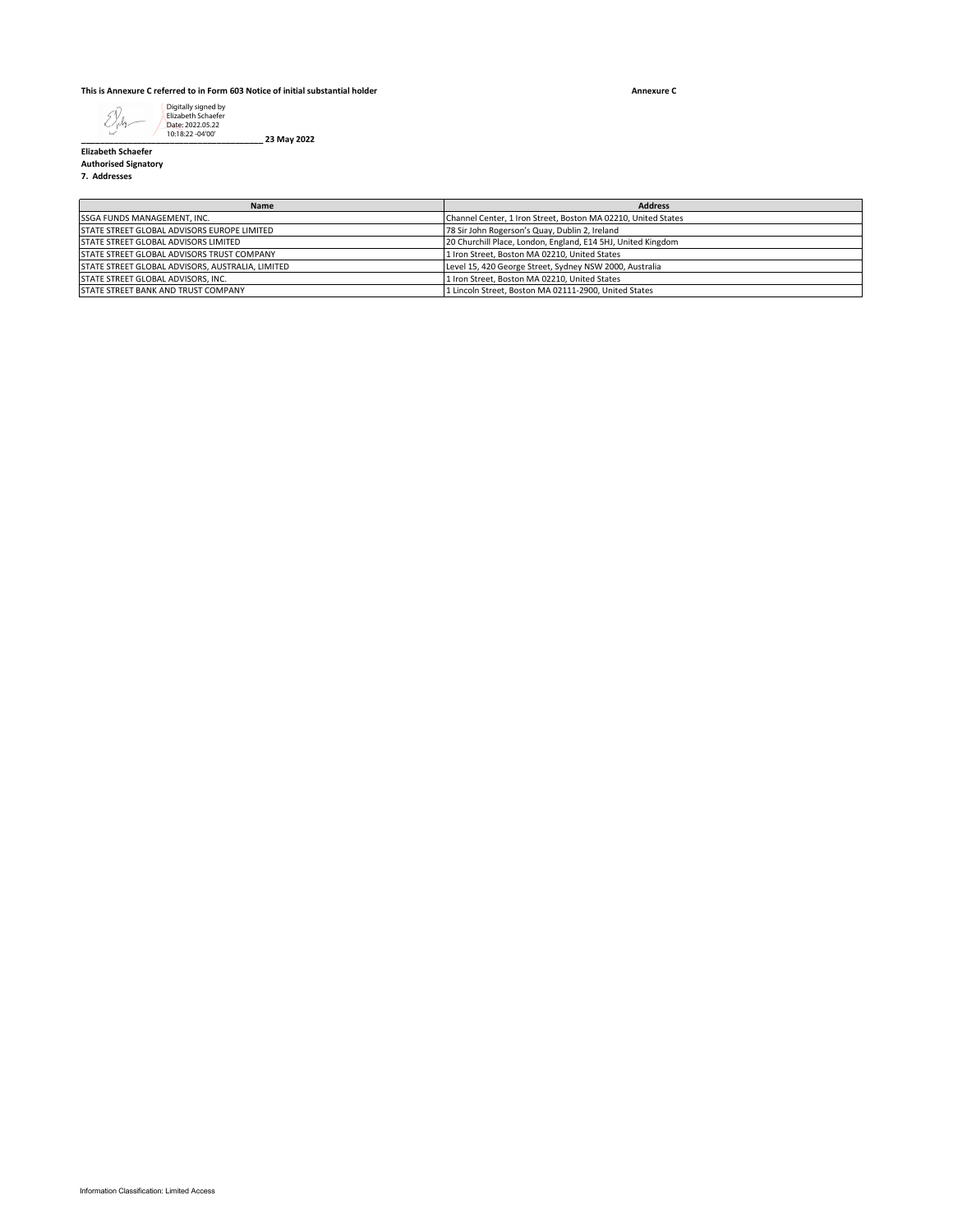**This is Annexure C referred to in Form 603 Notice of initial substantial holder**

**Annexure C**

Digitally signed by Elizabeth Schaefer
Date: 2022.05.22 10:18:22 -04'00'

_________________________________ **23 May 2022**

**Elizabeth Schaefer**
**Authorised Signatory**

**7. Addresses**

| Name | Address |
|---|---|
| SSGA FUNDS MANAGEMENT, INC. | Channel Center, 1 Iron Street, Boston MA 02210, United States |
| STATE STREET GLOBAL ADVISORS EUROPE LIMITED | 78 Sir John Rogerson's Quay, Dublin 2, Ireland |
| STATE STREET GLOBAL ADVISORS LIMITED | 20 Churchill Place, London, England, E14 5HJ, United Kingdom |
| STATE STREET GLOBAL ADVISORS TRUST COMPANY | 1 Iron Street, Boston MA 02210, United States |
| STATE STREET GLOBAL ADVISORS, AUSTRALIA, LIMITED | Level 15, 420 George Street, Sydney NSW 2000, Australia |
| STATE STREET GLOBAL ADVISORS, INC. | 1 Iron Street, Boston MA 02210, United States |
| STATE STREET BANK AND TRUST COMPANY | 1 Lincoln Street, Boston MA 02111-2900, United States |

Information Classification: Limited Access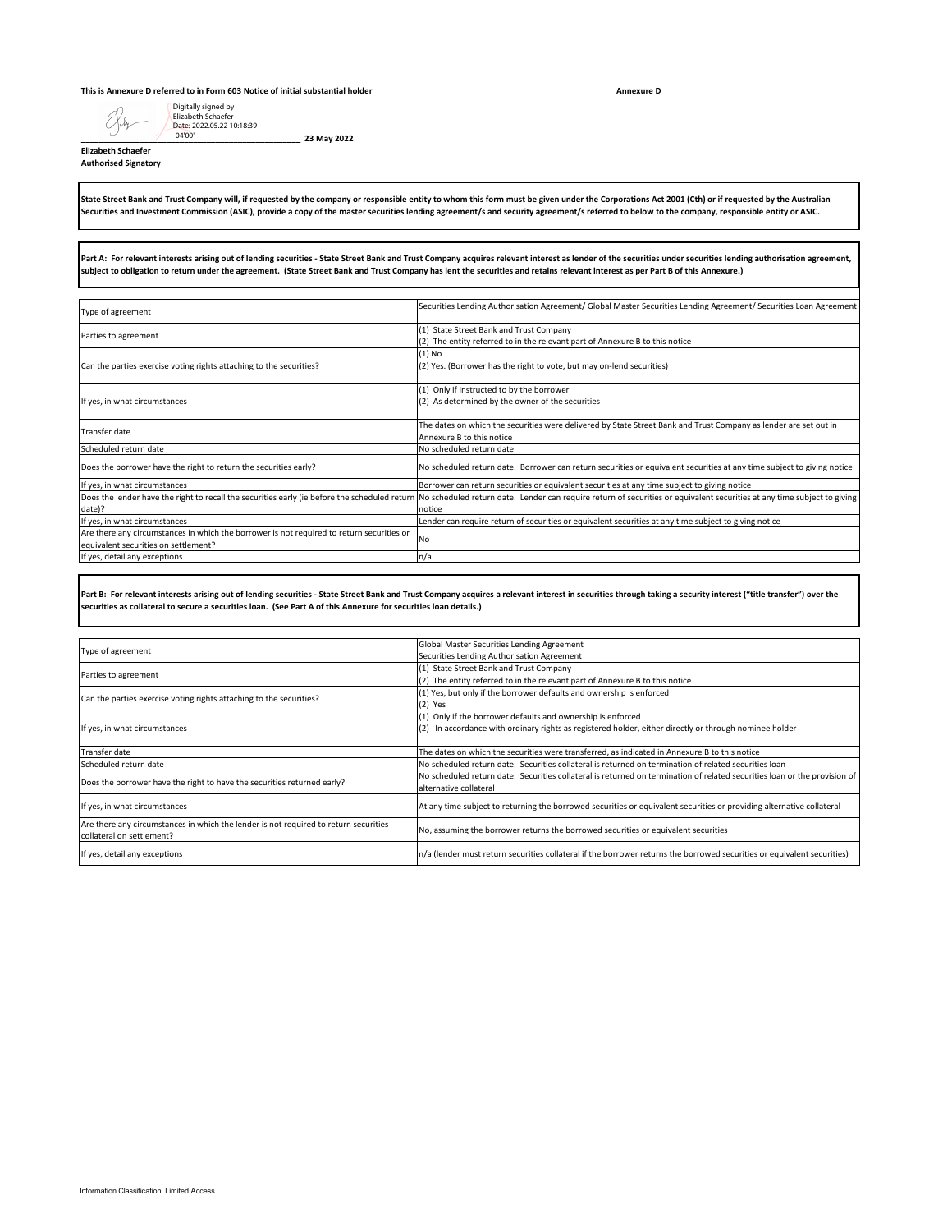**This is Annexure D referred to in Form 603 Notice of initial substantial holder** **Annexure D**

Digitally signed by Elizabeth Schaefer
Date: 2022.05.22 10:18:39 -04'00'

**23 May 2022**

**Elizabeth Schaefer**
**Authorised Signatory**

**State Street Bank and Trust Company will, if requested by the company or responsible entity to whom this form must be given under the Corporations Act 2001 (Cth) or if requested by the Australian Securities and Investment Commission (ASIC), provide a copy of the master securities lending agreement/s and security agreement/s referred to below to the company, responsible entity or ASIC.**

**Part A: For relevant interests arising out of lending securities - State Street Bank and Trust Company acquires relevant interest as lender of the securities under securities lending authorisation agreement, subject to obligation to return under the agreement. (State Street Bank and Trust Company has lent the securities and retains relevant interest as per Part B of this Annexure.)**

| Type of agreement | Securities Lending Authorisation Agreement/ Global Master Securities Lending Agreement/ Securities Loan Agreement |
|---|---|
| Parties to agreement | (1) State Street Bank and Trust Company<br>(2) The entity referred to in the relevant part of Annexure B to this notice |
| Can the parties exercise voting rights attaching to the securities? | (1) No<br>(2) Yes. (Borrower has the right to vote, but may on-lend securities) |
| If yes, in what circumstances | (1) Only if instructed to by the borrower<br>(2) As determined by the owner of the securities |
| Transfer date | The dates on which the securities were delivered by State Street Bank and Trust Company as lender are set out in Annexure B to this notice |
| Scheduled return date | No scheduled return date |
| Does the borrower have the right to return the securities early? | No scheduled return date. Borrower can return securities or equivalent securities at any time subject to giving notice |
| If yes, in what circumstances | Borrower can return securities or equivalent securities at any time subject to giving notice |
| Does the lender have the right to recall the securities early (ie before the scheduled return date)? | No scheduled return date. Lender can require return of securities or equivalent securities at any time subject to giving notice |
| If yes, in what circumstances | Lender can require return of securities or equivalent securities at any time subject to giving notice |
| Are there any circumstances in which the borrower is not required to return securities or equivalent securities on settlement? | No |
| If yes, detail any exceptions | n/a |

**Part B: For relevant interests arising out of lending securities - State Street Bank and Trust Company acquires a relevant interest in securities through taking a security interest ("title transfer") over the securities as collateral to secure a securities loan. (See Part A of this Annexure for securities loan details.)**

| Type of agreement | Global Master Securities Lending Agreement<br>Securities Lending Authorisation Agreement |
|---|---|
| Parties to agreement | (1) State Street Bank and Trust Company<br>(2) The entity referred to in the relevant part of Annexure B to this notice |
| Can the parties exercise voting rights attaching to the securities? | (1) Yes, but only if the borrower defaults and ownership is enforced<br>(2) Yes |
| If yes, in what circumstances | (1) Only if the borrower defaults and ownership is enforced<br>(2) In accordance with ordinary rights as registered holder, either directly or through nominee holder |
| Transfer date | The dates on which the securities were transferred, as indicated in Annexure B to this notice |
| Scheduled return date | No scheduled return date. Securities collateral is returned on termination of related securities loan |
| Does the borrower have the right to have the securities returned early? | No scheduled return date. Securities collateral is returned on termination of related securities loan or the provision of alternative collateral |
| If yes, in what circumstances | At any time subject to returning the borrowed securities or equivalent securities or providing alternative collateral |
| Are there any circumstances in which the lender is not required to return securities collateral on settlement? | No, assuming the borrower returns the borrowed securities or equivalent securities |
| If yes, detail any exceptions | n/a (lender must return securities collateral if the borrower returns the borrowed securities or equivalent securities) |

Information Classification: Limited Access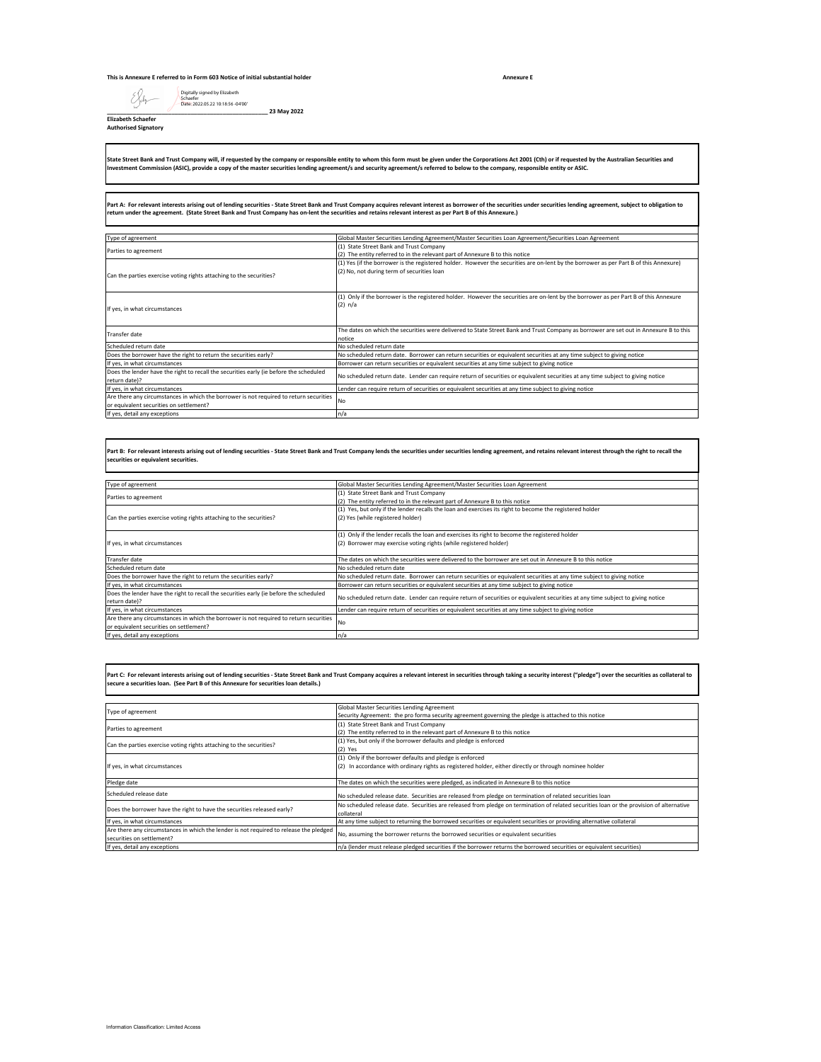**This is Annexure E referred to in Form 603 Notice of initial substantial holder**

**Annexure E**

Digitally signed by Elizabeth Schaefer
Date: 2022.05.22 10:18:56 -04'00'

**23 May 2022**

**Elizabeth Schaefer**
**Authorised Signatory**

**State Street Bank and Trust Company will, if requested by the company or responsible entity to whom this form must be given under the Corporations Act 2001 (Cth) or if requested by the Australian Securities and Investment Commission (ASIC), provide a copy of the master securities lending agreement/s and security agreement/s referred to below to the company, responsible entity or ASIC.**

**Part A: For relevant interests arising out of lending securities - State Street Bank and Trust Company acquires relevant interest as borrower of the securities under securities lending agreement, subject to obligation to return under the agreement. (State Street Bank and Trust Company has on-lent the securities and retains relevant interest as per Part B of this Annexure.)**

| | |
|---|---|
| Type of agreement | Global Master Securities Lending Agreement/Master Securities Loan Agreement/Securities Loan Agreement |
| Parties to agreement | (1) State Street Bank and Trust Company<br>(2) The entity referred to in the relevant part of Annexure B to this notice |
| Can the parties exercise voting rights attaching to the securities? | (1) Yes (if the borrower is the registered holder. However the securities are on-lent by the borrower as per Part B of this Annexure)<br>(2) No, not during term of securities loan |
| If yes, in what circumstances | (1) Only if the borrower is the registered holder. However the securities are on-lent by the borrower as per Part B of this Annexure<br>(2) n/a |
| Transfer date | The dates on which the securities were delivered to State Street Bank and Trust Company as borrower are set out in Annexure B to this notice |
| Scheduled return date | No scheduled return date |
| Does the borrower have the right to return the securities early? | No scheduled return date. Borrower can return securities or equivalent securities at any time subject to giving notice |
| If yes, in what circumstances | Borrower can return securities or equivalent securities at any time subject to giving notice |
| Does the lender have the right to recall the securities early (ie before the scheduled return date)? | No scheduled return date. Lender can require return of securities or equivalent securities at any time subject to giving notice |
| If yes, in what circumstances | Lender can require return of securities or equivalent securities at any time subject to giving notice |
| Are there any circumstances in which the borrower is not required to return securities or equivalent securities on settlement? | No |
| If yes, detail any exceptions | n/a |

**Part B: For relevant interests arising out of lending securities - State Street Bank and Trust Company lends the securities under securities lending agreement, and retains relevant interest through the right to recall the securities or equivalent securities.**

| | |
|---|---|
| Type of agreement | Global Master Securities Lending Agreement/Master Securities Loan Agreement |
| Parties to agreement | (1) State Street Bank and Trust Company<br>(2) The entity referred to in the relevant part of Annexure B to this notice |
| Can the parties exercise voting rights attaching to the securities? | (1) Yes, but only if the lender recalls the loan and exercises its right to become the registered holder<br>(2) Yes (while registered holder) |
| If yes, in what circumstances | (1) Only if the lender recalls the loan and exercises its right to become the registered holder<br>(2) Borrower may exercise voting rights (while registered holder) |
| Transfer date | The dates on which the securities were delivered to the borrower are set out in Annexure B to this notice |
| Scheduled return date | No scheduled return date |
| Does the borrower have the right to return the securities early? | No scheduled return date. Borrower can return securities or equivalent securities at any time subject to giving notice |
| If yes, in what circumstances | Borrower can return securities or equivalent securities at any time subject to giving notice |
| Does the lender have the right to recall the securities early (ie before the scheduled return date)? | No scheduled return date. Lender can require return of securities or equivalent securities at any time subject to giving notice |
| If yes, in what circumstances | Lender can require return of securities or equivalent securities at any time subject to giving notice |
| Are there any circumstances in which the borrower is not required to return securities or equivalent securities on settlement? | No |
| If yes, detail any exceptions | n/a |

**Part C: For relevant interests arising out of lending securities - State Street Bank and Trust Company acquires a relevant interest in securities through taking a security interest ("pledge") over the securities as collateral to secure a securities loan. (See Part B of this Annexure for securities loan details.)**

| | |
|---|---|
| Type of agreement | Global Master Securities Lending Agreement<br>Security Agreement: the pro forma security agreement governing the pledge is attached to this notice |
| Parties to agreement | (1) State Street Bank and Trust Company<br>(2) The entity referred to in the relevant part of Annexure B to this notice |
| Can the parties exercise voting rights attaching to the securities? | (1) Yes, but only if the borrower defaults and pledge is enforced<br>(2) Yes |
| If yes, in what circumstances | (1) Only if the borrower defaults and pledge is enforced<br>(2) In accordance with ordinary rights as registered holder, either directly or through nominee holder |
| Pledge date | The dates on which the securities were pledged, as indicated in Annexure B to this notice |
| Scheduled release date | No scheduled release date. Securities are released from pledge on termination of related securities loan |
| Does the borrower have the right to have the securities released early? | No scheduled release date. Securities are released from pledge on termination of related securities loan or the provision of alternative collateral |
| If yes, in what circumstances | At any time subject to returning the borrowed securities or equivalent securities or providing alternative collateral |
| Are there any circumstances in which the lender is not required to release the pledged securities on settlement? | No, assuming the borrower returns the borrowed securities or equivalent securities |
| If yes, detail any exceptions | n/a (lender must release pledged securities if the borrower returns the borrowed securities or equivalent securities) |

Information Classification: Limited Access